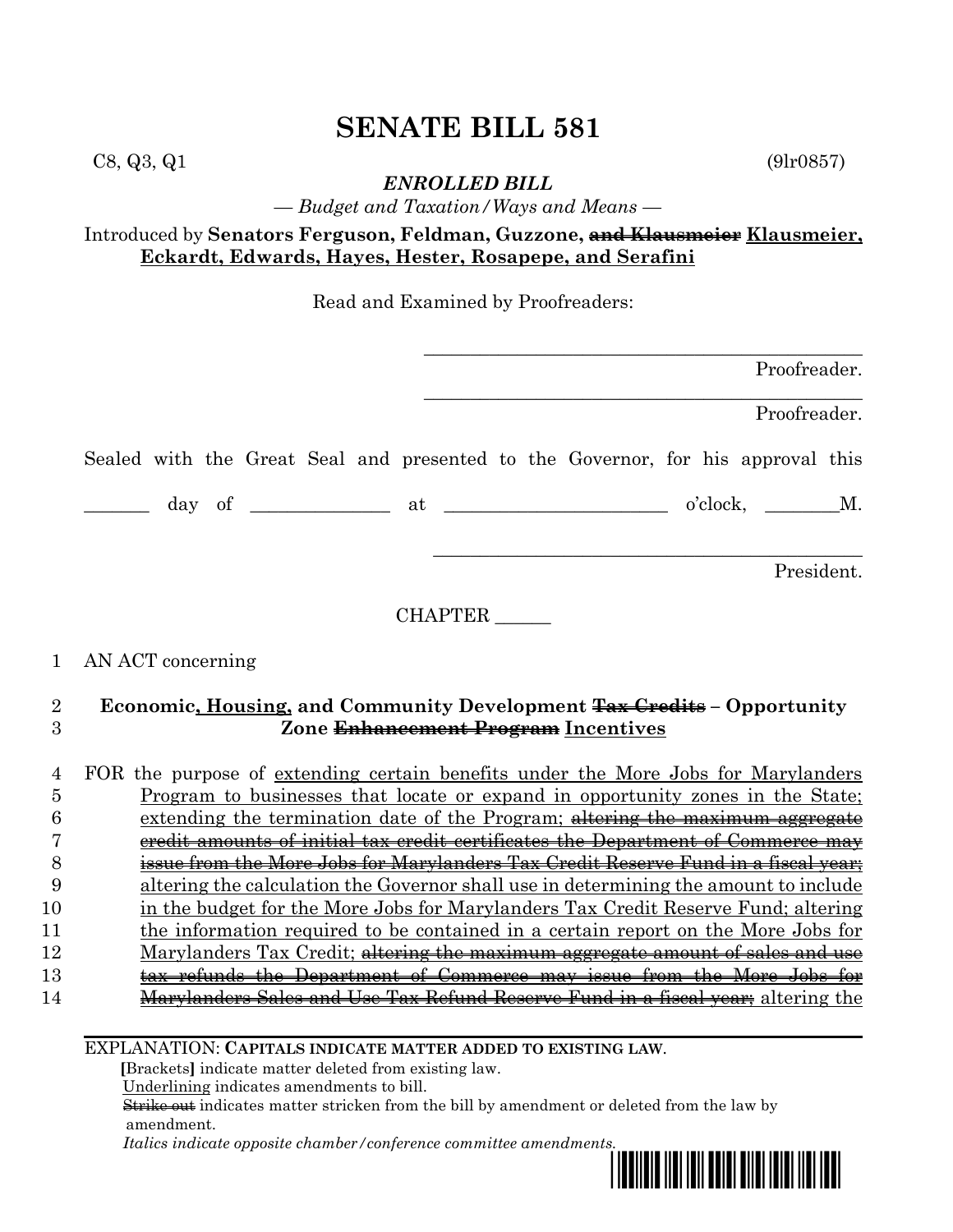# SENATE BILL 581

C8, Q3, Q1 (9lr0857)

***ENROLLED BILL***

*— Budget and Taxation/Ways and Means —*

Introduced by **Senators Ferguson, Feldman, Guzzone, ~~and Klausmeier~~ <u>Klausmeier, Eckardt, Edwards, Hayes, Hester, Rosapepe, and Serafini</u>**

Read and Examined by Proofreaders:

_______________________________________________ Proofreader.

_______________________________________________ Proofreader.

Sealed with the Great Seal and presented to the Governor, for his approval this

_______ day of _______________ at ________________________ o'clock, ________M.

_______________________________________________ President.

CHAPTER ______

1 AN ACT concerning

2 **Economic<u>, Housing,</u> and Community Development ~~Tax Credits~~ – Opportunity**
3 **Zone ~~Enhancement Program~~ <u>Incentives</u>**

4 FOR the purpose of <u>extending certain benefits under the More Jobs for Marylanders</u>
5 <u>Program to businesses that locate or expand in opportunity zones in the State;</u>
6 <u>extending the termination date of the Program;</u> ~~altering the maximum aggregate~~
7 ~~credit amounts of initial tax credit certificates the Department of Commerce may~~
8 ~~issue from the More Jobs for Marylanders Tax Credit Reserve Fund in a fiscal year;~~
9 <u>altering the calculation the Governor shall use in determining the amount to include</u>
10 <u>in the budget for the More Jobs for Marylanders Tax Credit Reserve Fund; altering</u>
11 <u>the information required to be contained in a certain report on the More Jobs for</u>
12 <u>Marylanders Tax Credit;</u> ~~altering the maximum aggregate amount of sales and use~~
13 ~~tax refunds the Department of Commerce may issue from the More Jobs for~~
14 ~~Marylanders Sales and Use Tax Refund Reserve Fund in a fiscal year;~~ altering the

EXPLANATION: **CAPITALS INDICATE MATTER ADDED TO EXISTING LAW.**

**[**Brackets**]** indicate matter deleted from existing law.

<u>Underlining</u> indicates amendments to bill.

~~Strike out~~ indicates matter stricken from the bill by amendment or deleted from the law by amendment.

*Italics indicate opposite chamber/conference committee amendments.*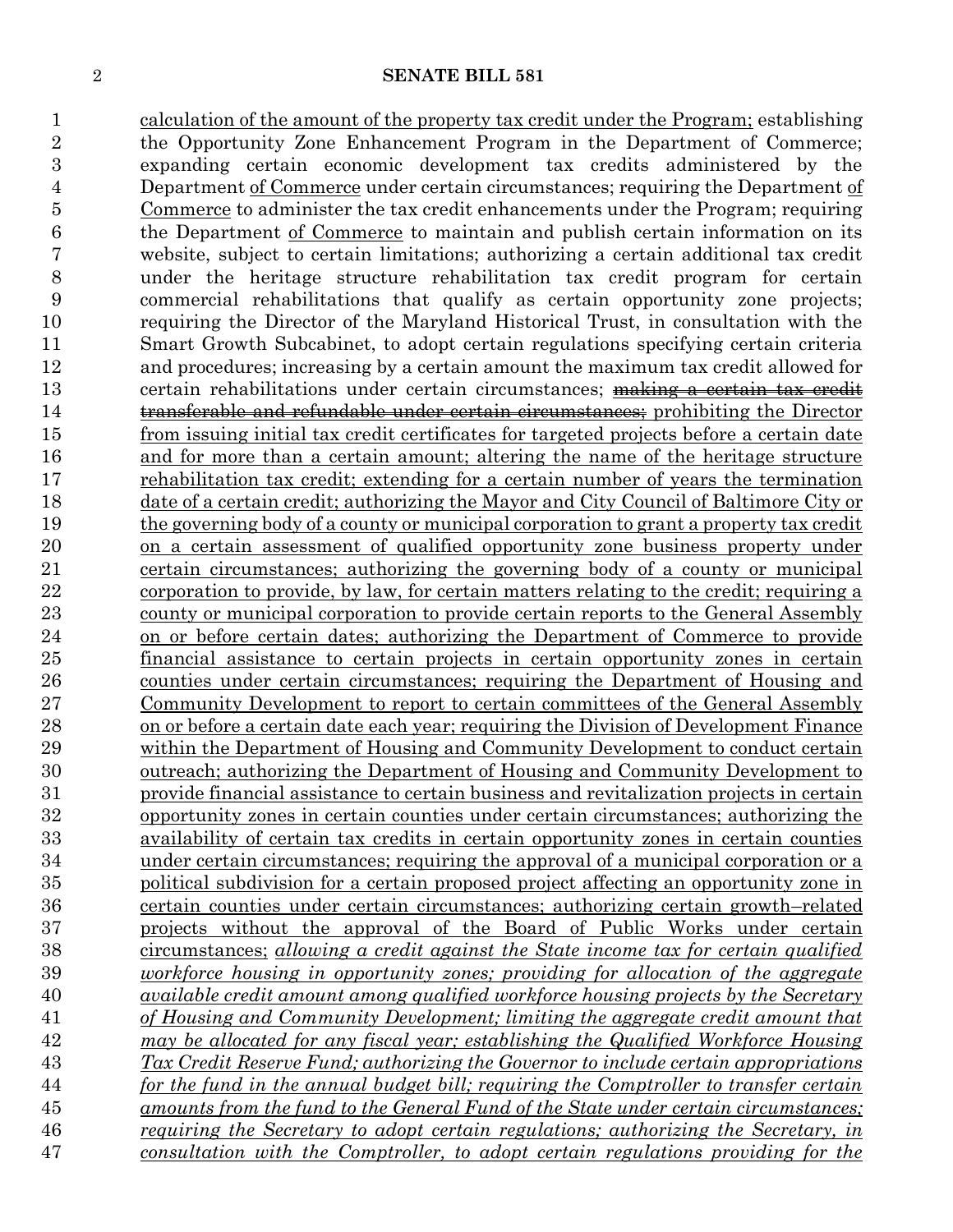calculation of the amount of the property tax credit under the Program; establishing the Opportunity Zone Enhancement Program in the Department of Commerce; expanding certain economic development tax credits administered by the Department of Commerce under certain circumstances; requiring the Department of Commerce to administer the tax credit enhancements under the Program; requiring the Department of Commerce to maintain and publish certain information on its website, subject to certain limitations; authorizing a certain additional tax credit under the heritage structure rehabilitation tax credit program for certain commercial rehabilitations that qualify as certain opportunity zone projects; requiring the Director of the Maryland Historical Trust, in consultation with the Smart Growth Subcabinet, to adopt certain regulations specifying certain criteria and procedures; increasing by a certain amount the maximum tax credit allowed for certain rehabilitations under certain circumstances; ~~making a certain tax credit transferable and refundable under certain circumstances;~~ prohibiting the Director from issuing initial tax credit certificates for targeted projects before a certain date and for more than a certain amount; altering the name of the heritage structure rehabilitation tax credit; extending for a certain number of years the termination date of a certain credit; authorizing the Mayor and City Council of Baltimore City or the governing body of a county or municipal corporation to grant a property tax credit on a certain assessment of qualified opportunity zone business property under certain circumstances; authorizing the governing body of a county or municipal corporation to provide, by law, for certain matters relating to the credit; requiring a county or municipal corporation to provide certain reports to the General Assembly on or before certain dates; authorizing the Department of Commerce to provide financial assistance to certain projects in certain opportunity zones in certain counties under certain circumstances; requiring the Department of Housing and Community Development to report to certain committees of the General Assembly on or before a certain date each year; requiring the Division of Development Finance within the Department of Housing and Community Development to conduct certain outreach; authorizing the Department of Housing and Community Development to provide financial assistance to certain business and revitalization projects in certain opportunity zones in certain counties under certain circumstances; authorizing the availability of certain tax credits in certain opportunity zones in certain counties under certain circumstances; requiring the approval of a municipal corporation or a political subdivision for a certain proposed project affecting an opportunity zone in certain counties under certain circumstances; authorizing certain growth–related projects without the approval of the Board of Public Works under certain circumstances; *allowing a credit against the State income tax for certain qualified workforce housing in opportunity zones; providing for allocation of the aggregate available credit amount among qualified workforce housing projects by the Secretary of Housing and Community Development; limiting the aggregate credit amount that may be allocated for any fiscal year; establishing the Qualified Workforce Housing Tax Credit Reserve Fund; authorizing the Governor to include certain appropriations for the fund in the annual budget bill; requiring the Comptroller to transfer certain amounts from the fund to the General Fund of the State under certain circumstances; requiring the Secretary to adopt certain regulations; authorizing the Secretary, in consultation with the Comptroller, to adopt certain regulations providing for the*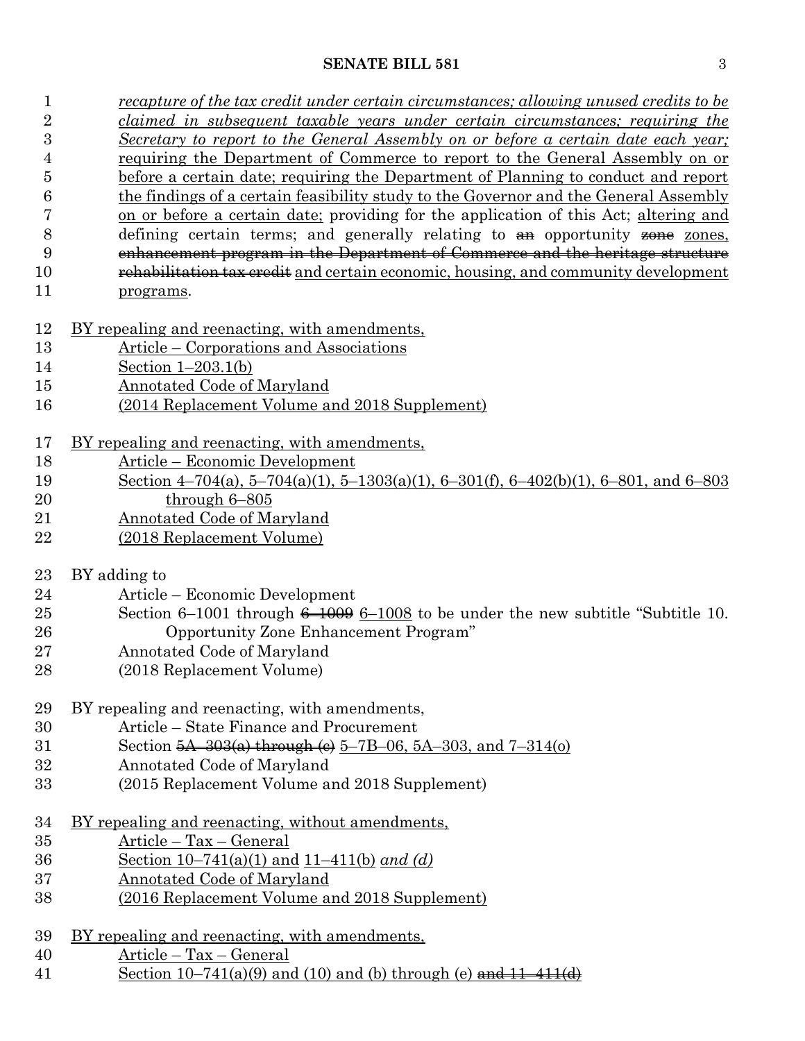recapture of the tax credit under certain circumstances; allowing unused credits to be claimed in subsequent taxable years under certain circumstances; requiring the Secretary to report to the General Assembly on or before a certain date each year; requiring the Department of Commerce to report to the General Assembly on or before a certain date; requiring the Department of Planning to conduct and report the findings of a certain feasibility study to the Governor and the General Assembly on or before a certain date; providing for the application of this Act; altering and defining certain terms; and generally relating to ~~an~~ opportunity ~~zone~~ zones, ~~enhancement program in the Department of Commerce and the heritage structure rehabilitation tax credit~~ and certain economic, housing, and community development programs.

BY repealing and reenacting, with amendments,
Article – Corporations and Associations
Section 1–203.1(b)
Annotated Code of Maryland
(2014 Replacement Volume and 2018 Supplement)

BY repealing and reenacting, with amendments,
Article – Economic Development
Section 4–704(a), 5–704(a)(1), 5–1303(a)(1), 6–301(f), 6–402(b)(1), 6–801, and 6–803 through 6–805
Annotated Code of Maryland
(2018 Replacement Volume)

BY adding to
Article – Economic Development
Section 6–1001 through ~~6–1009~~ 6–1008 to be under the new subtitle "Subtitle 10. Opportunity Zone Enhancement Program"
Annotated Code of Maryland
(2018 Replacement Volume)

BY repealing and reenacting, with amendments,
Article – State Finance and Procurement
Section ~~5A–303(a) through (c)~~ 5–7B–06, 5A–303, and 7–314(o)
Annotated Code of Maryland
(2015 Replacement Volume and 2018 Supplement)

BY repealing and reenacting, without amendments,
Article – Tax – General
Section 10–741(a)(1) and 11–411(b) *and (d)*
Annotated Code of Maryland
(2016 Replacement Volume and 2018 Supplement)

BY repealing and reenacting, with amendments,
Article – Tax – General
Section 10–741(a)(9) and (10) and (b) through (e) ~~and 11–411(d)~~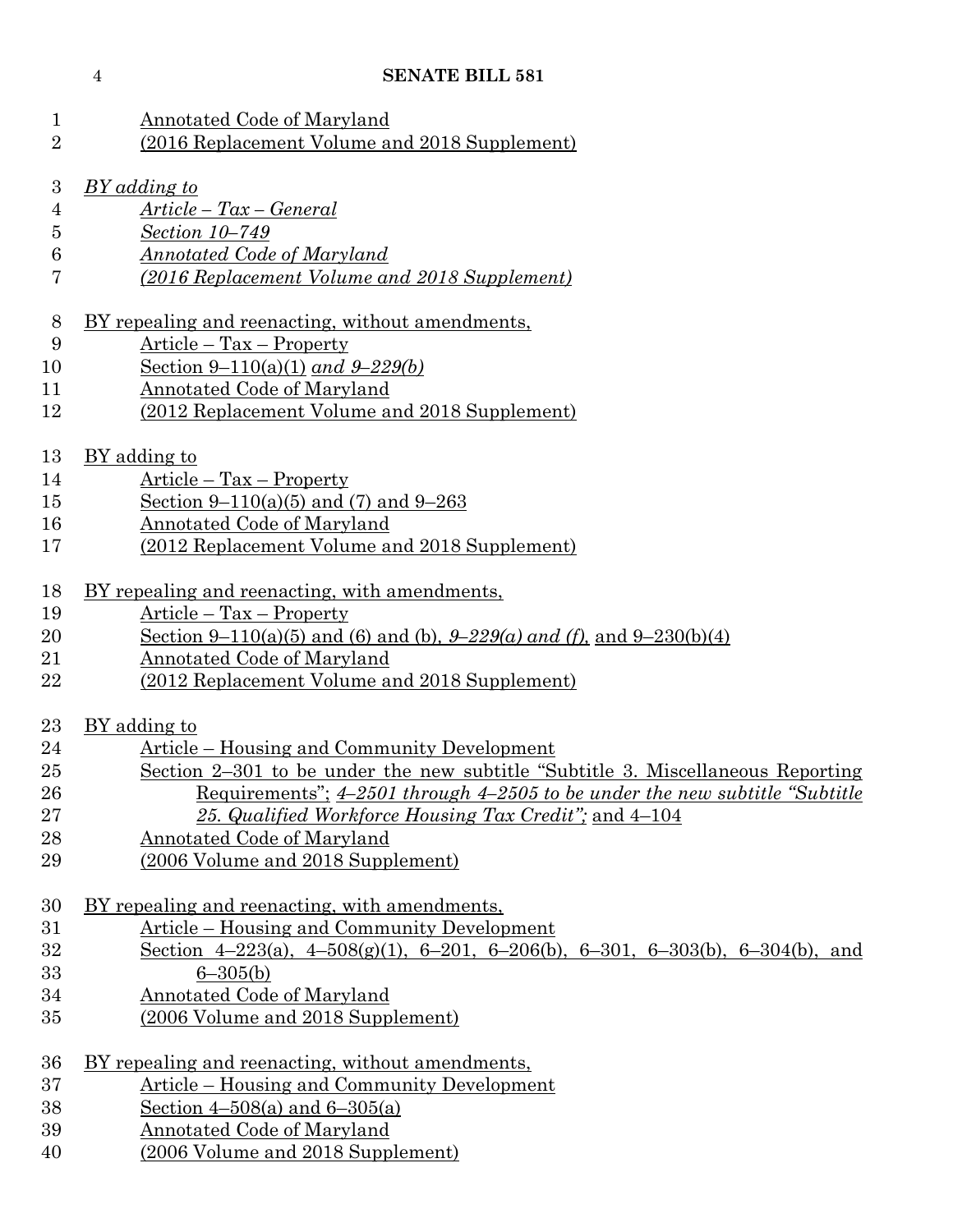Annotated Code of Maryland
(2016 Replacement Volume and 2018 Supplement)

*BY adding to*
*Article – Tax – General*
*Section 10–749*
*Annotated Code of Maryland*
*(2016 Replacement Volume and 2018 Supplement)*

BY repealing and reenacting, without amendments,
Article – Tax – Property
Section 9–110(a)(1) *and 9–229(b)*
Annotated Code of Maryland
(2012 Replacement Volume and 2018 Supplement)

BY adding to
Article – Tax – Property
Section 9–110(a)(5) and (7) and 9–263
Annotated Code of Maryland
(2012 Replacement Volume and 2018 Supplement)

BY repealing and reenacting, with amendments,
Article – Tax – Property
Section 9–110(a)(5) and (6) and (b), *9–229(a) and (f),* and 9–230(b)(4)
Annotated Code of Maryland
(2012 Replacement Volume and 2018 Supplement)

BY adding to
Article – Housing and Community Development
Section 2–301 to be under the new subtitle "Subtitle 3. Miscellaneous Reporting Requirements"; *4–2501 through 4–2505 to be under the new subtitle "Subtitle 25. Qualified Workforce Housing Tax Credit";* and 4–104
Annotated Code of Maryland
(2006 Volume and 2018 Supplement)

BY repealing and reenacting, with amendments,
Article – Housing and Community Development
Section 4–223(a), 4–508(g)(1), 6–201, 6–206(b), 6–301, 6–303(b), 6–304(b), and 6–305(b)
Annotated Code of Maryland
(2006 Volume and 2018 Supplement)

BY repealing and reenacting, without amendments,
Article – Housing and Community Development
Section 4–508(a) and 6–305(a)
Annotated Code of Maryland
(2006 Volume and 2018 Supplement)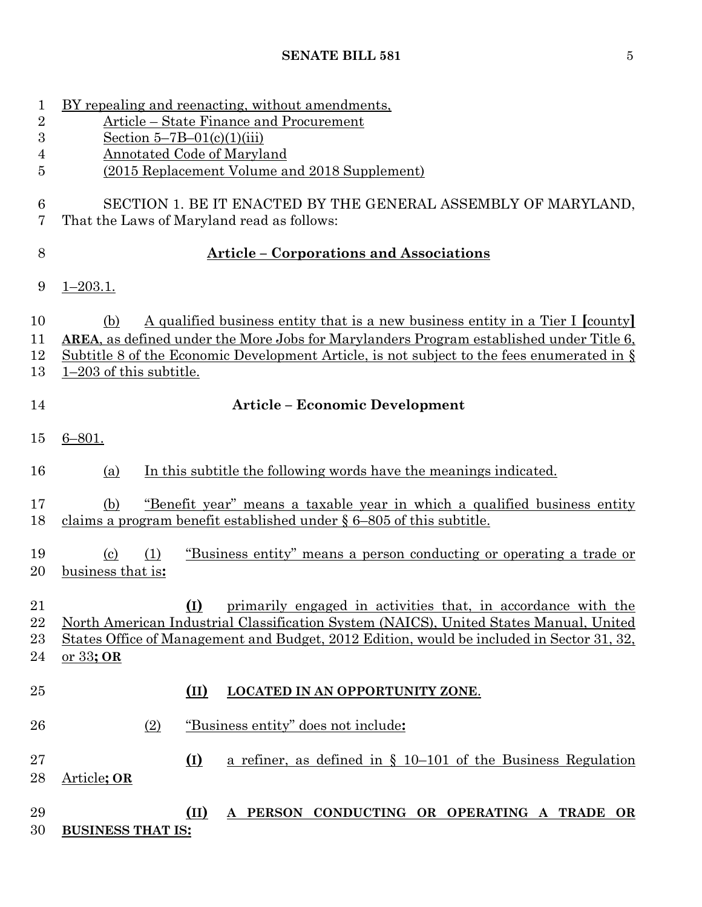BY repealing and reenacting, without amendments,
Article – State Finance and Procurement
Section 5–7B–01(c)(1)(iii)
Annotated Code of Maryland
(2015 Replacement Volume and 2018 Supplement)

SECTION 1. BE IT ENACTED BY THE GENERAL ASSEMBLY OF MARYLAND, That the Laws of Maryland read as follows:

**Article – Corporations and Associations**

1–203.1.

(b) A qualified business entity that is a new business entity in a Tier I [county] **AREA**, as defined under the More Jobs for Marylanders Program established under Title 6, Subtitle 8 of the Economic Development Article, is not subject to the fees enumerated in § 1–203 of this subtitle.

**Article – Economic Development**

6–801.

(a) In this subtitle the following words have the meanings indicated.

(b) "Benefit year" means a taxable year in which a qualified business entity claims a program benefit established under § 6–805 of this subtitle.

(c) (1) "Business entity" means a person conducting or operating a trade or business that is**:**

**(I)** primarily engaged in activities that, in accordance with the North American Industrial Classification System (NAICS), United States Manual, United States Office of Management and Budget, 2012 Edition, would be included in Sector 31, 32, or 33**; OR**

**(II) LOCATED IN AN OPPORTUNITY ZONE**.

(2) "Business entity" does not include**:**

**(I)** a refiner, as defined in § 10–101 of the Business Regulation Article**; OR**

**(II) A PERSON CONDUCTING OR OPERATING A TRADE OR BUSINESS THAT IS:**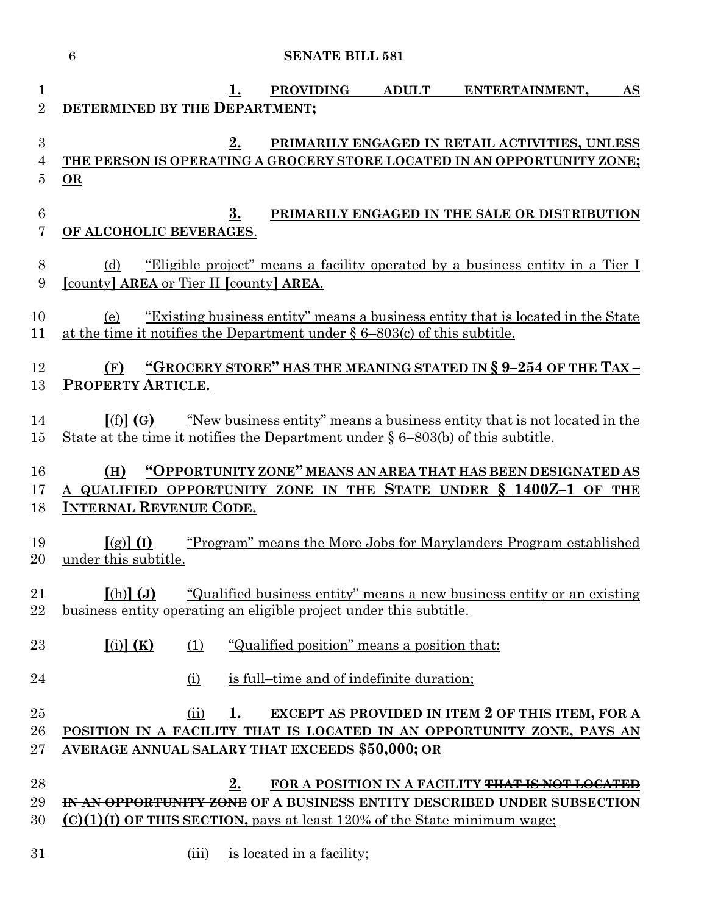1. **PROVIDING ADULT ENTERTAINMENT, AS DETERMINED BY THE DEPARTMENT;**

2. **PRIMARILY ENGAGED IN RETAIL ACTIVITIES, UNLESS THE PERSON IS OPERATING A GROCERY STORE LOCATED IN AN OPPORTUNITY ZONE; OR**

3. **PRIMARILY ENGAGED IN THE SALE OR DISTRIBUTION OF ALCOHOLIC BEVERAGES**.

(d) "Eligible project" means a facility operated by a business entity in a Tier I [county] **AREA** or Tier II [county] **AREA**.

(e) "Existing business entity" means a business entity that is located in the State at the time it notifies the Department under § 6–803(c) of this subtitle.

**(F) "GROCERY STORE" HAS THE MEANING STATED IN § 9–254 OF THE TAX – PROPERTY ARTICLE.**

[(f)] **(G)** "New business entity" means a business entity that is not located in the State at the time it notifies the Department under § 6–803(b) of this subtitle.

**(H) "OPPORTUNITY ZONE" MEANS AN AREA THAT HAS BEEN DESIGNATED AS A QUALIFIED OPPORTUNITY ZONE IN THE STATE UNDER § 1400Z–1 OF THE INTERNAL REVENUE CODE.**

[(g)] **(I)** "Program" means the More Jobs for Marylanders Program established under this subtitle.

[(h)] **(J)** "Qualified business entity" means a new business entity or an existing business entity operating an eligible project under this subtitle.

[(i)] **(K)** (1) "Qualified position" means a position that:

(i) is full–time and of indefinite duration;

(ii) **1. EXCEPT AS PROVIDED IN ITEM 2 OF THIS ITEM, FOR A POSITION IN A FACILITY THAT IS LOCATED IN AN OPPORTUNITY ZONE, PAYS AN AVERAGE ANNUAL SALARY THAT EXCEEDS $50,000; OR**

**2. FOR A POSITION IN A FACILITY ~~THAT IS NOT LOCATED IN AN OPPORTUNITY ZONE~~ OF A BUSINESS ENTITY DESCRIBED UNDER SUBSECTION (C)(1)(I) OF THIS SECTION,** pays at least 120% of the State minimum wage;

(iii) is located in a facility;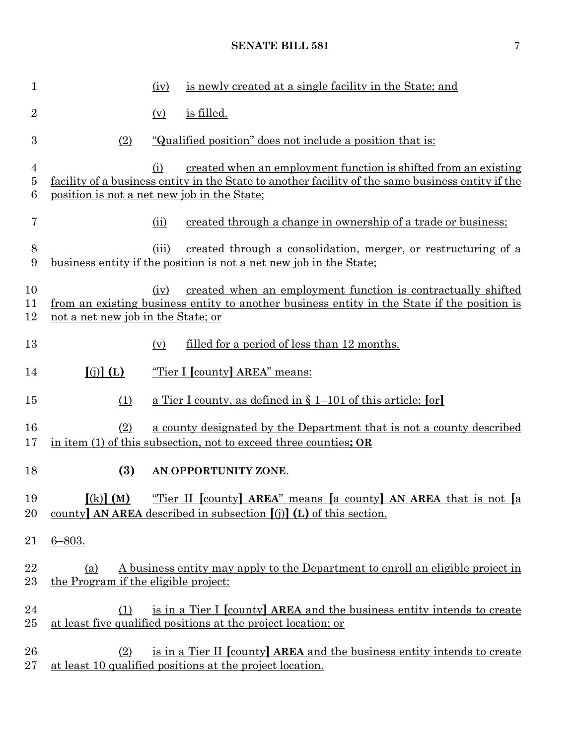(iv) is newly created at a single facility in the State; and

(v) is filled.

(2) "Qualified position" does not include a position that is:

(i) created when an employment function is shifted from an existing facility of a business entity in the State to another facility of the same business entity if the position is not a net new job in the State;

(ii) created through a change in ownership of a trade or business;

(iii) created through a consolidation, merger, or restructuring of a business entity if the position is not a net new job in the State;

(iv) created when an employment function is contractually shifted from an existing business entity to another business entity in the State if the position is not a net new job in the State; or

(v) filled for a period of less than 12 months.

[(j)] **(L)** "Tier I [county] **AREA**" means:

(1) a Tier I county, as defined in § 1–101 of this article; [or]

(2) a county designated by the Department that is not a county described in item (1) of this subsection, not to exceed three counties**; OR**

**(3) AN OPPORTUNITY ZONE**.

[(k)] **(M)** "Tier II [county] **AREA**" means [a county] **AN AREA** that is not [a county] **AN AREA** described in subsection [(j)] **(L)** of this section.

6–803.

(a) A business entity may apply to the Department to enroll an eligible project in the Program if the eligible project:

(1) is in a Tier I [county] **AREA** and the business entity intends to create at least five qualified positions at the project location; or

(2) is in a Tier II [county] **AREA** and the business entity intends to create at least 10 qualified positions at the project location.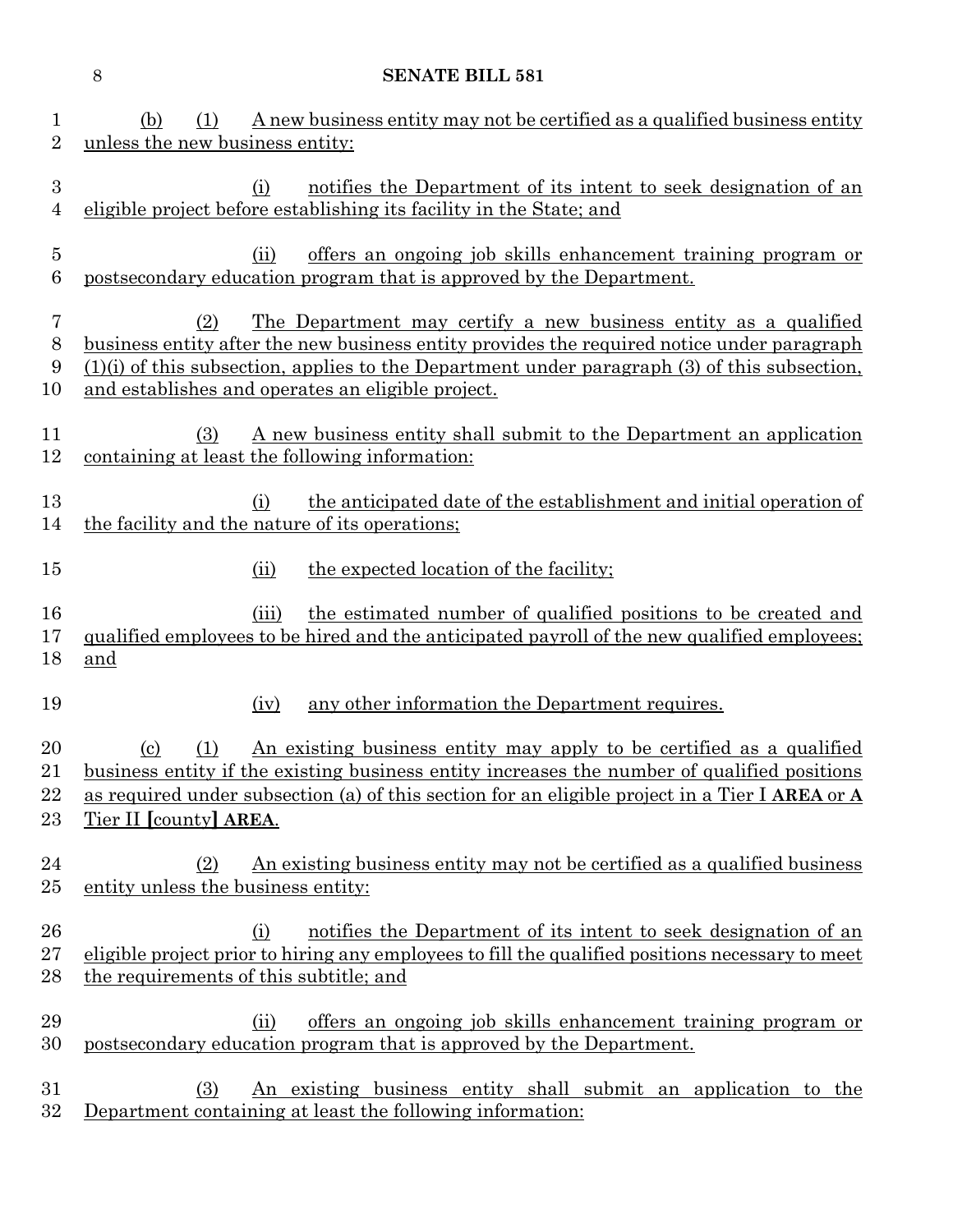(b) (1) A new business entity may not be certified as a qualified business entity unless the new business entity:

(i) notifies the Department of its intent to seek designation of an eligible project before establishing its facility in the State; and

(ii) offers an ongoing job skills enhancement training program or postsecondary education program that is approved by the Department.

(2) The Department may certify a new business entity as a qualified business entity after the new business entity provides the required notice under paragraph (1)(i) of this subsection, applies to the Department under paragraph (3) of this subsection, and establishes and operates an eligible project.

(3) A new business entity shall submit to the Department an application containing at least the following information:

(i) the anticipated date of the establishment and initial operation of the facility and the nature of its operations;

(ii) the expected location of the facility;

(iii) the estimated number of qualified positions to be created and qualified employees to be hired and the anticipated payroll of the new qualified employees; and

(iv) any other information the Department requires.

(c) (1) An existing business entity may apply to be certified as a qualified business entity if the existing business entity increases the number of qualified positions as required under subsection (a) of this section for an eligible project in a Tier I **AREA** or **A** Tier II [county] **AREA**.

(2) An existing business entity may not be certified as a qualified business entity unless the business entity:

(i) notifies the Department of its intent to seek designation of an eligible project prior to hiring any employees to fill the qualified positions necessary to meet the requirements of this subtitle; and

(ii) offers an ongoing job skills enhancement training program or postsecondary education program that is approved by the Department.

(3) An existing business entity shall submit an application to the Department containing at least the following information: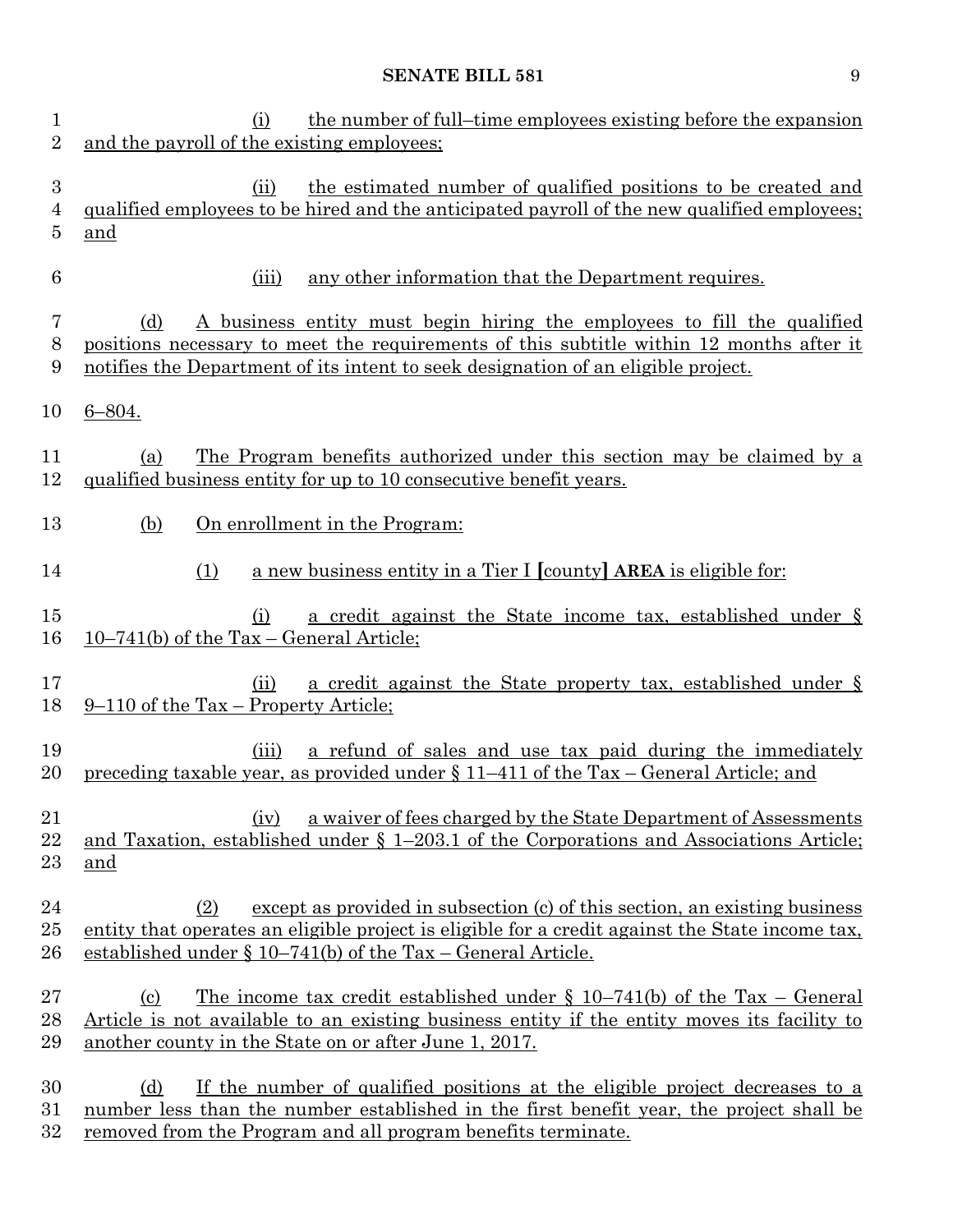(i) the number of full–time employees existing before the expansion and the payroll of the existing employees;

(ii) the estimated number of qualified positions to be created and qualified employees to be hired and the anticipated payroll of the new qualified employees; and

(iii) any other information that the Department requires.

(d) A business entity must begin hiring the employees to fill the qualified positions necessary to meet the requirements of this subtitle within 12 months after it notifies the Department of its intent to seek designation of an eligible project.

6–804.

(a) The Program benefits authorized under this section may be claimed by a qualified business entity for up to 10 consecutive benefit years.

(b) On enrollment in the Program:

(1) a new business entity in a Tier I [county] **AREA** is eligible for:

(i) a credit against the State income tax, established under § 10–741(b) of the Tax – General Article;

(ii) a credit against the State property tax, established under § 9–110 of the Tax – Property Article;

(iii) a refund of sales and use tax paid during the immediately preceding taxable year, as provided under § 11–411 of the Tax – General Article; and

(iv) a waiver of fees charged by the State Department of Assessments and Taxation, established under § 1–203.1 of the Corporations and Associations Article; and

(2) except as provided in subsection (c) of this section, an existing business entity that operates an eligible project is eligible for a credit against the State income tax, established under § 10–741(b) of the Tax – General Article.

(c) The income tax credit established under § 10–741(b) of the Tax – General Article is not available to an existing business entity if the entity moves its facility to another county in the State on or after June 1, 2017.

(d) If the number of qualified positions at the eligible project decreases to a number less than the number established in the first benefit year, the project shall be removed from the Program and all program benefits terminate.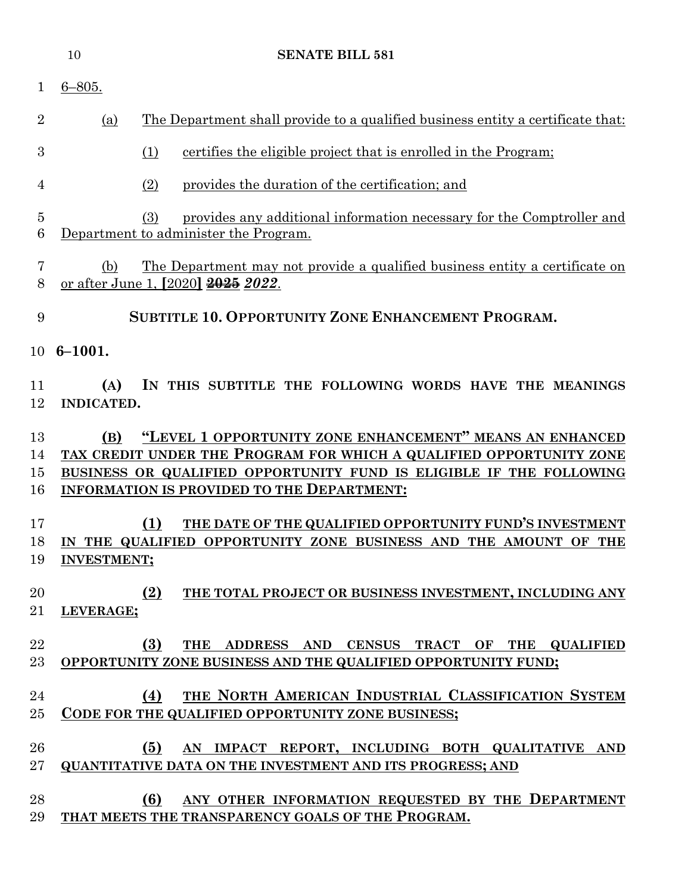6–805.

(a) The Department shall provide to a qualified business entity a certificate that:

(1) certifies the eligible project that is enrolled in the Program;

(2) provides the duration of the certification; and

(3) provides any additional information necessary for the Comptroller and Department to administer the Program.

(b) The Department may not provide a qualified business entity a certificate on or after June 1, [2020] ~~2025~~ *2022*.

**SUBTITLE 10. OPPORTUNITY ZONE ENHANCEMENT PROGRAM.**

**6–1001.**

**(A) IN THIS SUBTITLE THE FOLLOWING WORDS HAVE THE MEANINGS INDICATED.**

**(B) "LEVEL 1 OPPORTUNITY ZONE ENHANCEMENT" MEANS AN ENHANCED TAX CREDIT UNDER THE PROGRAM FOR WHICH A QUALIFIED OPPORTUNITY ZONE BUSINESS OR QUALIFIED OPPORTUNITY FUND IS ELIGIBLE IF THE FOLLOWING INFORMATION IS PROVIDED TO THE DEPARTMENT:**

**(1) THE DATE OF THE QUALIFIED OPPORTUNITY FUND'S INVESTMENT IN THE QUALIFIED OPPORTUNITY ZONE BUSINESS AND THE AMOUNT OF THE INVESTMENT;**

**(2) THE TOTAL PROJECT OR BUSINESS INVESTMENT, INCLUDING ANY LEVERAGE;**

**(3) THE ADDRESS AND CENSUS TRACT OF THE QUALIFIED OPPORTUNITY ZONE BUSINESS AND THE QUALIFIED OPPORTUNITY FUND;**

**(4) THE NORTH AMERICAN INDUSTRIAL CLASSIFICATION SYSTEM CODE FOR THE QUALIFIED OPPORTUNITY ZONE BUSINESS;**

**(5) AN IMPACT REPORT, INCLUDING BOTH QUALITATIVE AND QUANTITATIVE DATA ON THE INVESTMENT AND ITS PROGRESS; AND**

**(6) ANY OTHER INFORMATION REQUESTED BY THE DEPARTMENT THAT MEETS THE TRANSPARENCY GOALS OF THE PROGRAM.**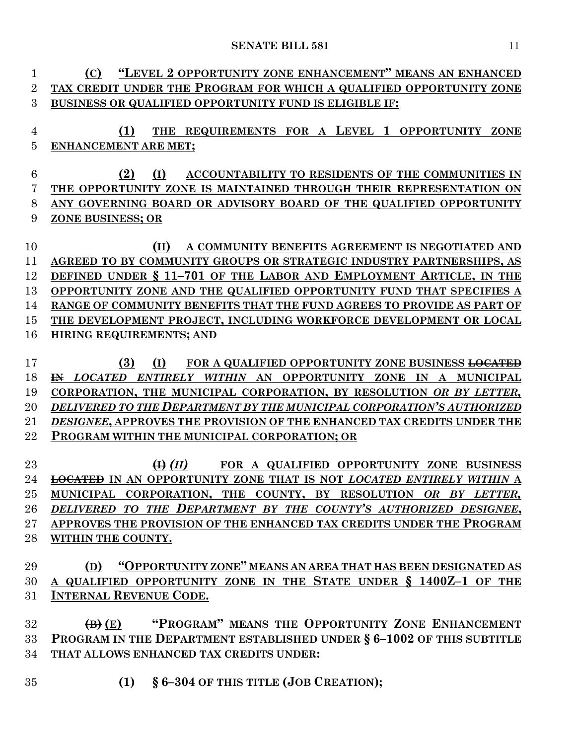**(C) "LEVEL 2 OPPORTUNITY ZONE ENHANCEMENT" MEANS AN ENHANCED TAX CREDIT UNDER THE PROGRAM FOR WHICH A QUALIFIED OPPORTUNITY ZONE BUSINESS OR QUALIFIED OPPORTUNITY FUND IS ELIGIBLE IF:**

**(1) THE REQUIREMENTS FOR A LEVEL 1 OPPORTUNITY ZONE ENHANCEMENT ARE MET;**

**(2) (I) ACCOUNTABILITY TO RESIDENTS OF THE COMMUNITIES IN THE OPPORTUNITY ZONE IS MAINTAINED THROUGH THEIR REPRESENTATION ON ANY GOVERNING BOARD OR ADVISORY BOARD OF THE QUALIFIED OPPORTUNITY ZONE BUSINESS; OR**

**(II) A COMMUNITY BENEFITS AGREEMENT IS NEGOTIATED AND AGREED TO BY COMMUNITY GROUPS OR STRATEGIC INDUSTRY PARTNERSHIPS, AS DEFINED UNDER § 11–701 OF THE LABOR AND EMPLOYMENT ARTICLE, IN THE OPPORTUNITY ZONE AND THE QUALIFIED OPPORTUNITY FUND THAT SPECIFIES A RANGE OF COMMUNITY BENEFITS THAT THE FUND AGREES TO PROVIDE AS PART OF THE DEVELOPMENT PROJECT, INCLUDING WORKFORCE DEVELOPMENT OR LOCAL HIRING REQUIREMENTS; AND**

**(3) (I) FOR A QUALIFIED OPPORTUNITY ZONE BUSINESS ~~LOCATED IN~~ *LOCATED ENTIRELY WITHIN* AN OPPORTUNITY ZONE IN A MUNICIPAL CORPORATION, THE MUNICIPAL CORPORATION, BY RESOLUTION *OR BY LETTER, DELIVERED TO THE DEPARTMENT BY THE MUNICIPAL CORPORATION'S AUTHORIZED DESIGNEE*, APPROVES THE PROVISION OF THE ENHANCED TAX CREDITS UNDER THE PROGRAM WITHIN THE MUNICIPAL CORPORATION; OR**

**~~(I)~~ *(II)* FOR A QUALIFIED OPPORTUNITY ZONE BUSINESS ~~LOCATED~~ IN AN OPPORTUNITY ZONE THAT IS NOT *LOCATED ENTIRELY WITHIN* A MUNICIPAL CORPORATION, THE COUNTY, BY RESOLUTION *OR BY LETTER, DELIVERED TO THE DEPARTMENT BY THE COUNTY'S AUTHORIZED DESIGNEE*, APPROVES THE PROVISION OF THE ENHANCED TAX CREDITS UNDER THE PROGRAM WITHIN THE COUNTY.**

**(D) "OPPORTUNITY ZONE" MEANS AN AREA THAT HAS BEEN DESIGNATED AS A QUALIFIED OPPORTUNITY ZONE IN THE STATE UNDER § 1400Z–1 OF THE INTERNAL REVENUE CODE.**

**~~(B)~~ (E) "PROGRAM" MEANS THE OPPORTUNITY ZONE ENHANCEMENT PROGRAM IN THE DEPARTMENT ESTABLISHED UNDER § 6–1002 OF THIS SUBTITLE THAT ALLOWS ENHANCED TAX CREDITS UNDER:**

**(1) § 6–304 OF THIS TITLE (JOB CREATION);**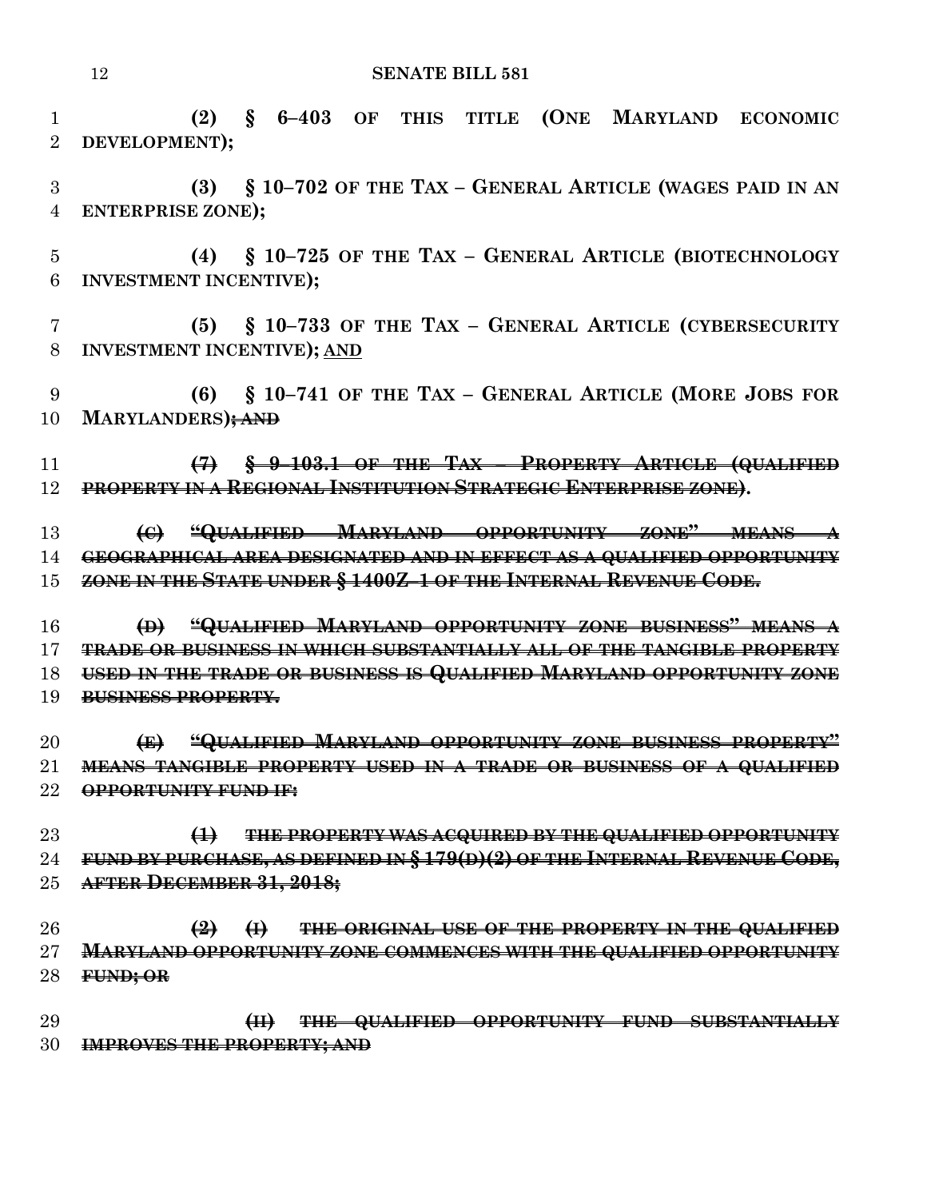**(2) § 6–403 OF THIS TITLE (ONE MARYLAND ECONOMIC DEVELOPMENT);**

**(3) § 10–702 OF THE TAX – GENERAL ARTICLE (WAGES PAID IN AN ENTERPRISE ZONE);**

**(4) § 10–725 OF THE TAX – GENERAL ARTICLE (BIOTECHNOLOGY INVESTMENT INCENTIVE);**

**(5) § 10–733 OF THE TAX – GENERAL ARTICLE (CYBERSECURITY INVESTMENT INCENTIVE);** <u>**AND**</u>

**(6) § 10–741 OF THE TAX – GENERAL ARTICLE (MORE JOBS FOR MARYLANDERS)~~; AND~~**

~~**(7) § 9–103.1 OF THE TAX – PROPERTY ARTICLE (QUALIFIED PROPERTY IN A REGIONAL INSTITUTION STRATEGIC ENTERPRISE ZONE)**~~**.**

~~**(C) "QUALIFIED MARYLAND OPPORTUNITY ZONE" MEANS A GEOGRAPHICAL AREA DESIGNATED AND IN EFFECT AS A QUALIFIED OPPORTUNITY ZONE IN THE STATE UNDER § 1400Z–1 OF THE INTERNAL REVENUE CODE.**~~

~~**(D) "QUALIFIED MARYLAND OPPORTUNITY ZONE BUSINESS" MEANS A TRADE OR BUSINESS IN WHICH SUBSTANTIALLY ALL OF THE TANGIBLE PROPERTY USED IN THE TRADE OR BUSINESS IS QUALIFIED MARYLAND OPPORTUNITY ZONE BUSINESS PROPERTY.**~~

~~**(E) "QUALIFIED MARYLAND OPPORTUNITY ZONE BUSINESS PROPERTY" MEANS TANGIBLE PROPERTY USED IN A TRADE OR BUSINESS OF A QUALIFIED OPPORTUNITY FUND IF:**~~

~~**(1) THE PROPERTY WAS ACQUIRED BY THE QUALIFIED OPPORTUNITY FUND BY PURCHASE, AS DEFINED IN § 179(D)(2) OF THE INTERNAL REVENUE CODE, AFTER DECEMBER 31, 2018;**~~

~~**(2) (I) THE ORIGINAL USE OF THE PROPERTY IN THE QUALIFIED MARYLAND OPPORTUNITY ZONE COMMENCES WITH THE QUALIFIED OPPORTUNITY FUND; OR**~~

~~**(II) THE QUALIFIED OPPORTUNITY FUND SUBSTANTIALLY IMPROVES THE PROPERTY; AND**~~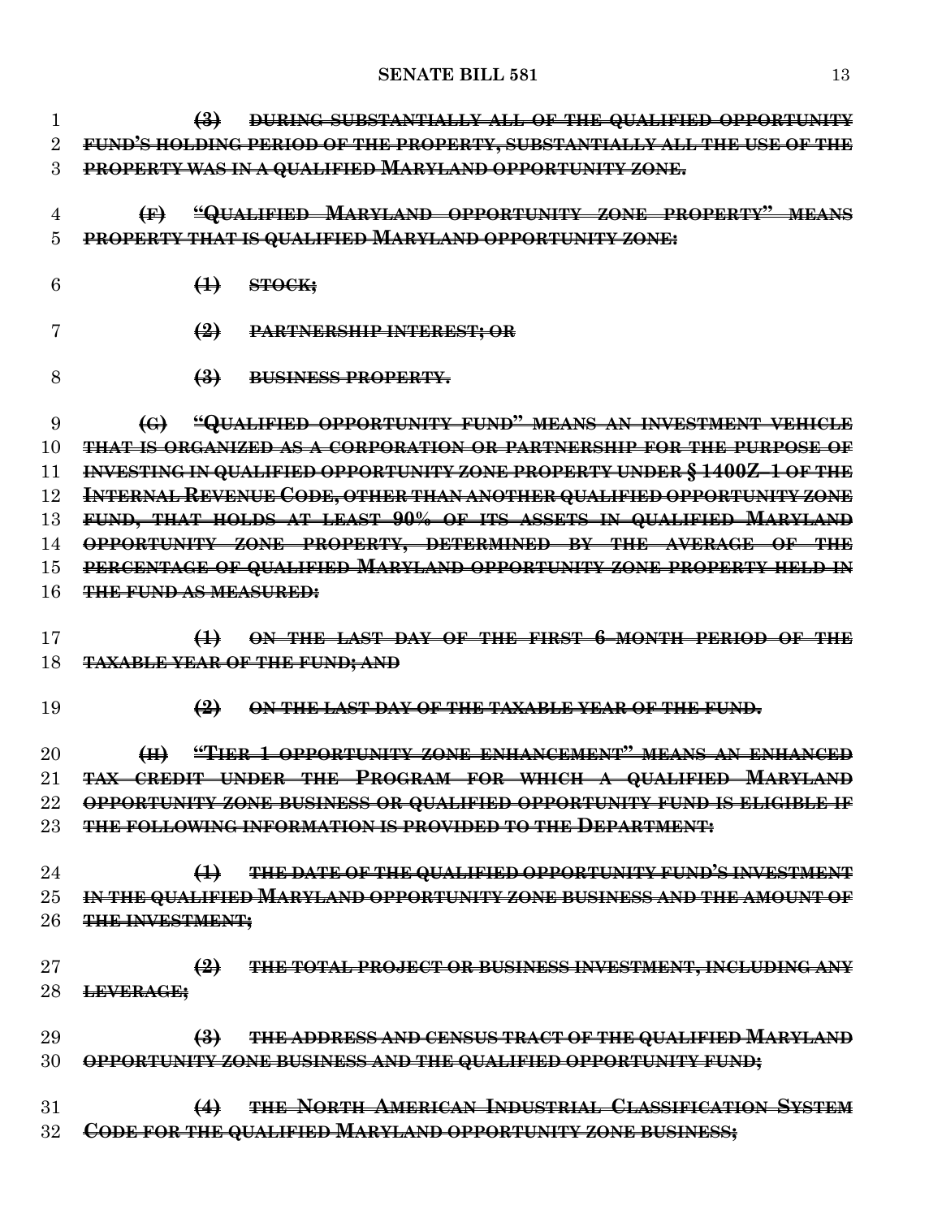~~(3) DURING SUBSTANTIALLY ALL OF THE QUALIFIED OPPORTUNITY FUND'S HOLDING PERIOD OF THE PROPERTY, SUBSTANTIALLY ALL THE USE OF THE PROPERTY WAS IN A QUALIFIED MARYLAND OPPORTUNITY ZONE.~~

~~(F) "QUALIFIED MARYLAND OPPORTUNITY ZONE PROPERTY" MEANS PROPERTY THAT IS QUALIFIED MARYLAND OPPORTUNITY ZONE:~~

~~(1) STOCK;~~

~~(2) PARTNERSHIP INTEREST; OR~~

~~(3) BUSINESS PROPERTY.~~

~~(G) "QUALIFIED OPPORTUNITY FUND" MEANS AN INVESTMENT VEHICLE THAT IS ORGANIZED AS A CORPORATION OR PARTNERSHIP FOR THE PURPOSE OF INVESTING IN QUALIFIED OPPORTUNITY ZONE PROPERTY UNDER § 1400Z–1 OF THE INTERNAL REVENUE CODE, OTHER THAN ANOTHER QUALIFIED OPPORTUNITY ZONE FUND, THAT HOLDS AT LEAST 90% OF ITS ASSETS IN QUALIFIED MARYLAND OPPORTUNITY ZONE PROPERTY, DETERMINED BY THE AVERAGE OF THE PERCENTAGE OF QUALIFIED MARYLAND OPPORTUNITY ZONE PROPERTY HELD IN THE FUND AS MEASURED:~~

~~(1) ON THE LAST DAY OF THE FIRST 6–MONTH PERIOD OF THE TAXABLE YEAR OF THE FUND; AND~~

~~(2) ON THE LAST DAY OF THE TAXABLE YEAR OF THE FUND.~~

~~(H) "TIER 1 OPPORTUNITY ZONE ENHANCEMENT" MEANS AN ENHANCED TAX CREDIT UNDER THE PROGRAM FOR WHICH A QUALIFIED MARYLAND OPPORTUNITY ZONE BUSINESS OR QUALIFIED OPPORTUNITY FUND IS ELIGIBLE IF THE FOLLOWING INFORMATION IS PROVIDED TO THE DEPARTMENT:~~

~~(1) THE DATE OF THE QUALIFIED OPPORTUNITY FUND'S INVESTMENT IN THE QUALIFIED MARYLAND OPPORTUNITY ZONE BUSINESS AND THE AMOUNT OF THE INVESTMENT;~~

~~(2) THE TOTAL PROJECT OR BUSINESS INVESTMENT, INCLUDING ANY LEVERAGE;~~

~~(3) THE ADDRESS AND CENSUS TRACT OF THE QUALIFIED MARYLAND OPPORTUNITY ZONE BUSINESS AND THE QUALIFIED OPPORTUNITY FUND;~~

~~(4) THE NORTH AMERICAN INDUSTRIAL CLASSIFICATION SYSTEM CODE FOR THE QUALIFIED MARYLAND OPPORTUNITY ZONE BUSINESS;~~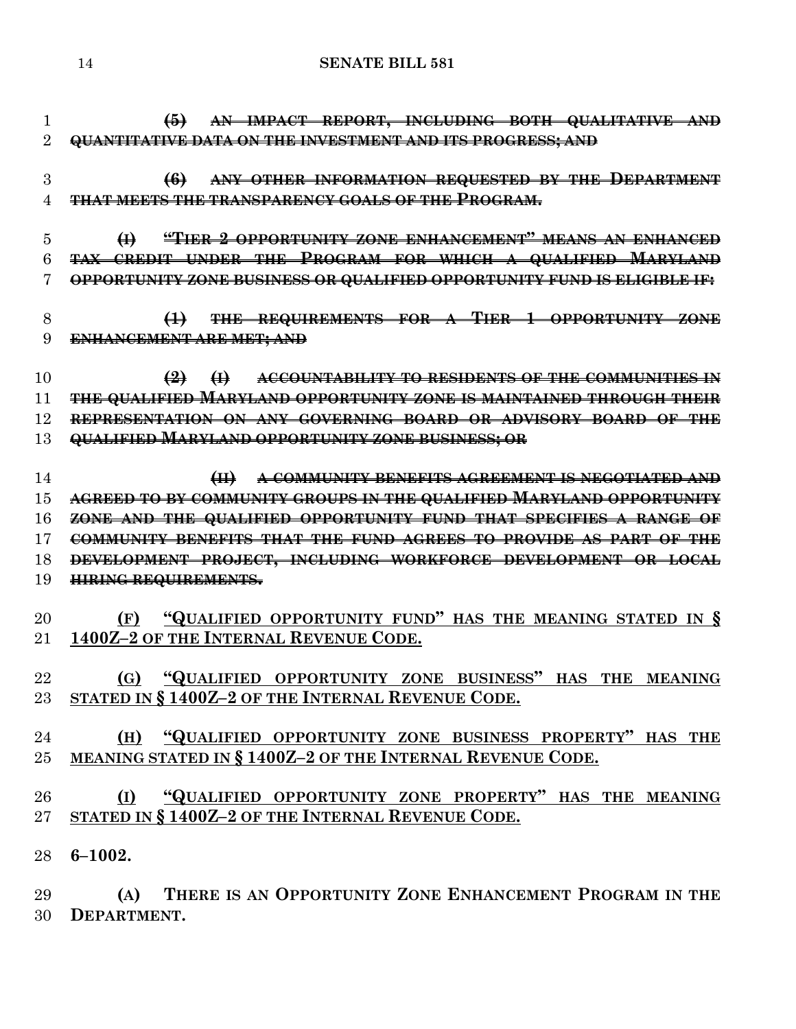~~**(5) AN IMPACT REPORT, INCLUDING BOTH QUALITATIVE AND QUANTITATIVE DATA ON THE INVESTMENT AND ITS PROGRESS; AND**~~

~~**(6) ANY OTHER INFORMATION REQUESTED BY THE DEPARTMENT THAT MEETS THE TRANSPARENCY GOALS OF THE PROGRAM.**~~

~~**(I) "TIER 2 OPPORTUNITY ZONE ENHANCEMENT" MEANS AN ENHANCED TAX CREDIT UNDER THE PROGRAM FOR WHICH A QUALIFIED MARYLAND OPPORTUNITY ZONE BUSINESS OR QUALIFIED OPPORTUNITY FUND IS ELIGIBLE IF:**~~

~~**(1) THE REQUIREMENTS FOR A TIER 1 OPPORTUNITY ZONE ENHANCEMENT ARE MET; AND**~~

~~**(2) (I) ACCOUNTABILITY TO RESIDENTS OF THE COMMUNITIES IN THE QUALIFIED MARYLAND OPPORTUNITY ZONE IS MAINTAINED THROUGH THEIR REPRESENTATION ON ANY GOVERNING BOARD OR ADVISORY BOARD OF THE QUALIFIED MARYLAND OPPORTUNITY ZONE BUSINESS; OR**~~

~~**(II) A COMMUNITY BENEFITS AGREEMENT IS NEGOTIATED AND AGREED TO BY COMMUNITY GROUPS IN THE QUALIFIED MARYLAND OPPORTUNITY ZONE AND THE QUALIFIED OPPORTUNITY FUND THAT SPECIFIES A RANGE OF COMMUNITY BENEFITS THAT THE FUND AGREES TO PROVIDE AS PART OF THE DEVELOPMENT PROJECT, INCLUDING WORKFORCE DEVELOPMENT OR LOCAL HIRING REQUIREMENTS.**~~

**(F) "QUALIFIED OPPORTUNITY FUND" HAS THE MEANING STATED IN § 1400Z–2 OF THE INTERNAL REVENUE CODE.**

**(G) "QUALIFIED OPPORTUNITY ZONE BUSINESS" HAS THE MEANING STATED IN § 1400Z–2 OF THE INTERNAL REVENUE CODE.**

**(H) "QUALIFIED OPPORTUNITY ZONE BUSINESS PROPERTY" HAS THE MEANING STATED IN § 1400Z–2 OF THE INTERNAL REVENUE CODE.**

**(I) "QUALIFIED OPPORTUNITY ZONE PROPERTY" HAS THE MEANING STATED IN § 1400Z–2 OF THE INTERNAL REVENUE CODE.**

**6–1002.**

**(A) THERE IS AN OPPORTUNITY ZONE ENHANCEMENT PROGRAM IN THE DEPARTMENT.**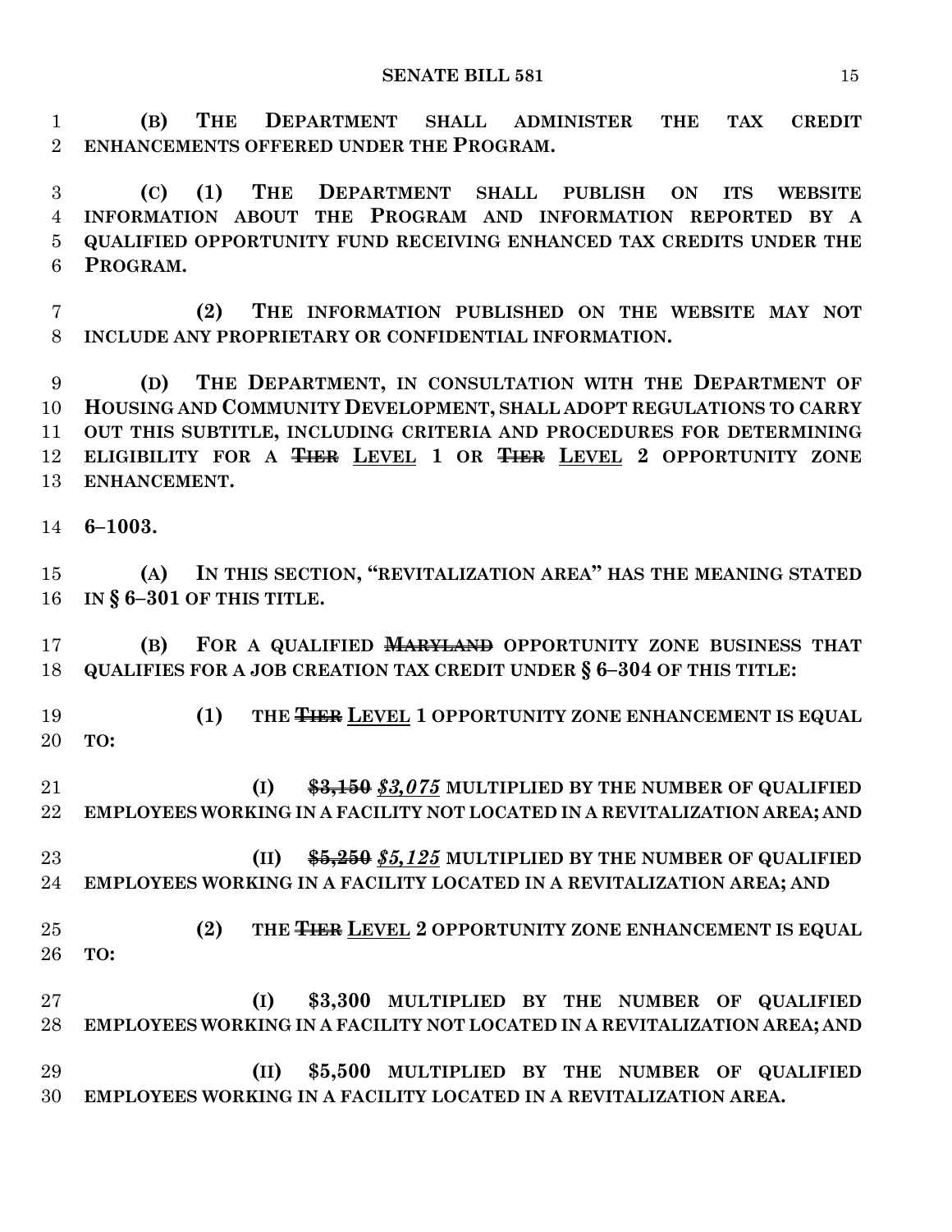**(B) THE DEPARTMENT SHALL ADMINISTER THE TAX CREDIT ENHANCEMENTS OFFERED UNDER THE PROGRAM.**

**(C) (1) THE DEPARTMENT SHALL PUBLISH ON ITS WEBSITE INFORMATION ABOUT THE PROGRAM AND INFORMATION REPORTED BY A QUALIFIED OPPORTUNITY FUND RECEIVING ENHANCED TAX CREDITS UNDER THE PROGRAM.**

**(2) THE INFORMATION PUBLISHED ON THE WEBSITE MAY NOT INCLUDE ANY PROPRIETARY OR CONFIDENTIAL INFORMATION.**

**(D) THE DEPARTMENT, IN CONSULTATION WITH THE DEPARTMENT OF HOUSING AND COMMUNITY DEVELOPMENT, SHALL ADOPT REGULATIONS TO CARRY OUT THIS SUBTITLE, INCLUDING CRITERIA AND PROCEDURES FOR DETERMINING ELIGIBILITY FOR A ~~TIER~~ LEVEL 1 OR ~~TIER~~ LEVEL 2 OPPORTUNITY ZONE ENHANCEMENT.**

**6–1003.**

**(A) IN THIS SECTION, "REVITALIZATION AREA" HAS THE MEANING STATED IN § 6–301 OF THIS TITLE.**

**(B) FOR A QUALIFIED ~~MARYLAND~~ OPPORTUNITY ZONE BUSINESS THAT QUALIFIES FOR A JOB CREATION TAX CREDIT UNDER § 6–304 OF THIS TITLE:**

**(1) THE ~~TIER~~ LEVEL 1 OPPORTUNITY ZONE ENHANCEMENT IS EQUAL TO:**

**(I) ~~$3,150~~ *$3,075* MULTIPLIED BY THE NUMBER OF QUALIFIED EMPLOYEES WORKING IN A FACILITY NOT LOCATED IN A REVITALIZATION AREA; AND**

**(II) ~~$5,250~~ *$5,125* MULTIPLIED BY THE NUMBER OF QUALIFIED EMPLOYEES WORKING IN A FACILITY LOCATED IN A REVITALIZATION AREA; AND**

**(2) THE ~~TIER~~ LEVEL 2 OPPORTUNITY ZONE ENHANCEMENT IS EQUAL TO:**

**(I) $3,300 MULTIPLIED BY THE NUMBER OF QUALIFIED EMPLOYEES WORKING IN A FACILITY NOT LOCATED IN A REVITALIZATION AREA; AND**

**(II) $5,500 MULTIPLIED BY THE NUMBER OF QUALIFIED EMPLOYEES WORKING IN A FACILITY LOCATED IN A REVITALIZATION AREA.**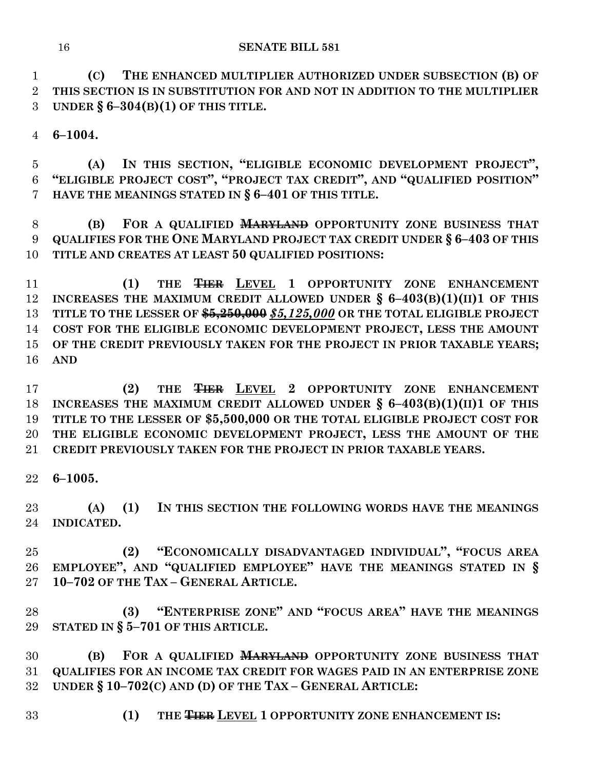**(C) THE ENHANCED MULTIPLIER AUTHORIZED UNDER SUBSECTION (B) OF THIS SECTION IS IN SUBSTITUTION FOR AND NOT IN ADDITION TO THE MULTIPLIER UNDER § 6–304(B)(1) OF THIS TITLE.**

**6–1004.**

**(A) IN THIS SECTION, "ELIGIBLE ECONOMIC DEVELOPMENT PROJECT", "ELIGIBLE PROJECT COST", "PROJECT TAX CREDIT", AND "QUALIFIED POSITION" HAVE THE MEANINGS STATED IN § 6–401 OF THIS TITLE.**

**(B) FOR A QUALIFIED ~~MARYLAND~~ OPPORTUNITY ZONE BUSINESS THAT QUALIFIES FOR THE ONE MARYLAND PROJECT TAX CREDIT UNDER § 6–403 OF THIS TITLE AND CREATES AT LEAST 50 QUALIFIED POSITIONS:**

**(1) THE ~~TIER~~ <u>LEVEL</u> 1 OPPORTUNITY ZONE ENHANCEMENT INCREASES THE MAXIMUM CREDIT ALLOWED UNDER § 6–403(B)(1)(II)1 OF THIS TITLE TO THE LESSER OF ~~$5,250,000~~ <u>*$5,125,000*</u> OR THE TOTAL ELIGIBLE PROJECT COST FOR THE ELIGIBLE ECONOMIC DEVELOPMENT PROJECT, LESS THE AMOUNT OF THE CREDIT PREVIOUSLY TAKEN FOR THE PROJECT IN PRIOR TAXABLE YEARS; AND**

**(2) THE ~~TIER~~ <u>LEVEL</u> 2 OPPORTUNITY ZONE ENHANCEMENT INCREASES THE MAXIMUM CREDIT ALLOWED UNDER § 6–403(B)(1)(II)1 OF THIS TITLE TO THE LESSER OF $5,500,000 OR THE TOTAL ELIGIBLE PROJECT COST FOR THE ELIGIBLE ECONOMIC DEVELOPMENT PROJECT, LESS THE AMOUNT OF THE CREDIT PREVIOUSLY TAKEN FOR THE PROJECT IN PRIOR TAXABLE YEARS.**

**6–1005.**

**(A) (1) IN THIS SECTION THE FOLLOWING WORDS HAVE THE MEANINGS INDICATED.**

**(2) "ECONOMICALLY DISADVANTAGED INDIVIDUAL", "FOCUS AREA EMPLOYEE", AND "QUALIFIED EMPLOYEE" HAVE THE MEANINGS STATED IN § 10–702 OF THE TAX – GENERAL ARTICLE.**

**(3) "ENTERPRISE ZONE" AND "FOCUS AREA" HAVE THE MEANINGS STATED IN § 5–701 OF THIS ARTICLE.**

**(B) FOR A QUALIFIED ~~MARYLAND~~ OPPORTUNITY ZONE BUSINESS THAT QUALIFIES FOR AN INCOME TAX CREDIT FOR WAGES PAID IN AN ENTERPRISE ZONE UNDER § 10–702(C) AND (D) OF THE TAX – GENERAL ARTICLE:**

**(1) THE ~~TIER~~ <u>LEVEL</u> 1 OPPORTUNITY ZONE ENHANCEMENT IS:**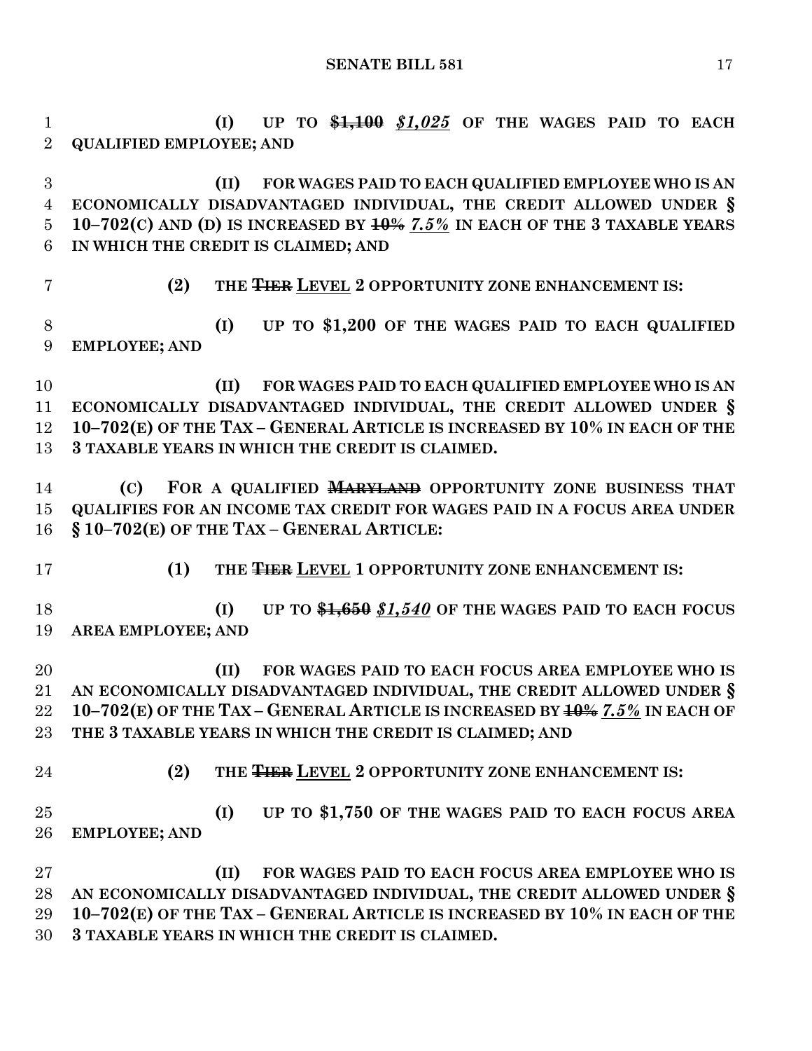**(I) UP TO ~~$1,100~~ *$1,025* OF THE WAGES PAID TO EACH QUALIFIED EMPLOYEE; AND**

**(II) FOR WAGES PAID TO EACH QUALIFIED EMPLOYEE WHO IS AN ECONOMICALLY DISADVANTAGED INDIVIDUAL, THE CREDIT ALLOWED UNDER § 10–702(C) AND (D) IS INCREASED BY ~~10%~~ *7.5%* IN EACH OF THE 3 TAXABLE YEARS IN WHICH THE CREDIT IS CLAIMED; AND**

**(2) THE ~~TIER~~ LEVEL 2 OPPORTUNITY ZONE ENHANCEMENT IS:**

**(I) UP TO $1,200 OF THE WAGES PAID TO EACH QUALIFIED EMPLOYEE; AND**

**(II) FOR WAGES PAID TO EACH QUALIFIED EMPLOYEE WHO IS AN ECONOMICALLY DISADVANTAGED INDIVIDUAL, THE CREDIT ALLOWED UNDER § 10–702(E) OF THE TAX – GENERAL ARTICLE IS INCREASED BY 10% IN EACH OF THE 3 TAXABLE YEARS IN WHICH THE CREDIT IS CLAIMED.**

**(C) FOR A QUALIFIED ~~MARYLAND~~ OPPORTUNITY ZONE BUSINESS THAT QUALIFIES FOR AN INCOME TAX CREDIT FOR WAGES PAID IN A FOCUS AREA UNDER § 10–702(E) OF THE TAX – GENERAL ARTICLE:**

**(1) THE ~~TIER~~ LEVEL 1 OPPORTUNITY ZONE ENHANCEMENT IS:**

**(I) UP TO ~~$1,650~~ *$1,540* OF THE WAGES PAID TO EACH FOCUS AREA EMPLOYEE; AND**

**(II) FOR WAGES PAID TO EACH FOCUS AREA EMPLOYEE WHO IS AN ECONOMICALLY DISADVANTAGED INDIVIDUAL, THE CREDIT ALLOWED UNDER § 10–702(E) OF THE TAX – GENERAL ARTICLE IS INCREASED BY ~~10%~~ *7.5%* IN EACH OF THE 3 TAXABLE YEARS IN WHICH THE CREDIT IS CLAIMED; AND**

**(2) THE ~~TIER~~ LEVEL 2 OPPORTUNITY ZONE ENHANCEMENT IS:**

**(I) UP TO $1,750 OF THE WAGES PAID TO EACH FOCUS AREA EMPLOYEE; AND**

**(II) FOR WAGES PAID TO EACH FOCUS AREA EMPLOYEE WHO IS AN ECONOMICALLY DISADVANTAGED INDIVIDUAL, THE CREDIT ALLOWED UNDER § 10–702(E) OF THE TAX – GENERAL ARTICLE IS INCREASED BY 10% IN EACH OF THE 3 TAXABLE YEARS IN WHICH THE CREDIT IS CLAIMED.**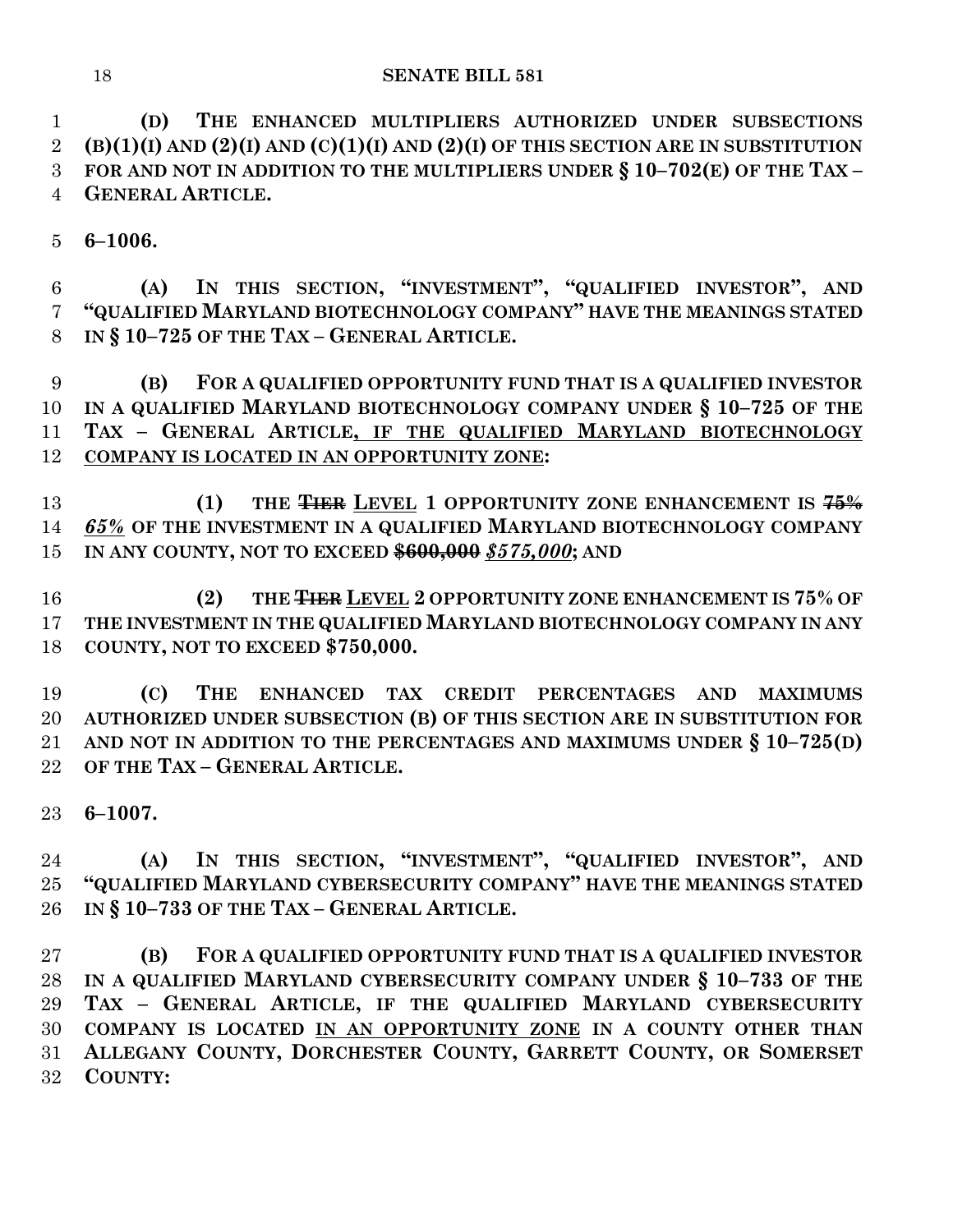**(D) THE ENHANCED MULTIPLIERS AUTHORIZED UNDER SUBSECTIONS (B)(1)(I) AND (2)(I) AND (C)(1)(I) AND (2)(I) OF THIS SECTION ARE IN SUBSTITUTION FOR AND NOT IN ADDITION TO THE MULTIPLIERS UNDER § 10–702(E) OF THE TAX – GENERAL ARTICLE.**

**6–1006.**

**(A) IN THIS SECTION, "INVESTMENT", "QUALIFIED INVESTOR", AND "QUALIFIED MARYLAND BIOTECHNOLOGY COMPANY" HAVE THE MEANINGS STATED IN § 10–725 OF THE TAX – GENERAL ARTICLE.**

**(B) FOR A QUALIFIED OPPORTUNITY FUND THAT IS A QUALIFIED INVESTOR IN A QUALIFIED MARYLAND BIOTECHNOLOGY COMPANY UNDER § 10–725 OF THE TAX – GENERAL ARTICLE<u>, IF THE QUALIFIED MARYLAND BIOTECHNOLOGY COMPANY IS LOCATED IN AN OPPORTUNITY ZONE</u>:**

**(1) THE ~~TIER~~ <u>LEVEL</u> 1 OPPORTUNITY ZONE ENHANCEMENT IS ~~75%~~ *<u>65%</u>* OF THE INVESTMENT IN A QUALIFIED MARYLAND BIOTECHNOLOGY COMPANY IN ANY COUNTY, NOT TO EXCEED ~~$600,000~~ *$575,000*; AND**

**(2) THE ~~TIER~~ <u>LEVEL</u> 2 OPPORTUNITY ZONE ENHANCEMENT IS 75% OF THE INVESTMENT IN THE QUALIFIED MARYLAND BIOTECHNOLOGY COMPANY IN ANY COUNTY, NOT TO EXCEED $750,000.**

**(C) THE ENHANCED TAX CREDIT PERCENTAGES AND MAXIMUMS AUTHORIZED UNDER SUBSECTION (B) OF THIS SECTION ARE IN SUBSTITUTION FOR AND NOT IN ADDITION TO THE PERCENTAGES AND MAXIMUMS UNDER § 10–725(D) OF THE TAX – GENERAL ARTICLE.**

**6–1007.**

**(A) IN THIS SECTION, "INVESTMENT", "QUALIFIED INVESTOR", AND "QUALIFIED MARYLAND CYBERSECURITY COMPANY" HAVE THE MEANINGS STATED IN § 10–733 OF THE TAX – GENERAL ARTICLE.**

**(B) FOR A QUALIFIED OPPORTUNITY FUND THAT IS A QUALIFIED INVESTOR IN A QUALIFIED MARYLAND CYBERSECURITY COMPANY UNDER § 10–733 OF THE TAX – GENERAL ARTICLE, IF THE QUALIFIED MARYLAND CYBERSECURITY COMPANY IS LOCATED <u>IN AN OPPORTUNITY ZONE</u> IN A COUNTY OTHER THAN ALLEGANY COUNTY, DORCHESTER COUNTY, GARRETT COUNTY, OR SOMERSET COUNTY:**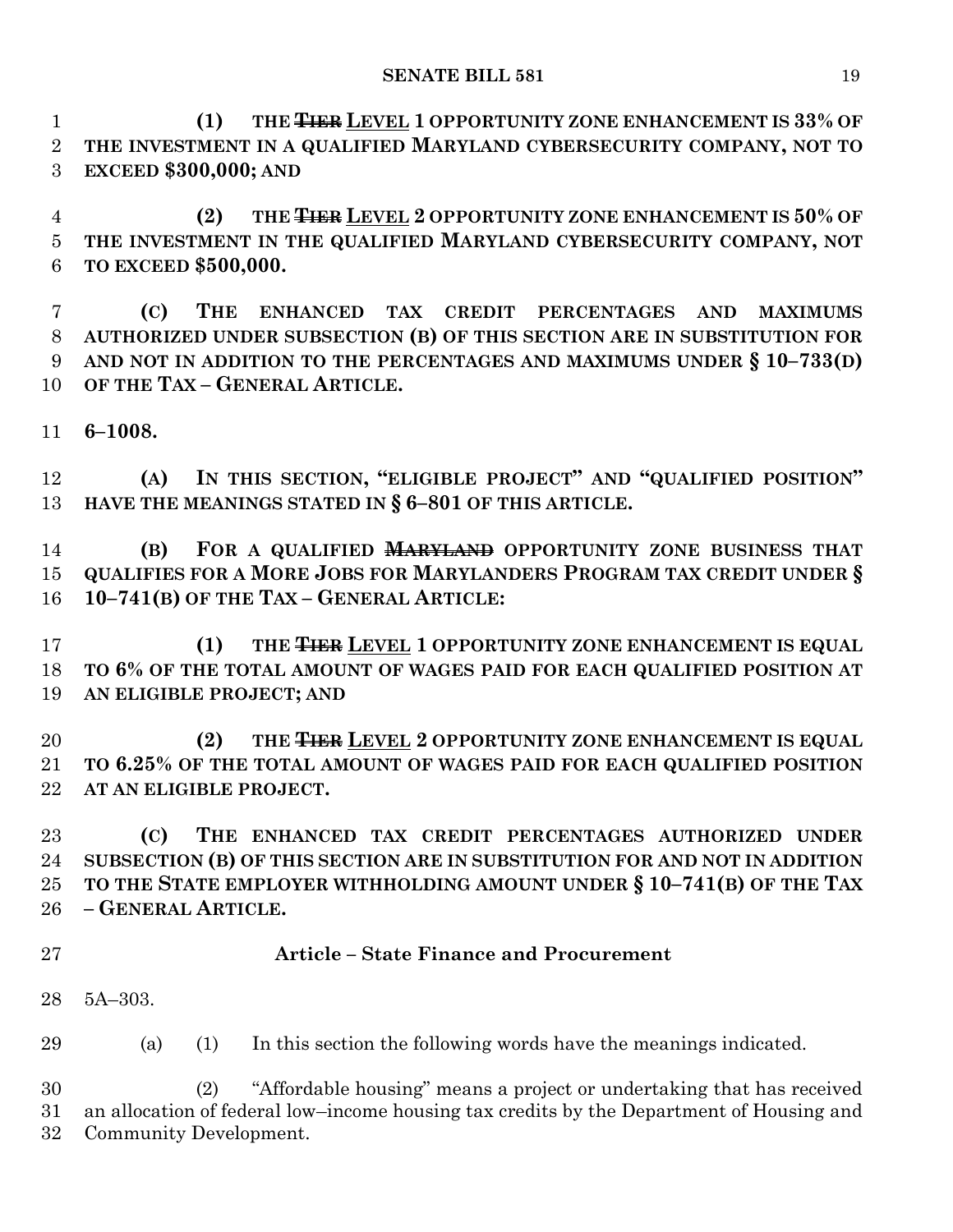(1) THE ~~TIER~~ LEVEL 1 OPPORTUNITY ZONE ENHANCEMENT IS 33% OF THE INVESTMENT IN A QUALIFIED MARYLAND CYBERSECURITY COMPANY, NOT TO EXCEED $300,000; AND

(2) THE ~~TIER~~ LEVEL 2 OPPORTUNITY ZONE ENHANCEMENT IS 50% OF THE INVESTMENT IN THE QUALIFIED MARYLAND CYBERSECURITY COMPANY, NOT TO EXCEED $500,000.

(C) THE ENHANCED TAX CREDIT PERCENTAGES AND MAXIMUMS AUTHORIZED UNDER SUBSECTION (B) OF THIS SECTION ARE IN SUBSTITUTION FOR AND NOT IN ADDITION TO THE PERCENTAGES AND MAXIMUMS UNDER § 10–733(D) OF THE TAX – GENERAL ARTICLE.

**6–1008.**

(A) IN THIS SECTION, "ELIGIBLE PROJECT" AND "QUALIFIED POSITION" HAVE THE MEANINGS STATED IN § 6–801 OF THIS ARTICLE.

(B) FOR A QUALIFIED ~~MARYLAND~~ OPPORTUNITY ZONE BUSINESS THAT QUALIFIES FOR A MORE JOBS FOR MARYLANDERS PROGRAM TAX CREDIT UNDER § 10–741(B) OF THE TAX – GENERAL ARTICLE:

(1) THE ~~TIER~~ LEVEL 1 OPPORTUNITY ZONE ENHANCEMENT IS EQUAL TO 6% OF THE TOTAL AMOUNT OF WAGES PAID FOR EACH QUALIFIED POSITION AT AN ELIGIBLE PROJECT; AND

(2) THE ~~TIER~~ LEVEL 2 OPPORTUNITY ZONE ENHANCEMENT IS EQUAL TO 6.25% OF THE TOTAL AMOUNT OF WAGES PAID FOR EACH QUALIFIED POSITION AT AN ELIGIBLE PROJECT.

(C) THE ENHANCED TAX CREDIT PERCENTAGES AUTHORIZED UNDER SUBSECTION (B) OF THIS SECTION ARE IN SUBSTITUTION FOR AND NOT IN ADDITION TO THE STATE EMPLOYER WITHHOLDING AMOUNT UNDER § 10–741(B) OF THE TAX – GENERAL ARTICLE.

## Article – State Finance and Procurement

5A–303.

(a) (1) In this section the following words have the meanings indicated.

(2) "Affordable housing" means a project or undertaking that has received an allocation of federal low–income housing tax credits by the Department of Housing and Community Development.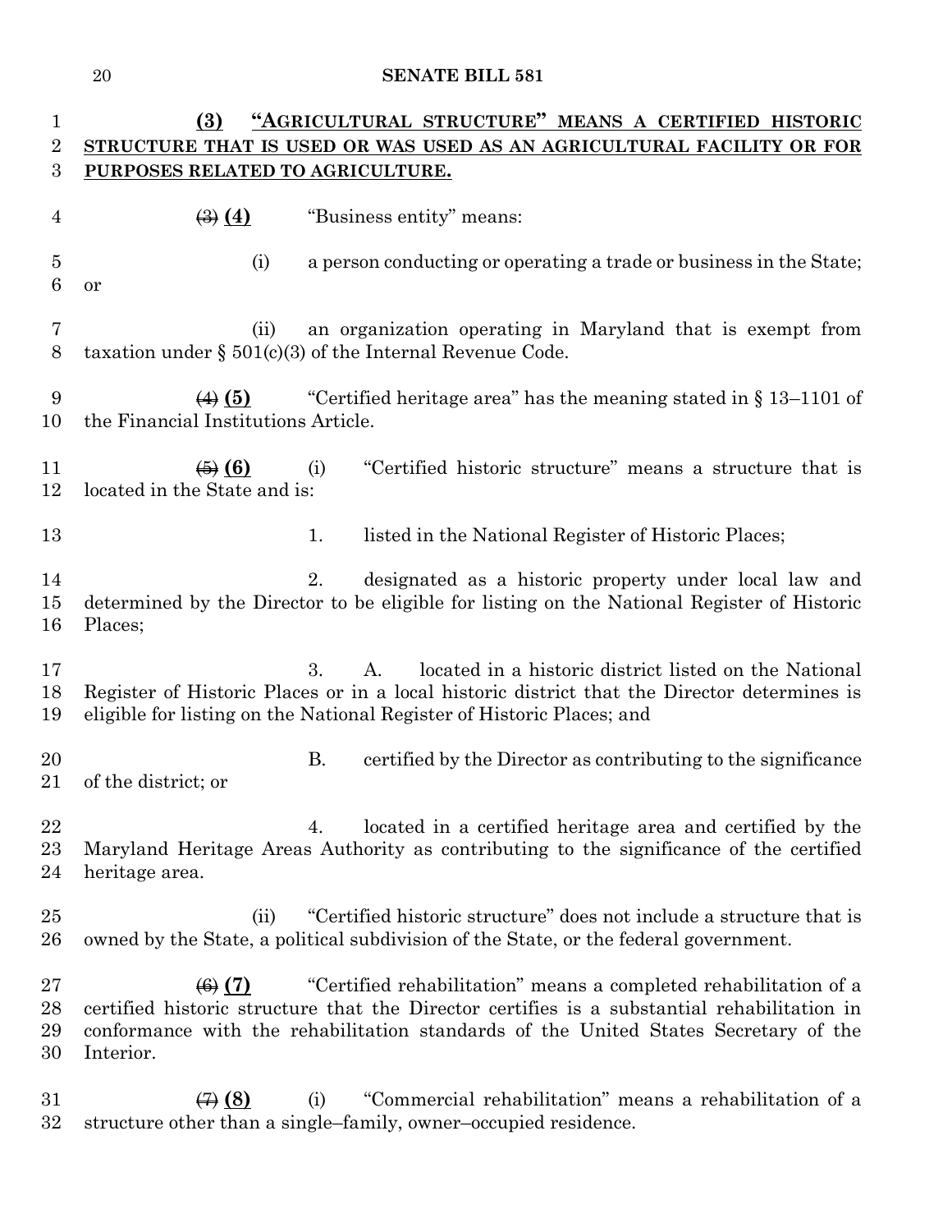**(3) "AGRICULTURAL STRUCTURE" MEANS A CERTIFIED HISTORIC STRUCTURE THAT IS USED OR WAS USED AS AN AGRICULTURAL FACILITY OR FOR PURPOSES RELATED TO AGRICULTURE.**

~~(3)~~ **(4)** "Business entity" means:

(i) a person conducting or operating a trade or business in the State; or

(ii) an organization operating in Maryland that is exempt from taxation under § 501(c)(3) of the Internal Revenue Code.

~~(4)~~ **(5)** "Certified heritage area" has the meaning stated in § 13–1101 of the Financial Institutions Article.

~~(5)~~ **(6)** (i) "Certified historic structure" means a structure that is located in the State and is:

1. listed in the National Register of Historic Places;

2. designated as a historic property under local law and determined by the Director to be eligible for listing on the National Register of Historic Places;

3. A. located in a historic district listed on the National Register of Historic Places or in a local historic district that the Director determines is eligible for listing on the National Register of Historic Places; and

B. certified by the Director as contributing to the significance of the district; or

4. located in a certified heritage area and certified by the Maryland Heritage Areas Authority as contributing to the significance of the certified heritage area.

(ii) "Certified historic structure" does not include a structure that is owned by the State, a political subdivision of the State, or the federal government.

~~(6)~~ **(7)** "Certified rehabilitation" means a completed rehabilitation of a certified historic structure that the Director certifies is a substantial rehabilitation in conformance with the rehabilitation standards of the United States Secretary of the Interior.

~~(7)~~ **(8)** (i) "Commercial rehabilitation" means a rehabilitation of a structure other than a single–family, owner–occupied residence.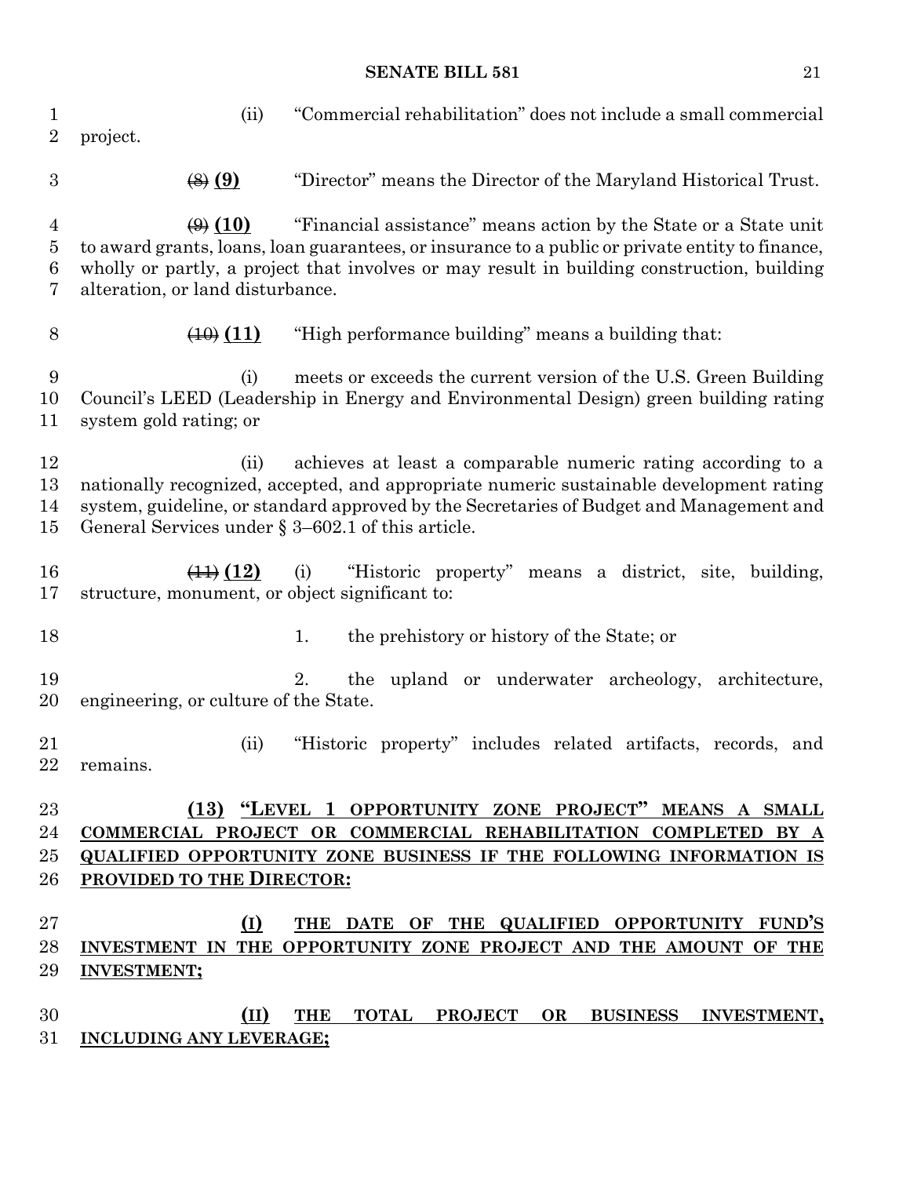(ii) "Commercial rehabilitation" does not include a small commercial project.

~~(8)~~ **(9)** "Director" means the Director of the Maryland Historical Trust.

~~(9)~~ **(10)** "Financial assistance" means action by the State or a State unit to award grants, loans, loan guarantees, or insurance to a public or private entity to finance, wholly or partly, a project that involves or may result in building construction, building alteration, or land disturbance.

~~(10)~~ **(11)** "High performance building" means a building that:

(i) meets or exceeds the current version of the U.S. Green Building Council's LEED (Leadership in Energy and Environmental Design) green building rating system gold rating; or

(ii) achieves at least a comparable numeric rating according to a nationally recognized, accepted, and appropriate numeric sustainable development rating system, guideline, or standard approved by the Secretaries of Budget and Management and General Services under § 3–602.1 of this article.

~~(11)~~ **(12)** (i) "Historic property" means a district, site, building, structure, monument, or object significant to:

1. the prehistory or history of the State; or

2. the upland or underwater archeology, architecture, engineering, or culture of the State.

(ii) "Historic property" includes related artifacts, records, and remains.

**(13) "LEVEL 1 OPPORTUNITY ZONE PROJECT" MEANS A SMALL COMMERCIAL PROJECT OR COMMERCIAL REHABILITATION COMPLETED BY A QUALIFIED OPPORTUNITY ZONE BUSINESS IF THE FOLLOWING INFORMATION IS PROVIDED TO THE DIRECTOR:**

**(I) THE DATE OF THE QUALIFIED OPPORTUNITY FUND'S INVESTMENT IN THE OPPORTUNITY ZONE PROJECT AND THE AMOUNT OF THE INVESTMENT;**

**(II) THE TOTAL PROJECT OR BUSINESS INVESTMENT, INCLUDING ANY LEVERAGE;**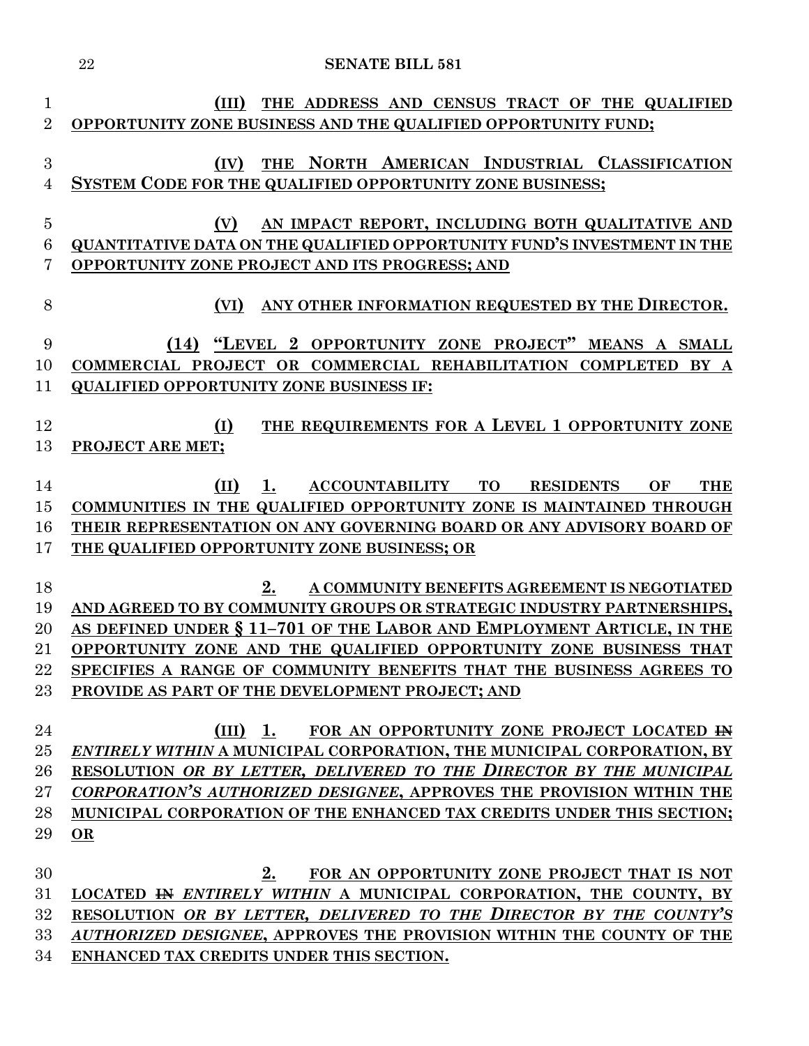(III) THE ADDRESS AND CENSUS TRACT OF THE QUALIFIED OPPORTUNITY ZONE BUSINESS AND THE QUALIFIED OPPORTUNITY FUND;

(IV) THE NORTH AMERICAN INDUSTRIAL CLASSIFICATION SYSTEM CODE FOR THE QUALIFIED OPPORTUNITY ZONE BUSINESS;

(V) AN IMPACT REPORT, INCLUDING BOTH QUALITATIVE AND QUANTITATIVE DATA ON THE QUALIFIED OPPORTUNITY FUND'S INVESTMENT IN THE OPPORTUNITY ZONE PROJECT AND ITS PROGRESS; AND

(VI) ANY OTHER INFORMATION REQUESTED BY THE DIRECTOR.

(14) "LEVEL 2 OPPORTUNITY ZONE PROJECT" MEANS A SMALL COMMERCIAL PROJECT OR COMMERCIAL REHABILITATION COMPLETED BY A QUALIFIED OPPORTUNITY ZONE BUSINESS IF:

(I) THE REQUIREMENTS FOR A LEVEL 1 OPPORTUNITY ZONE PROJECT ARE MET;

(II) 1. ACCOUNTABILITY TO RESIDENTS OF THE COMMUNITIES IN THE QUALIFIED OPPORTUNITY ZONE IS MAINTAINED THROUGH THEIR REPRESENTATION ON ANY GOVERNING BOARD OR ANY ADVISORY BOARD OF THE QUALIFIED OPPORTUNITY ZONE BUSINESS; OR

2. A COMMUNITY BENEFITS AGREEMENT IS NEGOTIATED AND AGREED TO BY COMMUNITY GROUPS OR STRATEGIC INDUSTRY PARTNERSHIPS, AS DEFINED UNDER § 11–701 OF THE LABOR AND EMPLOYMENT ARTICLE, IN THE OPPORTUNITY ZONE AND THE QUALIFIED OPPORTUNITY ZONE BUSINESS THAT SPECIFIES A RANGE OF COMMUNITY BENEFITS THAT THE BUSINESS AGREES TO PROVIDE AS PART OF THE DEVELOPMENT PROJECT; AND

(III) 1. FOR AN OPPORTUNITY ZONE PROJECT LOCATED ~~IN~~ *ENTIRELY WITHIN* A MUNICIPAL CORPORATION, THE MUNICIPAL CORPORATION, BY RESOLUTION *OR BY LETTER, DELIVERED TO THE DIRECTOR BY THE MUNICIPAL CORPORATION'S AUTHORIZED DESIGNEE*, APPROVES THE PROVISION WITHIN THE MUNICIPAL CORPORATION OF THE ENHANCED TAX CREDITS UNDER THIS SECTION; OR

2. FOR AN OPPORTUNITY ZONE PROJECT THAT IS NOT LOCATED ~~IN~~ *ENTIRELY WITHIN* A MUNICIPAL CORPORATION, THE COUNTY, BY RESOLUTION *OR BY LETTER, DELIVERED TO THE DIRECTOR BY THE COUNTY'S AUTHORIZED DESIGNEE*, APPROVES THE PROVISION WITHIN THE COUNTY OF THE ENHANCED TAX CREDITS UNDER THIS SECTION.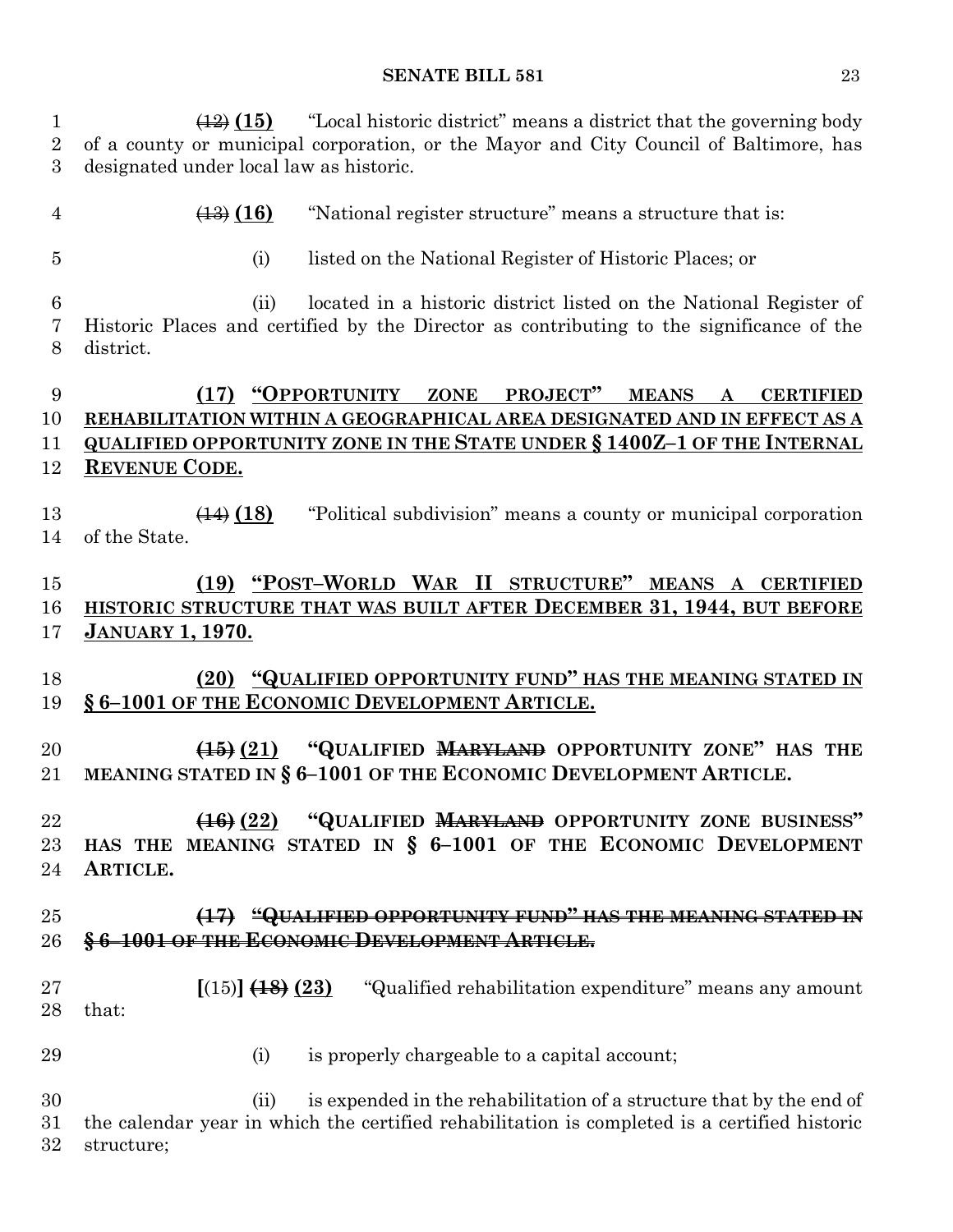~~(12)~~ **(15)** "Local historic district" means a district that the governing body of a county or municipal corporation, or the Mayor and City Council of Baltimore, has designated under local law as historic.

~~(13)~~ **(16)** "National register structure" means a structure that is:

(i) listed on the National Register of Historic Places; or

(ii) located in a historic district listed on the National Register of Historic Places and certified by the Director as contributing to the significance of the district.

**(17) "OPPORTUNITY ZONE PROJECT" MEANS A CERTIFIED REHABILITATION WITHIN A GEOGRAPHICAL AREA DESIGNATED AND IN EFFECT AS A QUALIFIED OPPORTUNITY ZONE IN THE STATE UNDER § 1400Z–1 OF THE INTERNAL REVENUE CODE.**

~~(14)~~ **(18)** "Political subdivision" means a county or municipal corporation of the State.

**(19) "POST–WORLD WAR II STRUCTURE" MEANS A CERTIFIED HISTORIC STRUCTURE THAT WAS BUILT AFTER DECEMBER 31, 1944, BUT BEFORE JANUARY 1, 1970.**

**(20) "QUALIFIED OPPORTUNITY FUND" HAS THE MEANING STATED IN § 6–1001 OF THE ECONOMIC DEVELOPMENT ARTICLE.**

**~~(15)~~ (21) "QUALIFIED ~~MARYLAND~~ OPPORTUNITY ZONE" HAS THE MEANING STATED IN § 6–1001 OF THE ECONOMIC DEVELOPMENT ARTICLE.**

**~~(16)~~ (22) "QUALIFIED ~~MARYLAND~~ OPPORTUNITY ZONE BUSINESS" HAS THE MEANING STATED IN § 6–1001 OF THE ECONOMIC DEVELOPMENT ARTICLE.**

~~**(17) "QUALIFIED OPPORTUNITY FUND" HAS THE MEANING STATED IN § 6–1001 OF THE ECONOMIC DEVELOPMENT ARTICLE.**~~

**[**(15)**]** ~~**(18)**~~ **(23)** "Qualified rehabilitation expenditure" means any amount that:

(i) is properly chargeable to a capital account;

(ii) is expended in the rehabilitation of a structure that by the end of the calendar year in which the certified rehabilitation is completed is a certified historic structure;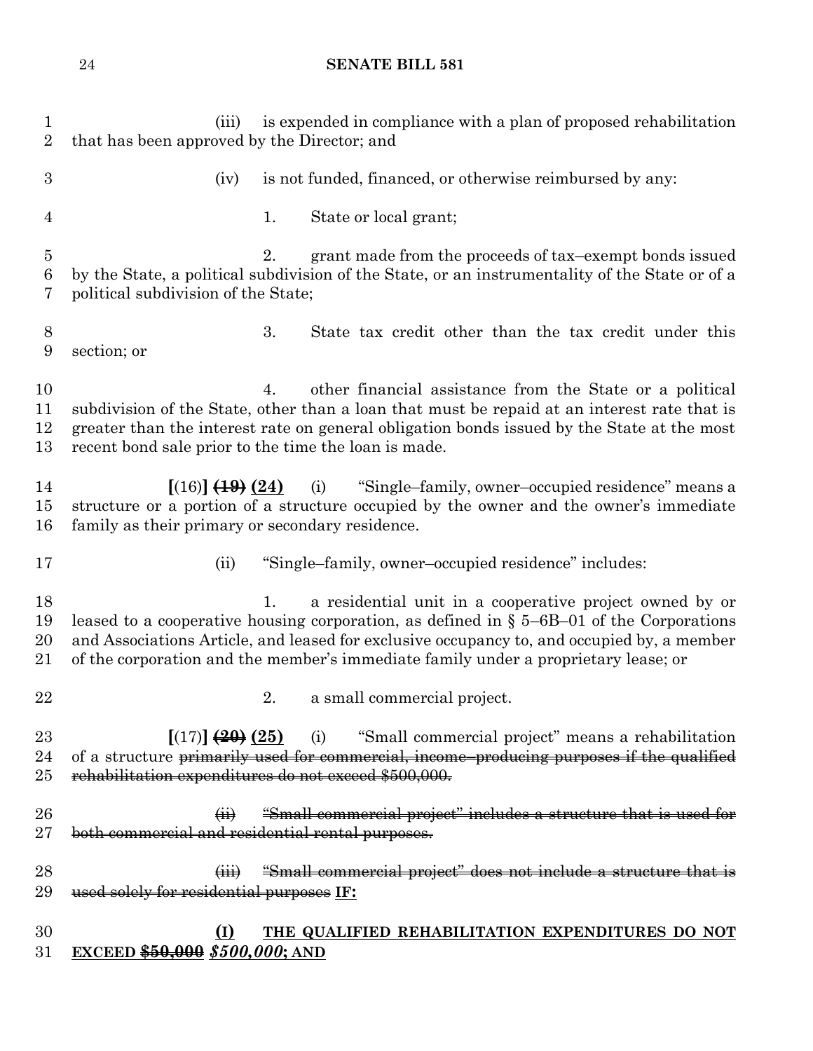(iii) is expended in compliance with a plan of proposed rehabilitation that has been approved by the Director; and

(iv) is not funded, financed, or otherwise reimbursed by any:

1. State or local grant;

2. grant made from the proceeds of tax–exempt bonds issued by the State, a political subdivision of the State, or an instrumentality of the State or of a political subdivision of the State;

3. State tax credit other than the tax credit under this section; or

4. other financial assistance from the State or a political subdivision of the State, other than a loan that must be repaid at an interest rate that is greater than the interest rate on general obligation bonds issued by the State at the most recent bond sale prior to the time the loan is made.

**[**(16)**]** ~~**(19)**~~ **(24)** (i) "Single–family, owner–occupied residence" means a structure or a portion of a structure occupied by the owner and the owner's immediate family as their primary or secondary residence.

(ii) "Single–family, owner–occupied residence" includes:

1. a residential unit in a cooperative project owned by or leased to a cooperative housing corporation, as defined in § 5–6B–01 of the Corporations and Associations Article, and leased for exclusive occupancy to, and occupied by, a member of the corporation and the member's immediate family under a proprietary lease; or

2. a small commercial project.

**[**(17)**]** ~~**(20)**~~ **(25)** (i) "Small commercial project" means a rehabilitation of a structure ~~primarily used for commercial, income–producing purposes if the qualified rehabilitation expenditures do not exceed $500,000.~~

~~(ii) "Small commercial project" includes a structure that is used for both commercial and residential rental purposes.~~

~~(iii) "Small commercial project" does not include a structure that is used solely for residential purposes~~ **IF:**

**(I) THE QUALIFIED REHABILITATION EXPENDITURES DO NOT EXCEED ~~$50,000~~** ***$500,000*****; AND**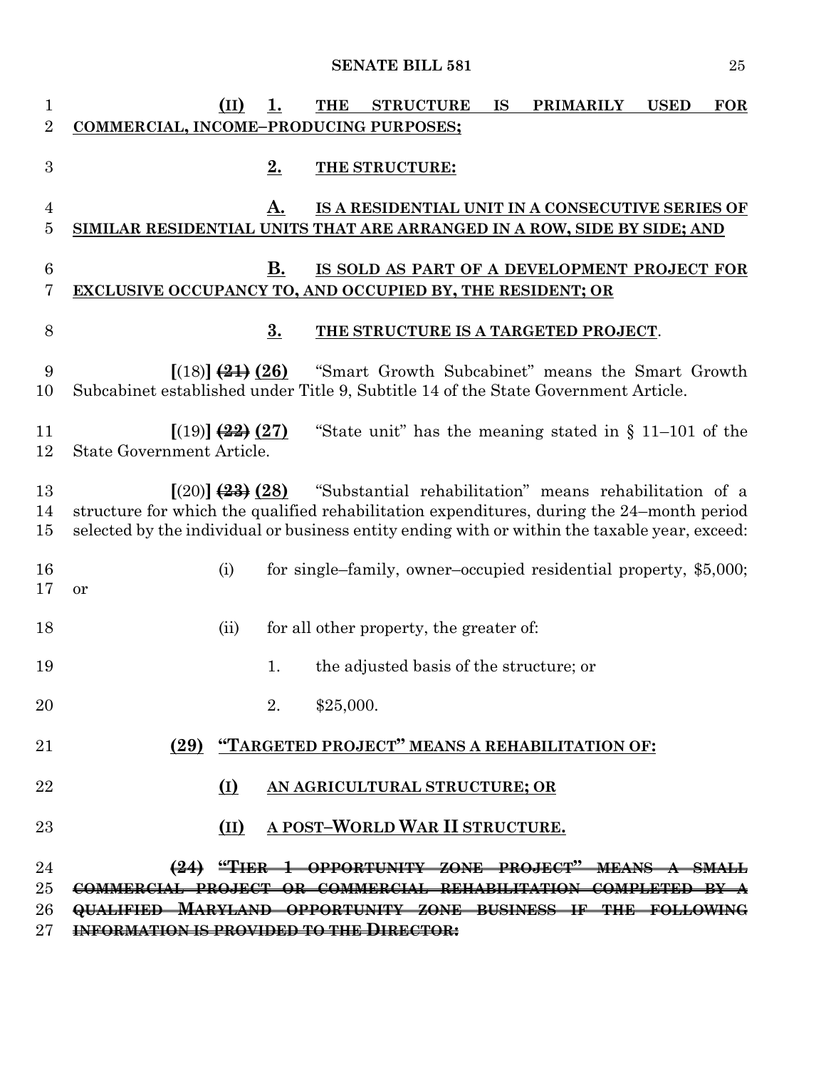(II) 1. THE STRUCTURE IS PRIMARILY USED FOR COMMERCIAL, INCOME–PRODUCING PURPOSES;

2. THE STRUCTURE:

A. IS A RESIDENTIAL UNIT IN A CONSECUTIVE SERIES OF SIMILAR RESIDENTIAL UNITS THAT ARE ARRANGED IN A ROW, SIDE BY SIDE; AND

B. IS SOLD AS PART OF A DEVELOPMENT PROJECT FOR EXCLUSIVE OCCUPANCY TO, AND OCCUPIED BY, THE RESIDENT; OR

3. THE STRUCTURE IS A TARGETED PROJECT.

[(18)] ~~(21)~~ (26) "Smart Growth Subcabinet" means the Smart Growth Subcabinet established under Title 9, Subtitle 14 of the State Government Article.

[(19)] ~~(22)~~ (27) "State unit" has the meaning stated in § 11–101 of the State Government Article.

[(20)] ~~(23)~~ (28) "Substantial rehabilitation" means rehabilitation of a structure for which the qualified rehabilitation expenditures, during the 24–month period selected by the individual or business entity ending with or within the taxable year, exceed:

(i) for single–family, owner–occupied residential property, $5,000; or

(ii) for all other property, the greater of:

1. the adjusted basis of the structure; or

2. $25,000.

(29) "TARGETED PROJECT" MEANS A REHABILITATION OF:

(I) AN AGRICULTURAL STRUCTURE; OR

(II) A POST–WORLD WAR II STRUCTURE.

~~(24) "TIER 1 OPPORTUNITY ZONE PROJECT" MEANS A SMALL COMMERCIAL PROJECT OR COMMERCIAL REHABILITATION COMPLETED BY A QUALIFIED MARYLAND OPPORTUNITY ZONE BUSINESS IF THE FOLLOWING INFORMATION IS PROVIDED TO THE DIRECTOR:~~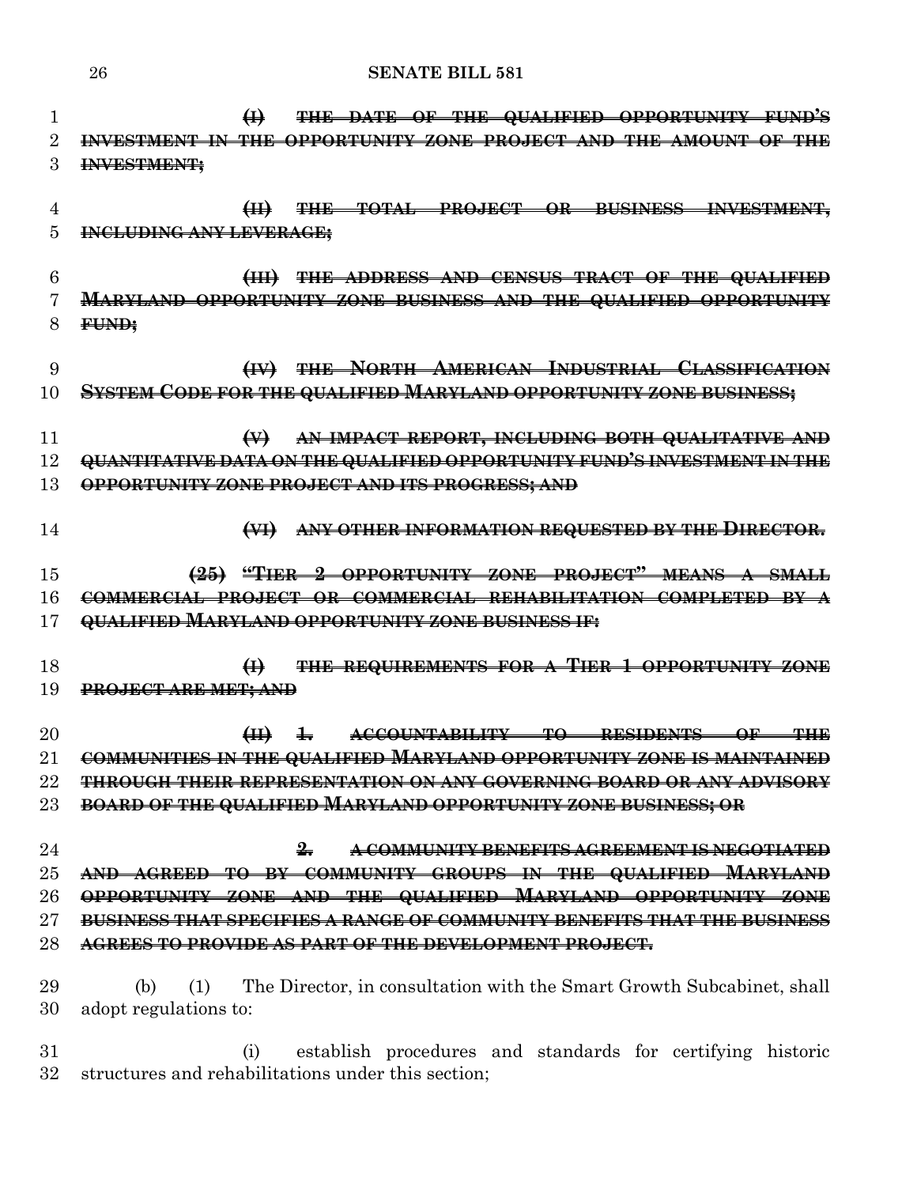~~**(I) THE DATE OF THE QUALIFIED OPPORTUNITY FUND'S INVESTMENT IN THE OPPORTUNITY ZONE PROJECT AND THE AMOUNT OF THE INVESTMENT;**~~

~~**(II) THE TOTAL PROJECT OR BUSINESS INVESTMENT, INCLUDING ANY LEVERAGE;**~~

~~**(III) THE ADDRESS AND CENSUS TRACT OF THE QUALIFIED MARYLAND OPPORTUNITY ZONE BUSINESS AND THE QUALIFIED OPPORTUNITY FUND;**~~

~~**(IV) THE NORTH AMERICAN INDUSTRIAL CLASSIFICATION SYSTEM CODE FOR THE QUALIFIED MARYLAND OPPORTUNITY ZONE BUSINESS;**~~

~~**(V) AN IMPACT REPORT, INCLUDING BOTH QUALITATIVE AND QUANTITATIVE DATA ON THE QUALIFIED OPPORTUNITY FUND'S INVESTMENT IN THE OPPORTUNITY ZONE PROJECT AND ITS PROGRESS; AND**~~

~~**(VI) ANY OTHER INFORMATION REQUESTED BY THE DIRECTOR.**~~

~~**(25) "TIER 2 OPPORTUNITY ZONE PROJECT" MEANS A SMALL COMMERCIAL PROJECT OR COMMERCIAL REHABILITATION COMPLETED BY A QUALIFIED MARYLAND OPPORTUNITY ZONE BUSINESS IF:**~~

~~**(I) THE REQUIREMENTS FOR A TIER 1 OPPORTUNITY ZONE PROJECT ARE MET; AND**~~

~~**(II) 1. ACCOUNTABILITY TO RESIDENTS OF THE COMMUNITIES IN THE QUALIFIED MARYLAND OPPORTUNITY ZONE IS MAINTAINED THROUGH THEIR REPRESENTATION ON ANY GOVERNING BOARD OR ANY ADVISORY BOARD OF THE QUALIFIED MARYLAND OPPORTUNITY ZONE BUSINESS; OR**~~

~~**2. A COMMUNITY BENEFITS AGREEMENT IS NEGOTIATED AND AGREED TO BY COMMUNITY GROUPS IN THE QUALIFIED MARYLAND OPPORTUNITY ZONE AND THE QUALIFIED MARYLAND OPPORTUNITY ZONE BUSINESS THAT SPECIFIES A RANGE OF COMMUNITY BENEFITS THAT THE BUSINESS AGREES TO PROVIDE AS PART OF THE DEVELOPMENT PROJECT.**~~

(b) (1) The Director, in consultation with the Smart Growth Subcabinet, shall adopt regulations to:

(i) establish procedures and standards for certifying historic structures and rehabilitations under this section;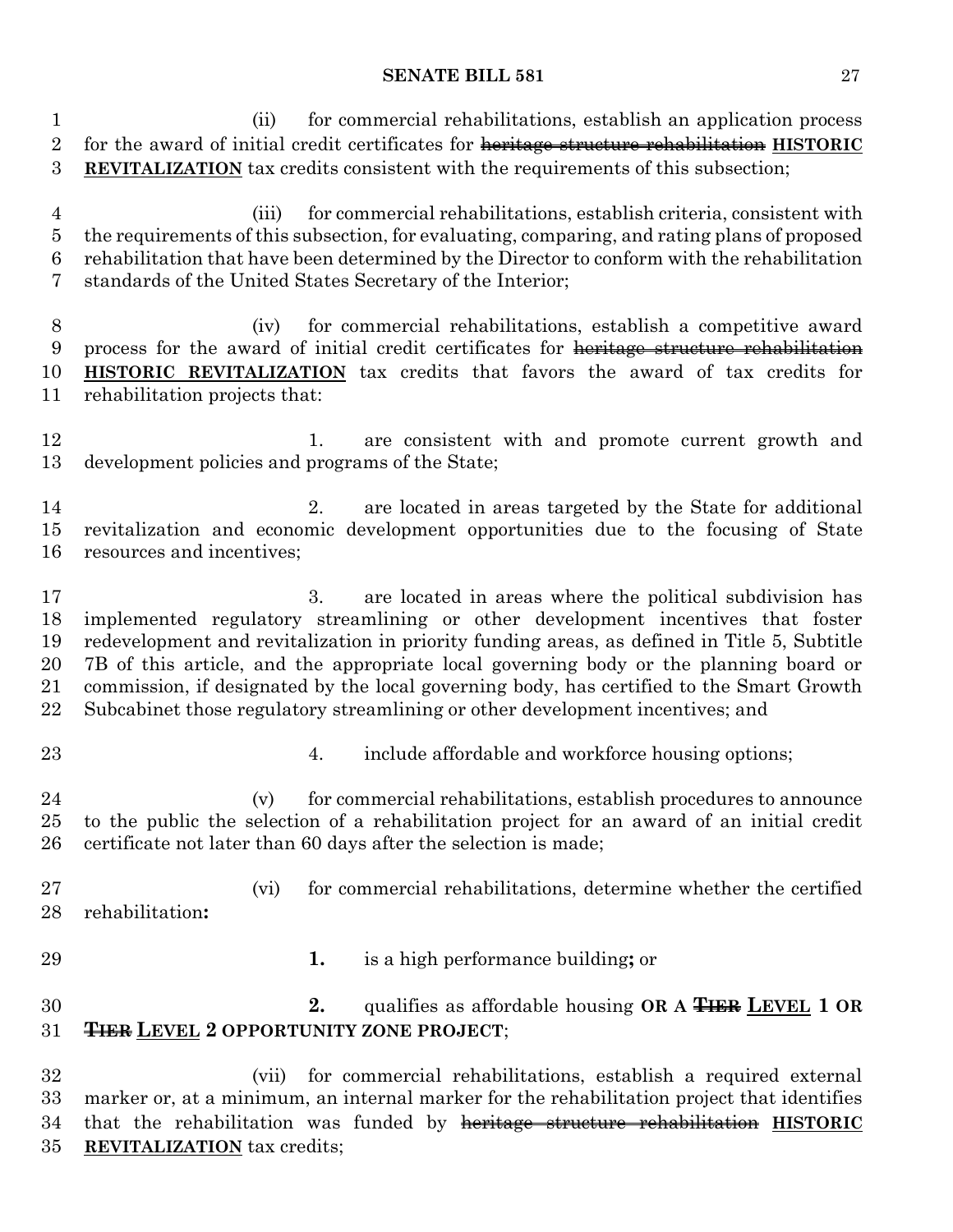(ii) for commercial rehabilitations, establish an application process for the award of initial credit certificates for ~~heritage structure rehabilitation~~ **HISTORIC REVITALIZATION** tax credits consistent with the requirements of this subsection;

(iii) for commercial rehabilitations, establish criteria, consistent with the requirements of this subsection, for evaluating, comparing, and rating plans of proposed rehabilitation that have been determined by the Director to conform with the rehabilitation standards of the United States Secretary of the Interior;

(iv) for commercial rehabilitations, establish a competitive award process for the award of initial credit certificates for ~~heritage structure rehabilitation~~ **HISTORIC REVITALIZATION** tax credits that favors the award of tax credits for rehabilitation projects that:

1. are consistent with and promote current growth and development policies and programs of the State;

2. are located in areas targeted by the State for additional revitalization and economic development opportunities due to the focusing of State resources and incentives;

3. are located in areas where the political subdivision has implemented regulatory streamlining or other development incentives that foster redevelopment and revitalization in priority funding areas, as defined in Title 5, Subtitle 7B of this article, and the appropriate local governing body or the planning board or commission, if designated by the local governing body, has certified to the Smart Growth Subcabinet those regulatory streamlining or other development incentives; and

4. include affordable and workforce housing options;

(v) for commercial rehabilitations, establish procedures to announce to the public the selection of a rehabilitation project for an award of an initial credit certificate not later than 60 days after the selection is made;

(vi) for commercial rehabilitations, determine whether the certified rehabilitation**:**

**1.** is a high performance building**;** or

**2.** qualifies as affordable housing **OR A ~~TIER~~ LEVEL 1 OR ~~TIER~~ LEVEL 2 OPPORTUNITY ZONE PROJECT**;

(vii) for commercial rehabilitations, establish a required external marker or, at a minimum, an internal marker for the rehabilitation project that identifies that the rehabilitation was funded by ~~heritage structure rehabilitation~~ **HISTORIC REVITALIZATION** tax credits;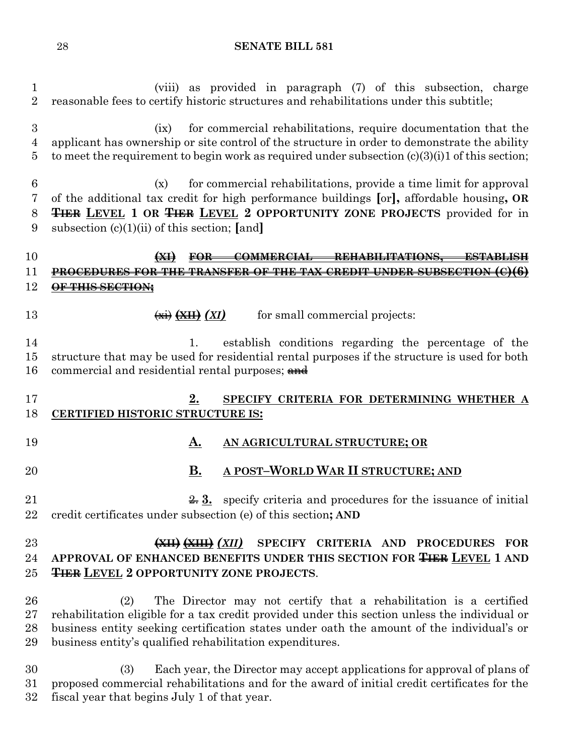(viii) as provided in paragraph (7) of this subsection, charge reasonable fees to certify historic structures and rehabilitations under this subtitle;

(ix) for commercial rehabilitations, require documentation that the applicant has ownership or site control of the structure in order to demonstrate the ability to meet the requirement to begin work as required under subsection (c)(3)(i)1 of this section;

(x) for commercial rehabilitations, provide a time limit for approval of the additional tax credit for high performance buildings [or], affordable housing, **OR** ~~**TIER**~~ **LEVEL 1 OR** ~~**TIER**~~ **LEVEL 2 OPPORTUNITY ZONE PROJECTS** provided for in subsection (c)(1)(ii) of this section; [and]

~~**(XI) FOR COMMERCIAL REHABILITATIONS, ESTABLISH PROCEDURES FOR THE TRANSFER OF THE TAX CREDIT UNDER SUBSECTION (C)(6) OF THIS SECTION;**~~

~~(xi)~~ ~~**(XII)**~~ *(XI)* for small commercial projects:

1. establish conditions regarding the percentage of the structure that may be used for residential rental purposes if the structure is used for both commercial and residential rental purposes; ~~and~~

**2. SPECIFY CRITERIA FOR DETERMINING WHETHER A CERTIFIED HISTORIC STRUCTURE IS:**

**A. AN AGRICULTURAL STRUCTURE; OR**

**B. A POST–WORLD WAR II STRUCTURE; AND**

~~2.~~ **3.** specify criteria and procedures for the issuance of initial credit certificates under subsection (e) of this section**; AND**

~~**(XII)**~~ ~~**(XIII)**~~ *(XII)* **SPECIFY CRITERIA AND PROCEDURES FOR APPROVAL OF ENHANCED BENEFITS UNDER THIS SECTION FOR** ~~**TIER**~~ **LEVEL 1 AND** ~~**TIER**~~ **LEVEL 2 OPPORTUNITY ZONE PROJECTS**.

(2) The Director may not certify that a rehabilitation is a certified rehabilitation eligible for a tax credit provided under this section unless the individual or business entity seeking certification states under oath the amount of the individual's or business entity's qualified rehabilitation expenditures.

(3) Each year, the Director may accept applications for approval of plans of proposed commercial rehabilitations and for the award of initial credit certificates for the fiscal year that begins July 1 of that year.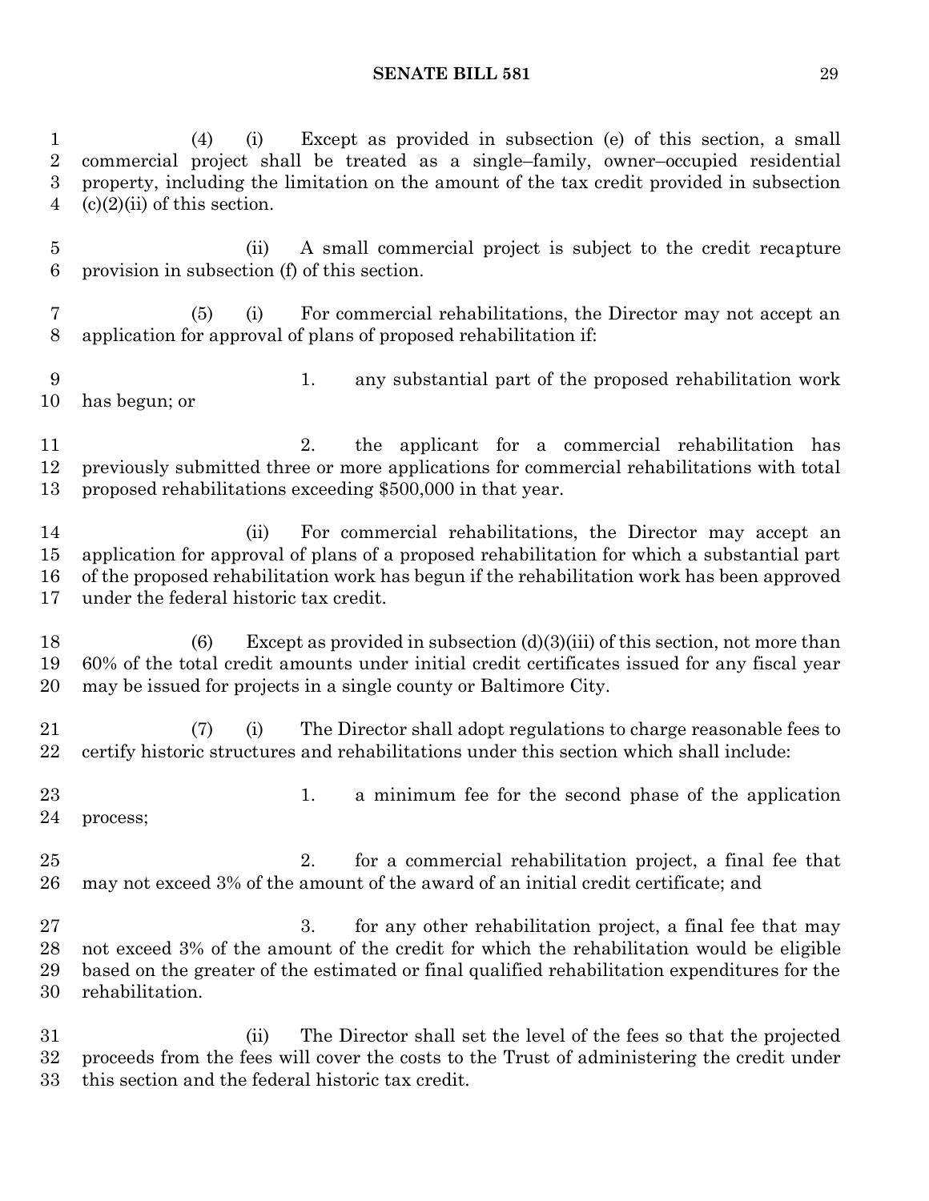(4) (i) Except as provided in subsection (e) of this section, a small commercial project shall be treated as a single–family, owner–occupied residential property, including the limitation on the amount of the tax credit provided in subsection (c)(2)(ii) of this section.

(ii) A small commercial project is subject to the credit recapture provision in subsection (f) of this section.

(5) (i) For commercial rehabilitations, the Director may not accept an application for approval of plans of proposed rehabilitation if:

1. any substantial part of the proposed rehabilitation work has begun; or

2. the applicant for a commercial rehabilitation has previously submitted three or more applications for commercial rehabilitations with total proposed rehabilitations exceeding $500,000 in that year.

(ii) For commercial rehabilitations, the Director may accept an application for approval of plans of a proposed rehabilitation for which a substantial part of the proposed rehabilitation work has begun if the rehabilitation work has been approved under the federal historic tax credit.

(6) Except as provided in subsection (d)(3)(iii) of this section, not more than 60% of the total credit amounts under initial credit certificates issued for any fiscal year may be issued for projects in a single county or Baltimore City.

(7) (i) The Director shall adopt regulations to charge reasonable fees to certify historic structures and rehabilitations under this section which shall include:

1. a minimum fee for the second phase of the application process;

2. for a commercial rehabilitation project, a final fee that may not exceed 3% of the amount of the award of an initial credit certificate; and

3. for any other rehabilitation project, a final fee that may not exceed 3% of the amount of the credit for which the rehabilitation would be eligible based on the greater of the estimated or final qualified rehabilitation expenditures for the rehabilitation.

(ii) The Director shall set the level of the fees so that the projected proceeds from the fees will cover the costs to the Trust of administering the credit under this section and the federal historic tax credit.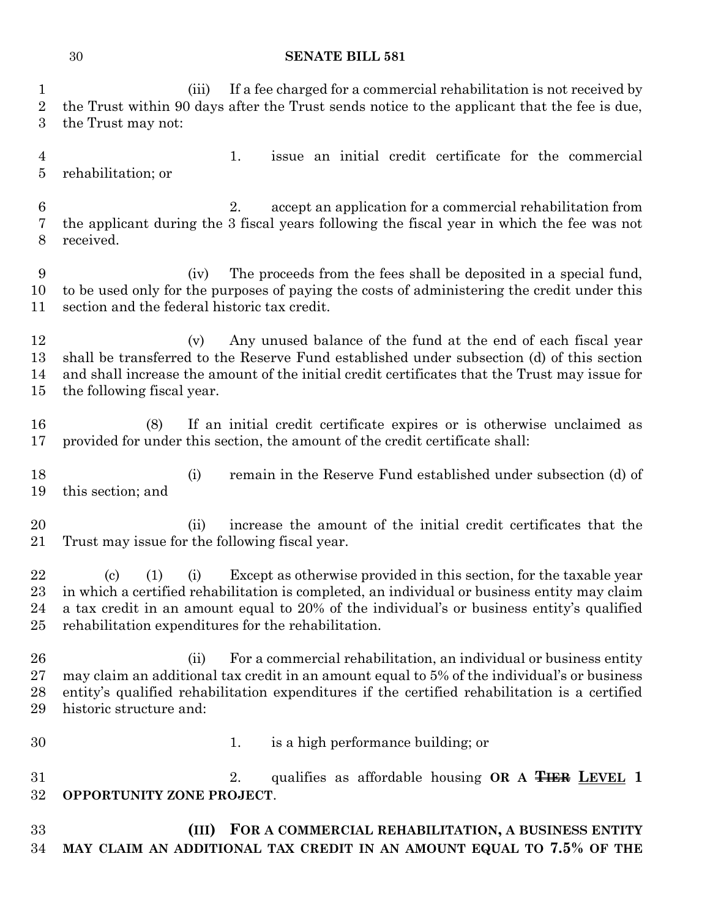(iii) If a fee charged for a commercial rehabilitation is not received by the Trust within 90 days after the Trust sends notice to the applicant that the fee is due, the Trust may not:

1. issue an initial credit certificate for the commercial rehabilitation; or

2. accept an application for a commercial rehabilitation from the applicant during the 3 fiscal years following the fiscal year in which the fee was not received.

(iv) The proceeds from the fees shall be deposited in a special fund, to be used only for the purposes of paying the costs of administering the credit under this section and the federal historic tax credit.

(v) Any unused balance of the fund at the end of each fiscal year shall be transferred to the Reserve Fund established under subsection (d) of this section and shall increase the amount of the initial credit certificates that the Trust may issue for the following fiscal year.

(8) If an initial credit certificate expires or is otherwise unclaimed as provided for under this section, the amount of the credit certificate shall:

(i) remain in the Reserve Fund established under subsection (d) of this section; and

(ii) increase the amount of the initial credit certificates that the Trust may issue for the following fiscal year.

(c) (1) (i) Except as otherwise provided in this section, for the taxable year in which a certified rehabilitation is completed, an individual or business entity may claim a tax credit in an amount equal to 20% of the individual's or business entity's qualified rehabilitation expenditures for the rehabilitation.

(ii) For a commercial rehabilitation, an individual or business entity may claim an additional tax credit in an amount equal to 5% of the individual's or business entity's qualified rehabilitation expenditures if the certified rehabilitation is a certified historic structure and:

1. is a high performance building; or

2. qualifies as affordable housing **OR A ~~TIER~~ LEVEL 1 OPPORTUNITY ZONE PROJECT**.

**(III) FOR A COMMERCIAL REHABILITATION, A BUSINESS ENTITY MAY CLAIM AN ADDITIONAL TAX CREDIT IN AN AMOUNT EQUAL TO 7.5% OF THE**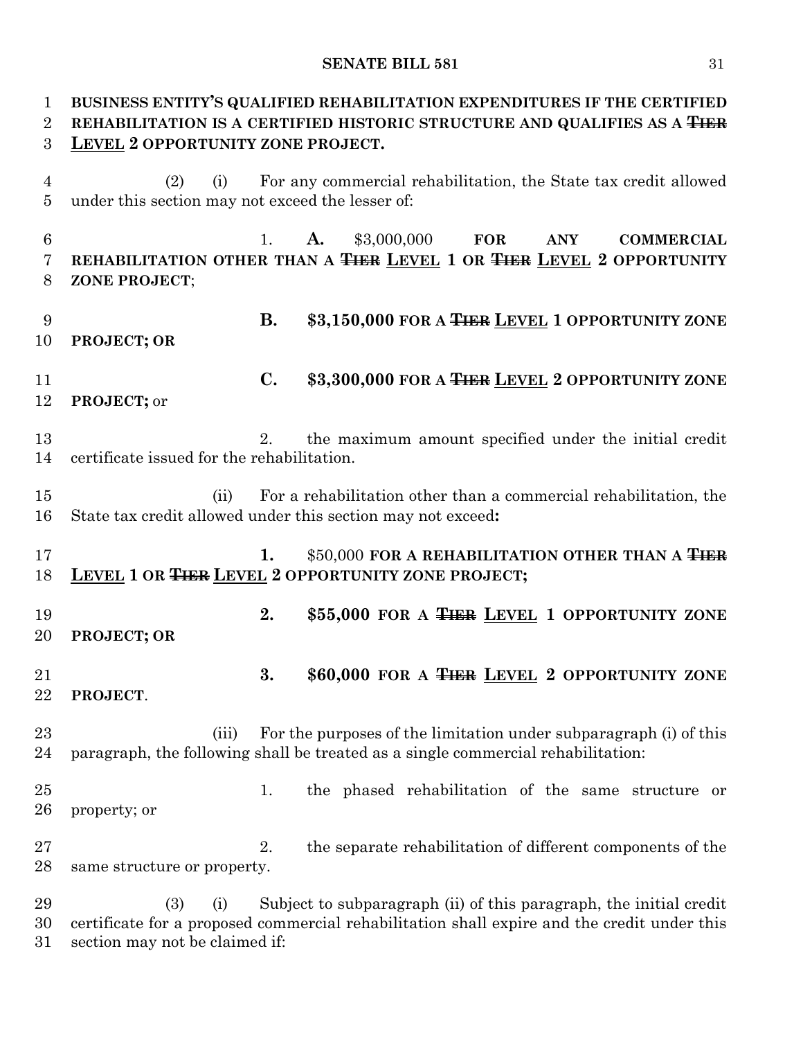BUSINESS ENTITY'S QUALIFIED REHABILITATION EXPENDITURES IF THE CERTIFIED REHABILITATION IS A CERTIFIED HISTORIC STRUCTURE AND QUALIFIES AS A ~~TIER~~ LEVEL 2 OPPORTUNITY ZONE PROJECT.

(2) (i) For any commercial rehabilitation, the State tax credit allowed under this section may not exceed the lesser of:

1. **A.** $3,000,000 **FOR ANY COMMERCIAL REHABILITATION OTHER THAN A ~~TIER~~ LEVEL 1 OR ~~TIER~~ LEVEL 2 OPPORTUNITY ZONE PROJECT**;

**B. $3,150,000 FOR A ~~TIER~~ LEVEL 1 OPPORTUNITY ZONE PROJECT; OR**

**C. $3,300,000 FOR A ~~TIER~~ LEVEL 2 OPPORTUNITY ZONE PROJECT;** or

2. the maximum amount specified under the initial credit certificate issued for the rehabilitation.

(ii) For a rehabilitation other than a commercial rehabilitation, the State tax credit allowed under this section may not exceed**:**

**1.** $50,000 **FOR A REHABILITATION OTHER THAN A ~~TIER~~ LEVEL 1 OR ~~TIER~~ LEVEL 2 OPPORTUNITY ZONE PROJECT;**

**2. $55,000 FOR A ~~TIER~~ LEVEL 1 OPPORTUNITY ZONE PROJECT; OR**

**3. $60,000 FOR A ~~TIER~~ LEVEL 2 OPPORTUNITY ZONE PROJECT**.

(iii) For the purposes of the limitation under subparagraph (i) of this paragraph, the following shall be treated as a single commercial rehabilitation:

1. the phased rehabilitation of the same structure or property; or

2. the separate rehabilitation of different components of the same structure or property.

(3) (i) Subject to subparagraph (ii) of this paragraph, the initial credit certificate for a proposed commercial rehabilitation shall expire and the credit under this section may not be claimed if: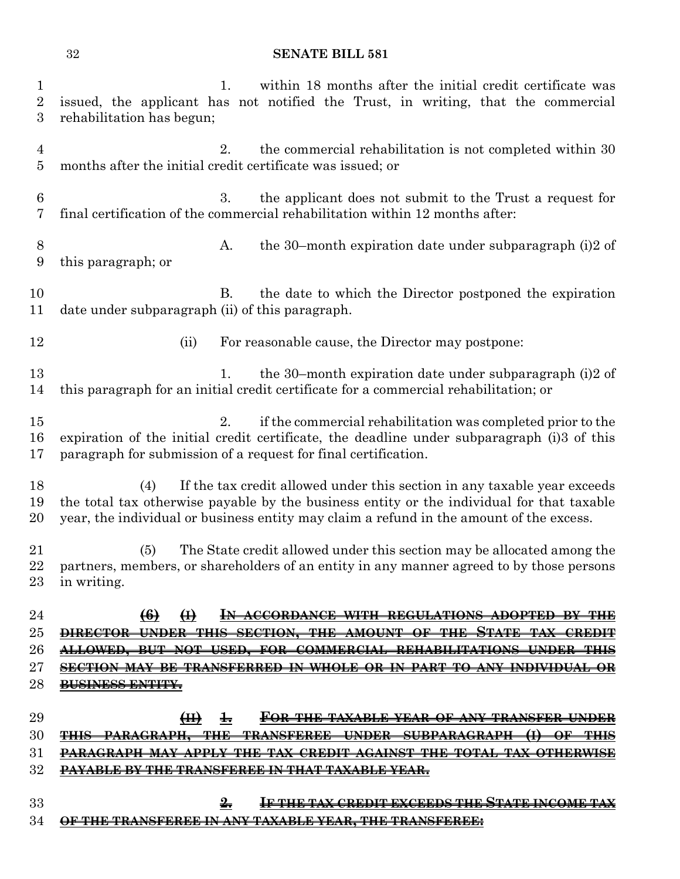1. within 18 months after the initial credit certificate was issued, the applicant has not notified the Trust, in writing, that the commercial rehabilitation has begun;

2. the commercial rehabilitation is not completed within 30 months after the initial credit certificate was issued; or

3. the applicant does not submit to the Trust a request for final certification of the commercial rehabilitation within 12 months after:

A. the 30–month expiration date under subparagraph (i)2 of this paragraph; or

B. the date to which the Director postponed the expiration date under subparagraph (ii) of this paragraph.

(ii) For reasonable cause, the Director may postpone:

1. the 30–month expiration date under subparagraph (i)2 of this paragraph for an initial credit certificate for a commercial rehabilitation; or

2. if the commercial rehabilitation was completed prior to the expiration of the initial credit certificate, the deadline under subparagraph (i)3 of this paragraph for submission of a request for final certification.

(4) If the tax credit allowed under this section in any taxable year exceeds the total tax otherwise payable by the business entity or the individual for that taxable year, the individual or business entity may claim a refund in the amount of the excess.

(5) The State credit allowed under this section may be allocated among the partners, members, or shareholders of an entity in any manner agreed to by those persons in writing.

~~**(6) (I) IN ACCORDANCE WITH REGULATIONS ADOPTED BY THE DIRECTOR UNDER THIS SECTION, THE AMOUNT OF THE STATE TAX CREDIT ALLOWED, BUT NOT USED, FOR COMMERCIAL REHABILITATIONS UNDER THIS SECTION MAY BE TRANSFERRED IN WHOLE OR IN PART TO ANY INDIVIDUAL OR BUSINESS ENTITY.**~~

~~**(II) 1. FOR THE TAXABLE YEAR OF ANY TRANSFER UNDER THIS PARAGRAPH, THE TRANSFEREE UNDER SUBPARAGRAPH (I) OF THIS PARAGRAPH MAY APPLY THE TAX CREDIT AGAINST THE TOTAL TAX OTHERWISE PAYABLE BY THE TRANSFEREE IN THAT TAXABLE YEAR.**~~

~~**2. IF THE TAX CREDIT EXCEEDS THE STATE INCOME TAX OF THE TRANSFEREE IN ANY TAXABLE YEAR, THE TRANSFEREE:**~~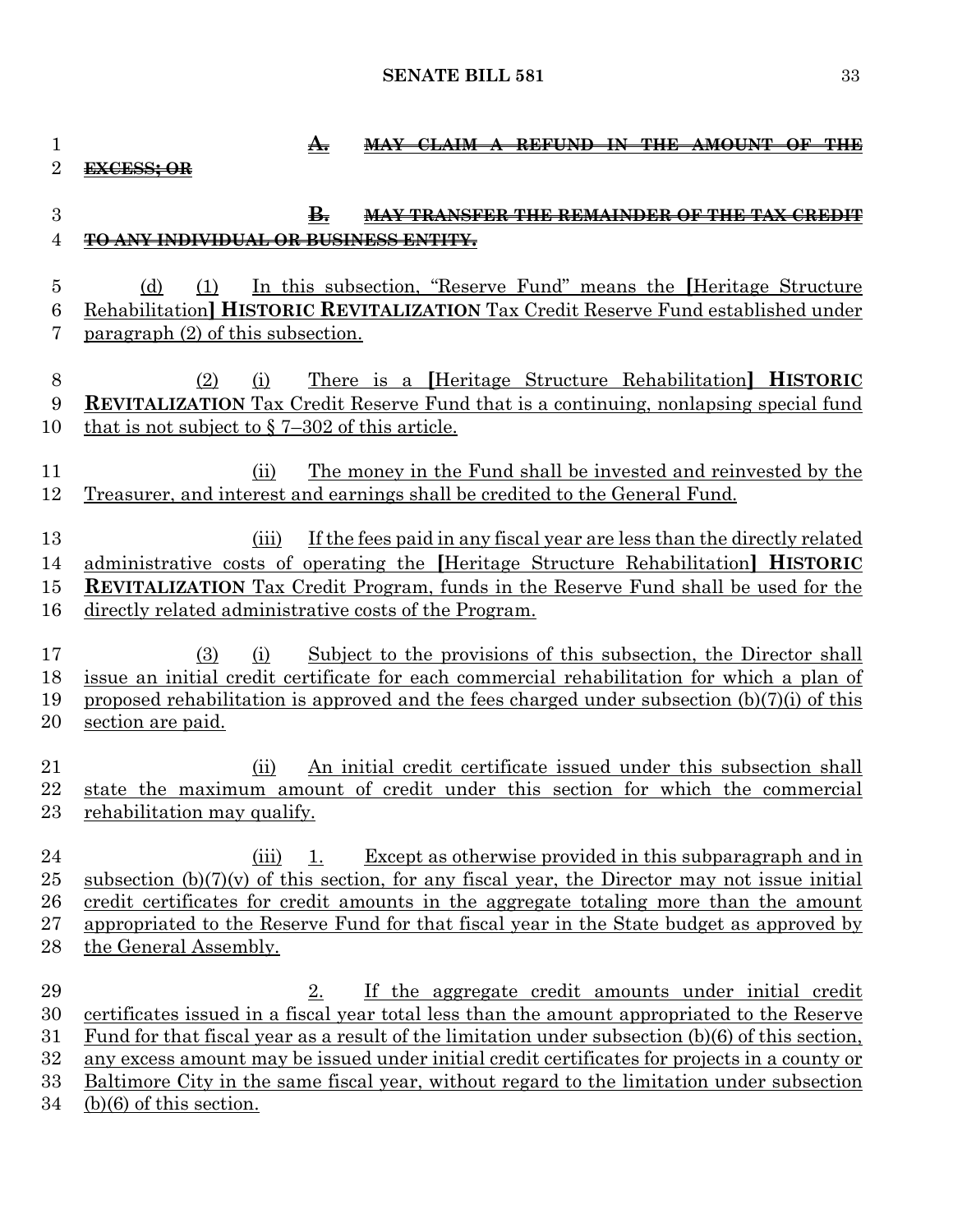A. ~~MAY CLAIM A REFUND IN THE AMOUNT OF THE EXCESS; OR~~

B. ~~MAY TRANSFER THE REMAINDER OF THE TAX CREDIT TO ANY INDIVIDUAL OR BUSINESS ENTITY.~~

(d) (1) In this subsection, "Reserve Fund" means the [Heritage Structure Rehabilitation] **HISTORIC REVITALIZATION** Tax Credit Reserve Fund established under paragraph (2) of this subsection.

(2) (i) There is a [Heritage Structure Rehabilitation] **HISTORIC REVITALIZATION** Tax Credit Reserve Fund that is a continuing, nonlapsing special fund that is not subject to § 7–302 of this article.

(ii) The money in the Fund shall be invested and reinvested by the Treasurer, and interest and earnings shall be credited to the General Fund.

(iii) If the fees paid in any fiscal year are less than the directly related administrative costs of operating the [Heritage Structure Rehabilitation] **HISTORIC REVITALIZATION** Tax Credit Program, funds in the Reserve Fund shall be used for the directly related administrative costs of the Program.

(3) (i) Subject to the provisions of this subsection, the Director shall issue an initial credit certificate for each commercial rehabilitation for which a plan of proposed rehabilitation is approved and the fees charged under subsection (b)(7)(i) of this section are paid.

(ii) An initial credit certificate issued under this subsection shall state the maximum amount of credit under this section for which the commercial rehabilitation may qualify.

(iii) 1. Except as otherwise provided in this subparagraph and in subsection (b)(7)(v) of this section, for any fiscal year, the Director may not issue initial credit certificates for credit amounts in the aggregate totaling more than the amount appropriated to the Reserve Fund for that fiscal year in the State budget as approved by the General Assembly.

2. If the aggregate credit amounts under initial credit certificates issued in a fiscal year total less than the amount appropriated to the Reserve Fund for that fiscal year as a result of the limitation under subsection (b)(6) of this section, any excess amount may be issued under initial credit certificates for projects in a county or Baltimore City in the same fiscal year, without regard to the limitation under subsection (b)(6) of this section.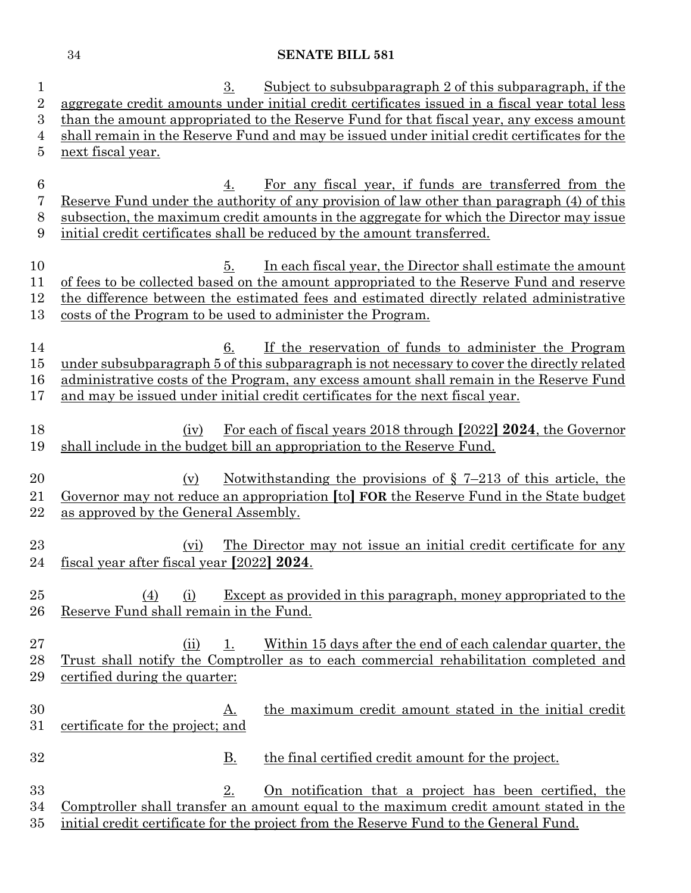3. Subject to subsubparagraph 2 of this subparagraph, if the aggregate credit amounts under initial credit certificates issued in a fiscal year total less than the amount appropriated to the Reserve Fund for that fiscal year, any excess amount shall remain in the Reserve Fund and may be issued under initial credit certificates for the next fiscal year.

4. For any fiscal year, if funds are transferred from the Reserve Fund under the authority of any provision of law other than paragraph (4) of this subsection, the maximum credit amounts in the aggregate for which the Director may issue initial credit certificates shall be reduced by the amount transferred.

5. In each fiscal year, the Director shall estimate the amount of fees to be collected based on the amount appropriated to the Reserve Fund and reserve the difference between the estimated fees and estimated directly related administrative costs of the Program to be used to administer the Program.

6. If the reservation of funds to administer the Program under subsubparagraph 5 of this subparagraph is not necessary to cover the directly related administrative costs of the Program, any excess amount shall remain in the Reserve Fund and may be issued under initial credit certificates for the next fiscal year.

(iv) For each of fiscal years 2018 through [2022] **2024**, the Governor shall include in the budget bill an appropriation to the Reserve Fund.

(v) Notwithstanding the provisions of § 7–213 of this article, the Governor may not reduce an appropriation [to] **FOR** the Reserve Fund in the State budget as approved by the General Assembly.

(vi) The Director may not issue an initial credit certificate for any fiscal year after fiscal year [2022] **2024**.

(4) (i) Except as provided in this paragraph, money appropriated to the Reserve Fund shall remain in the Fund.

(ii) 1. Within 15 days after the end of each calendar quarter, the Trust shall notify the Comptroller as to each commercial rehabilitation completed and certified during the quarter:

A. the maximum credit amount stated in the initial credit certificate for the project; and

B. the final certified credit amount for the project.

2. On notification that a project has been certified, the Comptroller shall transfer an amount equal to the maximum credit amount stated in the initial credit certificate for the project from the Reserve Fund to the General Fund.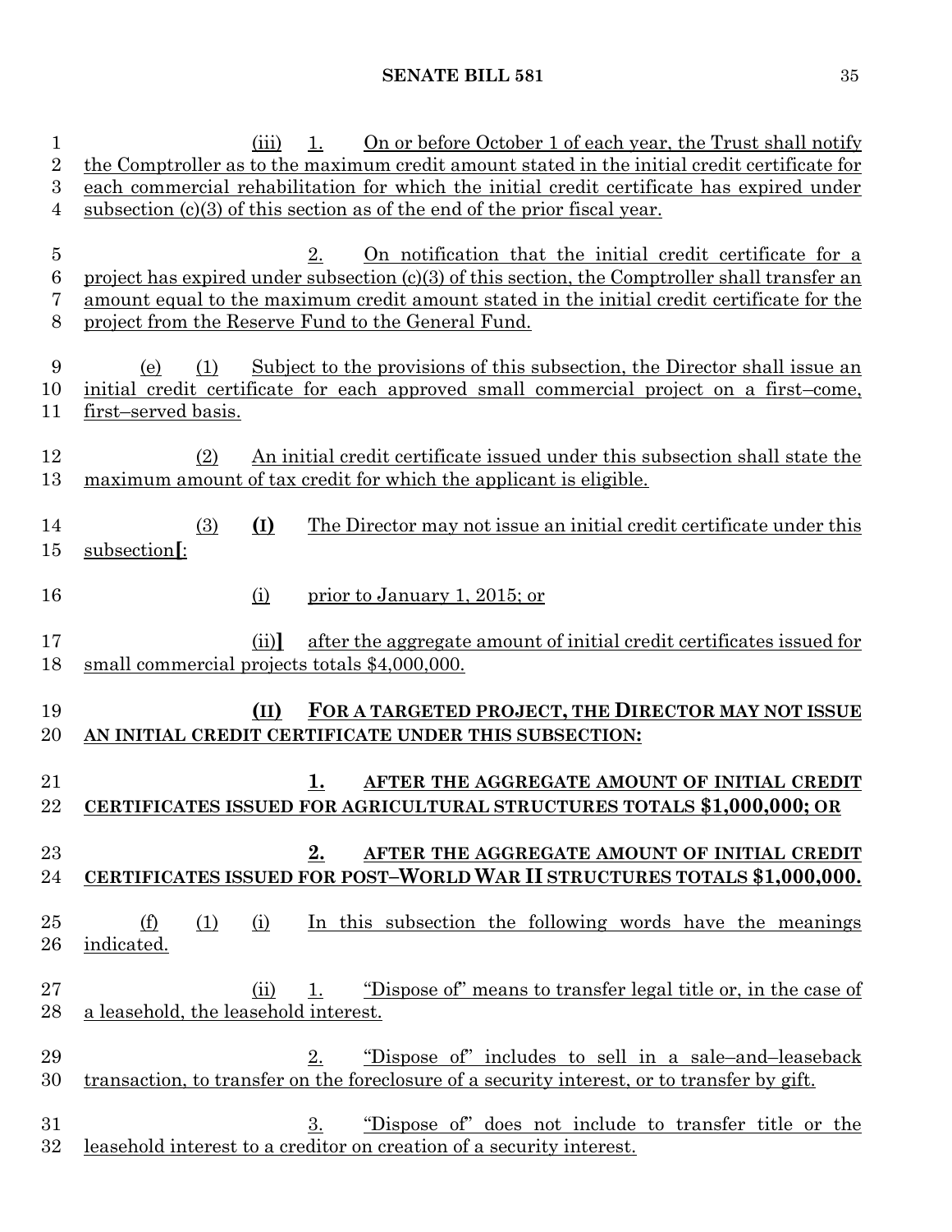(iii) 1. On or before October 1 of each year, the Trust shall notify the Comptroller as to the maximum credit amount stated in the initial credit certificate for each commercial rehabilitation for which the initial credit certificate has expired under subsection (c)(3) of this section as of the end of the prior fiscal year.

2. On notification that the initial credit certificate for a project has expired under subsection (c)(3) of this section, the Comptroller shall transfer an amount equal to the maximum credit amount stated in the initial credit certificate for the project from the Reserve Fund to the General Fund.

(e) (1) Subject to the provisions of this subsection, the Director shall issue an initial credit certificate for each approved small commercial project on a first–come, first–served basis.

(2) An initial credit certificate issued under this subsection shall state the maximum amount of tax credit for which the applicant is eligible.

(3) **(I)** The Director may not issue an initial credit certificate under this subsection**[**:

(i) prior to January 1, 2015; or

(ii)**]** after the aggregate amount of initial credit certificates issued for small commercial projects totals $4,000,000.

**(II) FOR A TARGETED PROJECT, THE DIRECTOR MAY NOT ISSUE AN INITIAL CREDIT CERTIFICATE UNDER THIS SUBSECTION:**

**1. AFTER THE AGGREGATE AMOUNT OF INITIAL CREDIT CERTIFICATES ISSUED FOR AGRICULTURAL STRUCTURES TOTALS $1,000,000; OR**

**2. AFTER THE AGGREGATE AMOUNT OF INITIAL CREDIT CERTIFICATES ISSUED FOR POST–WORLD WAR II STRUCTURES TOTALS $1,000,000.**

(f) (1) (i) In this subsection the following words have the meanings indicated.

(ii) 1. "Dispose of" means to transfer legal title or, in the case of a leasehold, the leasehold interest.

2. "Dispose of" includes to sell in a sale–and–leaseback transaction, to transfer on the foreclosure of a security interest, or to transfer by gift.

3. "Dispose of" does not include to transfer title or the leasehold interest to a creditor on creation of a security interest.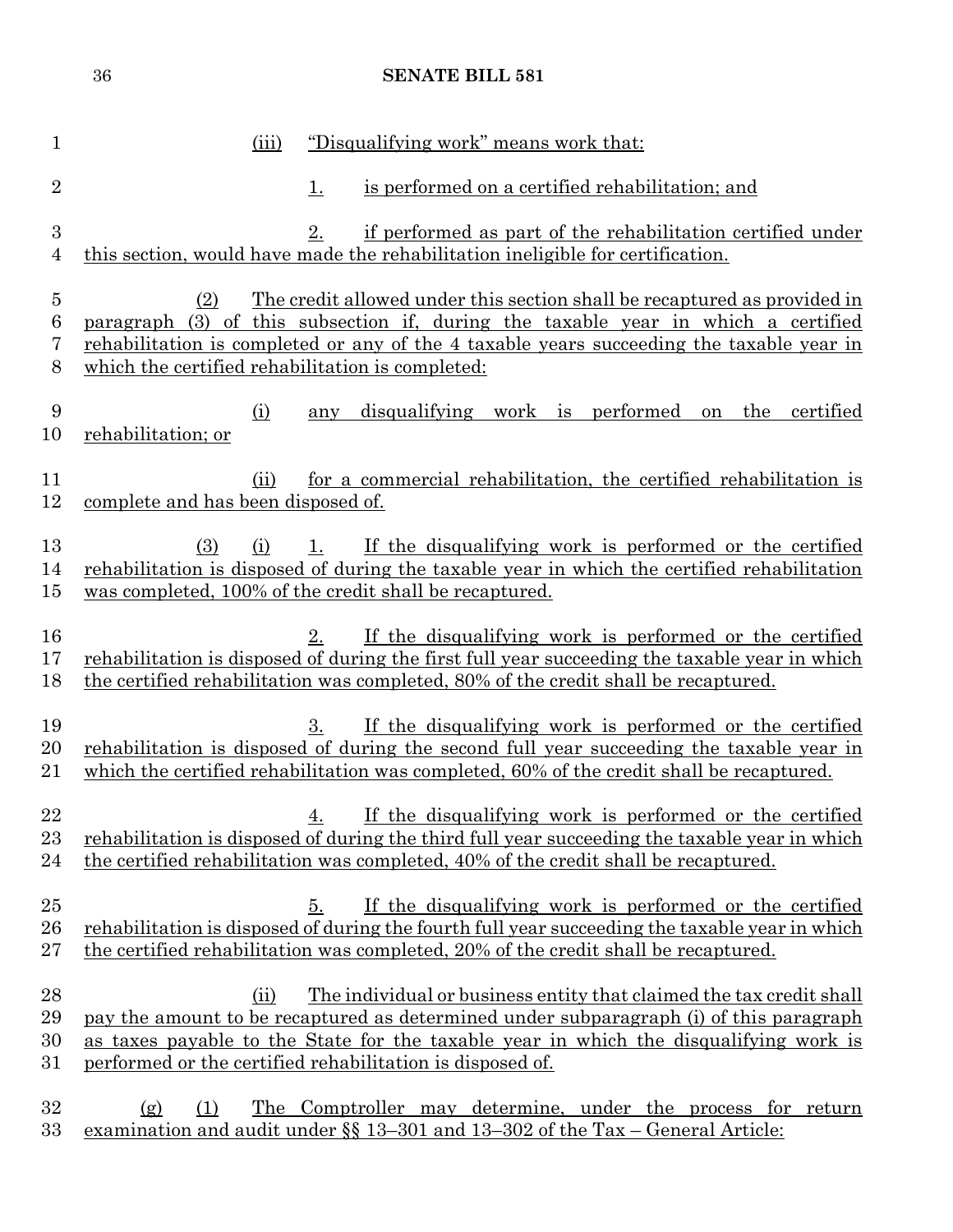(iii) "Disqualifying work" means work that:

1. is performed on a certified rehabilitation; and

2. if performed as part of the rehabilitation certified under this section, would have made the rehabilitation ineligible for certification.

(2) The credit allowed under this section shall be recaptured as provided in paragraph (3) of this subsection if, during the taxable year in which a certified rehabilitation is completed or any of the 4 taxable years succeeding the taxable year in which the certified rehabilitation is completed:

(i) any disqualifying work is performed on the certified rehabilitation; or

(ii) for a commercial rehabilitation, the certified rehabilitation is complete and has been disposed of.

(3) (i) 1. If the disqualifying work is performed or the certified rehabilitation is disposed of during the taxable year in which the certified rehabilitation was completed, 100% of the credit shall be recaptured.

2. If the disqualifying work is performed or the certified rehabilitation is disposed of during the first full year succeeding the taxable year in which the certified rehabilitation was completed, 80% of the credit shall be recaptured.

3. If the disqualifying work is performed or the certified rehabilitation is disposed of during the second full year succeeding the taxable year in which the certified rehabilitation was completed, 60% of the credit shall be recaptured.

4. If the disqualifying work is performed or the certified rehabilitation is disposed of during the third full year succeeding the taxable year in which the certified rehabilitation was completed, 40% of the credit shall be recaptured.

5. If the disqualifying work is performed or the certified rehabilitation is disposed of during the fourth full year succeeding the taxable year in which the certified rehabilitation was completed, 20% of the credit shall be recaptured.

(ii) The individual or business entity that claimed the tax credit shall pay the amount to be recaptured as determined under subparagraph (i) of this paragraph as taxes payable to the State for the taxable year in which the disqualifying work is performed or the certified rehabilitation is disposed of.

(g) (1) The Comptroller may determine, under the process for return examination and audit under §§ 13–301 and 13–302 of the Tax – General Article: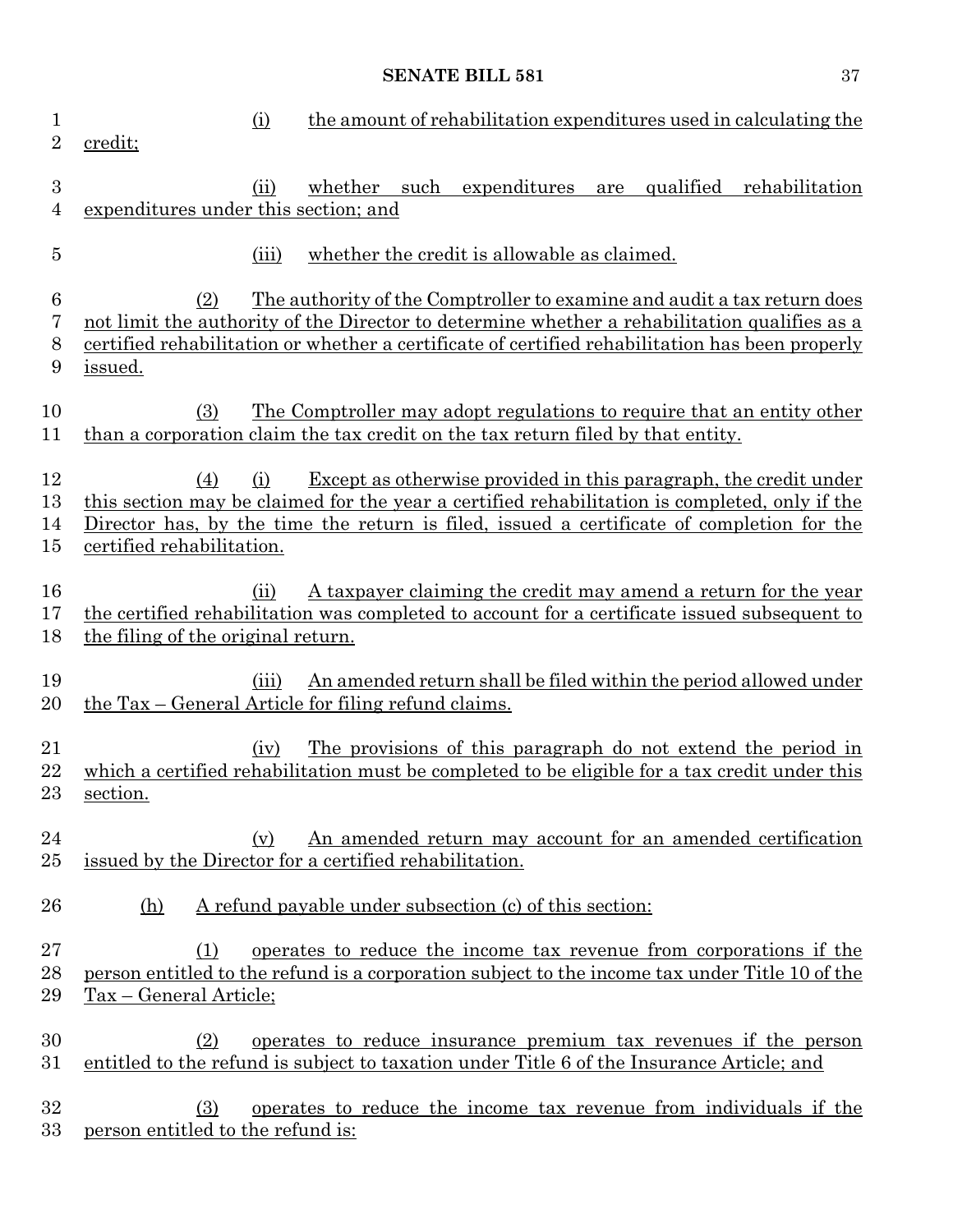(i) the amount of rehabilitation expenditures used in calculating the credit;

(ii) whether such expenditures are qualified rehabilitation expenditures under this section; and

(iii) whether the credit is allowable as claimed.

(2) The authority of the Comptroller to examine and audit a tax return does not limit the authority of the Director to determine whether a rehabilitation qualifies as a certified rehabilitation or whether a certificate of certified rehabilitation has been properly issued.

(3) The Comptroller may adopt regulations to require that an entity other than a corporation claim the tax credit on the tax return filed by that entity.

(4) (i) Except as otherwise provided in this paragraph, the credit under this section may be claimed for the year a certified rehabilitation is completed, only if the Director has, by the time the return is filed, issued a certificate of completion for the certified rehabilitation.

(ii) A taxpayer claiming the credit may amend a return for the year the certified rehabilitation was completed to account for a certificate issued subsequent to the filing of the original return.

(iii) An amended return shall be filed within the period allowed under the Tax – General Article for filing refund claims.

(iv) The provisions of this paragraph do not extend the period in which a certified rehabilitation must be completed to be eligible for a tax credit under this section.

(v) An amended return may account for an amended certification issued by the Director for a certified rehabilitation.

(h) A refund payable under subsection (c) of this section:

(1) operates to reduce the income tax revenue from corporations if the person entitled to the refund is a corporation subject to the income tax under Title 10 of the Tax – General Article;

(2) operates to reduce insurance premium tax revenues if the person entitled to the refund is subject to taxation under Title 6 of the Insurance Article; and

(3) operates to reduce the income tax revenue from individuals if the person entitled to the refund is: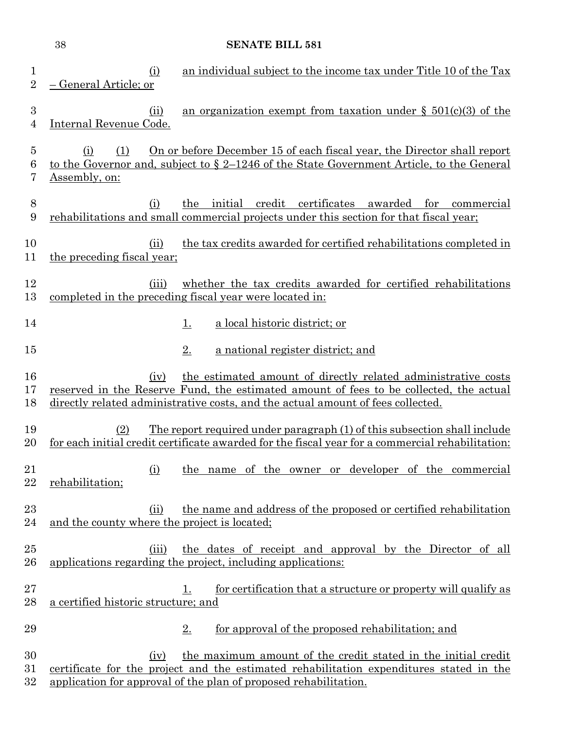(i) an individual subject to the income tax under Title 10 of the Tax – General Article; or

(ii) an organization exempt from taxation under § 501(c)(3) of the Internal Revenue Code.

(i) (1) On or before December 15 of each fiscal year, the Director shall report to the Governor and, subject to § 2–1246 of the State Government Article, to the General Assembly, on:

(i) the initial credit certificates awarded for commercial rehabilitations and small commercial projects under this section for that fiscal year;

(ii) the tax credits awarded for certified rehabilitations completed in the preceding fiscal year;

(iii) whether the tax credits awarded for certified rehabilitations completed in the preceding fiscal year were located in:

1. a local historic district; or

2. a national register district; and

(iv) the estimated amount of directly related administrative costs reserved in the Reserve Fund, the estimated amount of fees to be collected, the actual directly related administrative costs, and the actual amount of fees collected.

(2) The report required under paragraph (1) of this subsection shall include for each initial credit certificate awarded for the fiscal year for a commercial rehabilitation:

(i) the name of the owner or developer of the commercial rehabilitation;

(ii) the name and address of the proposed or certified rehabilitation and the county where the project is located;

(iii) the dates of receipt and approval by the Director of all applications regarding the project, including applications:

1. for certification that a structure or property will qualify as a certified historic structure; and

2. for approval of the proposed rehabilitation; and

(iv) the maximum amount of the credit stated in the initial credit certificate for the project and the estimated rehabilitation expenditures stated in the application for approval of the plan of proposed rehabilitation.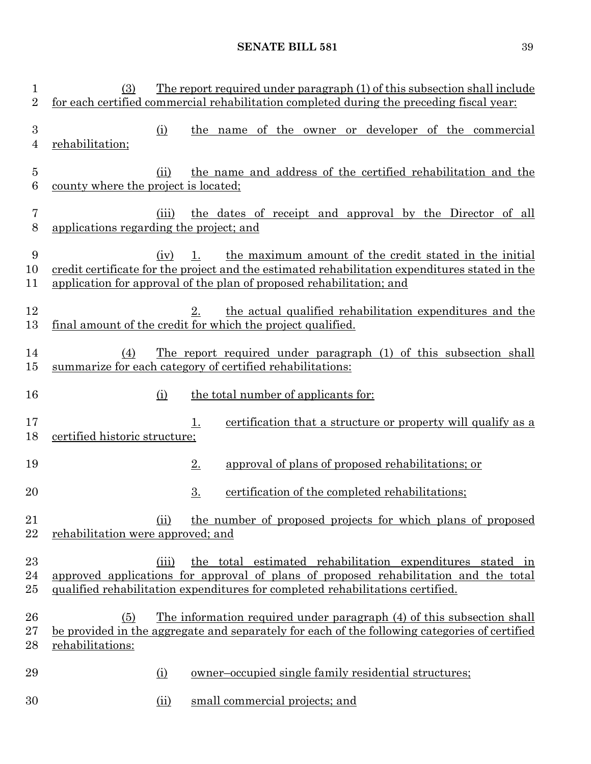(3) The report required under paragraph (1) of this subsection shall include for each certified commercial rehabilitation completed during the preceding fiscal year:

(i) the name of the owner or developer of the commercial rehabilitation;

(ii) the name and address of the certified rehabilitation and the county where the project is located;

(iii) the dates of receipt and approval by the Director of all applications regarding the project; and

(iv) 1. the maximum amount of the credit stated in the initial credit certificate for the project and the estimated rehabilitation expenditures stated in the application for approval of the plan of proposed rehabilitation; and

2. the actual qualified rehabilitation expenditures and the final amount of the credit for which the project qualified.

(4) The report required under paragraph (1) of this subsection shall summarize for each category of certified rehabilitations:

(i) the total number of applicants for:

1. certification that a structure or property will qualify as a certified historic structure;

2. approval of plans of proposed rehabilitations; or

3. certification of the completed rehabilitations;

(ii) the number of proposed projects for which plans of proposed rehabilitation were approved; and

(iii) the total estimated rehabilitation expenditures stated in approved applications for approval of plans of proposed rehabilitation and the total qualified rehabilitation expenditures for completed rehabilitations certified.

(5) The information required under paragraph (4) of this subsection shall be provided in the aggregate and separately for each of the following categories of certified rehabilitations:

(i) owner–occupied single family residential structures;

(ii) small commercial projects; and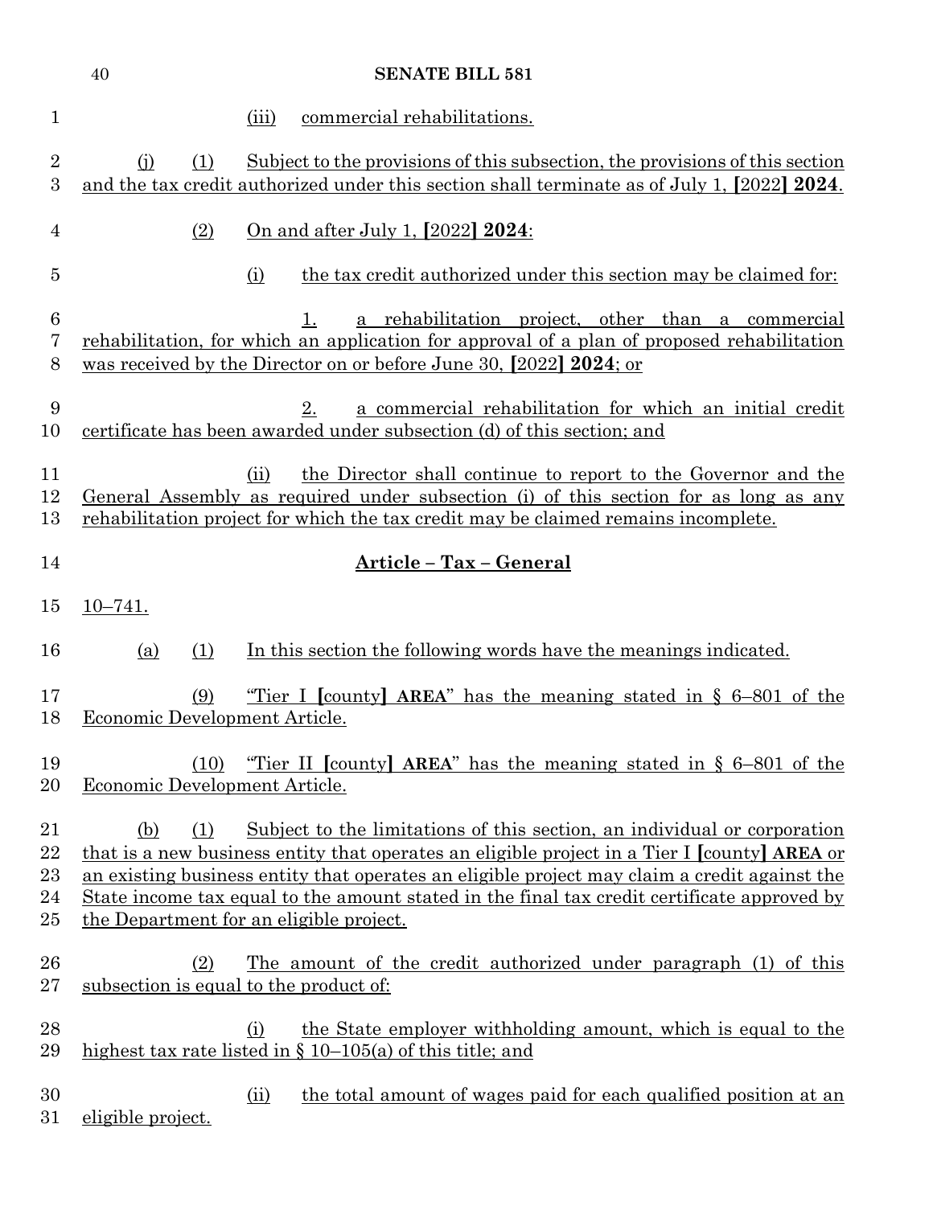(iii) commercial rehabilitations.

(j) (1) Subject to the provisions of this subsection, the provisions of this section and the tax credit authorized under this section shall terminate as of July 1, [2022] **2024**.

(2) On and after July 1, [2022] **2024**:

(i) the tax credit authorized under this section may be claimed for:

1. a rehabilitation project, other than a commercial rehabilitation, for which an application for approval of a plan of proposed rehabilitation was received by the Director on or before June 30, [2022] **2024**; or

2. a commercial rehabilitation for which an initial credit certificate has been awarded under subsection (d) of this section; and

(ii) the Director shall continue to report to the Governor and the General Assembly as required under subsection (i) of this section for as long as any rehabilitation project for which the tax credit may be claimed remains incomplete.

## Article – Tax – General

10–741.

(a) (1) In this section the following words have the meanings indicated.

(9) "Tier I [county] **AREA**" has the meaning stated in § 6–801 of the Economic Development Article.

(10) "Tier II [county] **AREA**" has the meaning stated in § 6–801 of the Economic Development Article.

(b) (1) Subject to the limitations of this section, an individual or corporation that is a new business entity that operates an eligible project in a Tier I [county] **AREA** or an existing business entity that operates an eligible project may claim a credit against the State income tax equal to the amount stated in the final tax credit certificate approved by the Department for an eligible project.

(2) The amount of the credit authorized under paragraph (1) of this subsection is equal to the product of:

(i) the State employer withholding amount, which is equal to the highest tax rate listed in § 10–105(a) of this title; and

(ii) the total amount of wages paid for each qualified position at an eligible project.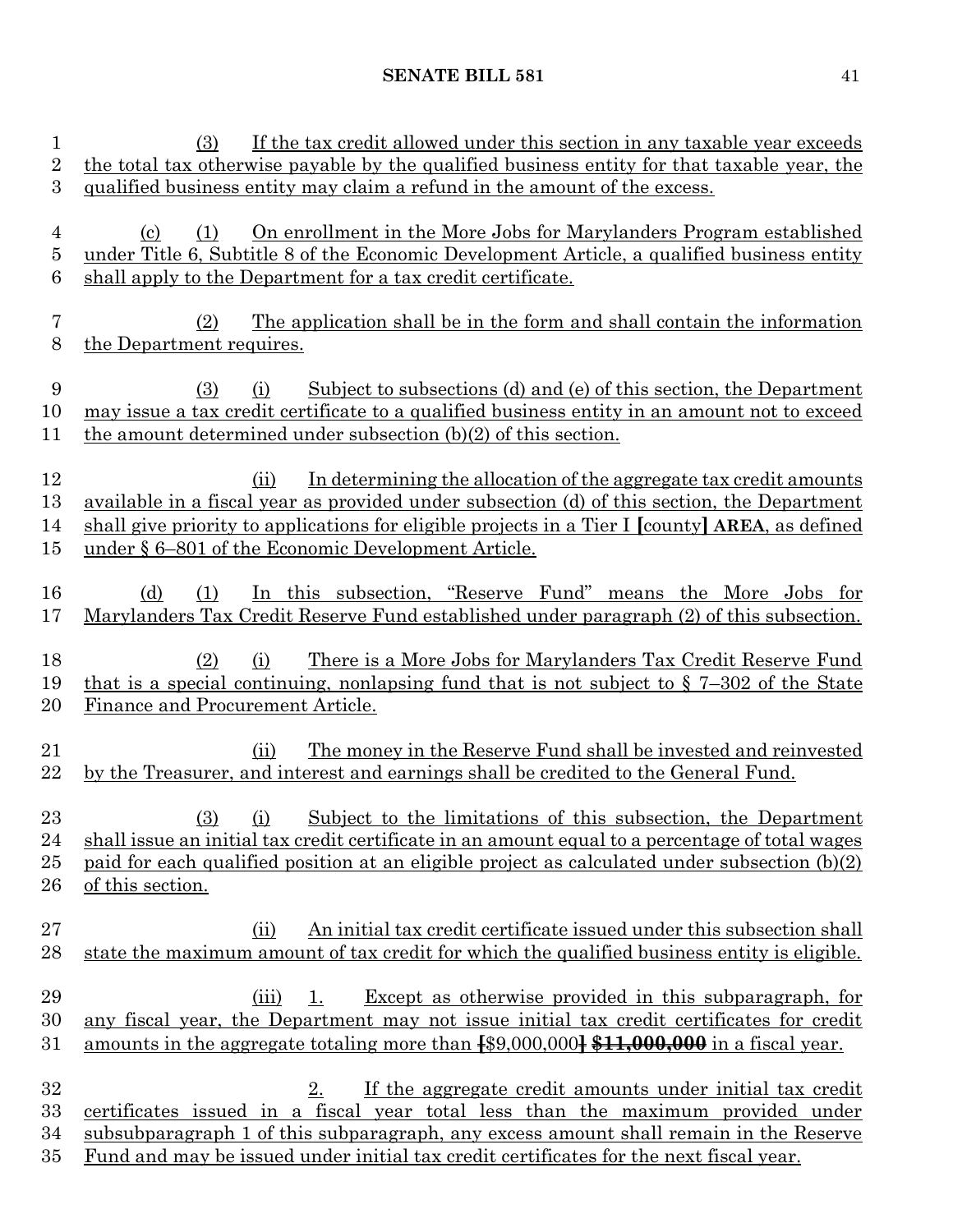(3) If the tax credit allowed under this section in any taxable year exceeds the total tax otherwise payable by the qualified business entity for that taxable year, the qualified business entity may claim a refund in the amount of the excess.

(c) (1) On enrollment in the More Jobs for Marylanders Program established under Title 6, Subtitle 8 of the Economic Development Article, a qualified business entity shall apply to the Department for a tax credit certificate.

(2) The application shall be in the form and shall contain the information the Department requires.

(3) (i) Subject to subsections (d) and (e) of this section, the Department may issue a tax credit certificate to a qualified business entity in an amount not to exceed the amount determined under subsection (b)(2) of this section.

(ii) In determining the allocation of the aggregate tax credit amounts available in a fiscal year as provided under subsection (d) of this section, the Department shall give priority to applications for eligible projects in a Tier I [county] **AREA**, as defined under § 6–801 of the Economic Development Article.

(d) (1) In this subsection, "Reserve Fund" means the More Jobs for Marylanders Tax Credit Reserve Fund established under paragraph (2) of this subsection.

(2) (i) There is a More Jobs for Marylanders Tax Credit Reserve Fund that is a special continuing, nonlapsing fund that is not subject to § 7–302 of the State Finance and Procurement Article.

(ii) The money in the Reserve Fund shall be invested and reinvested by the Treasurer, and interest and earnings shall be credited to the General Fund.

(3) (i) Subject to the limitations of this subsection, the Department shall issue an initial tax credit certificate in an amount equal to a percentage of total wages paid for each qualified position at an eligible project as calculated under subsection (b)(2) of this section.

(ii) An initial tax credit certificate issued under this subsection shall state the maximum amount of tax credit for which the qualified business entity is eligible.

(iii) 1. Except as otherwise provided in this subparagraph, for any fiscal year, the Department may not issue initial tax credit certificates for credit amounts in the aggregate totaling more than [$9,000,000] ~~**$11,000,000**~~ in a fiscal year.

2. If the aggregate credit amounts under initial tax credit certificates issued in a fiscal year total less than the maximum provided under subsubparagraph 1 of this subparagraph, any excess amount shall remain in the Reserve Fund and may be issued under initial tax credit certificates for the next fiscal year.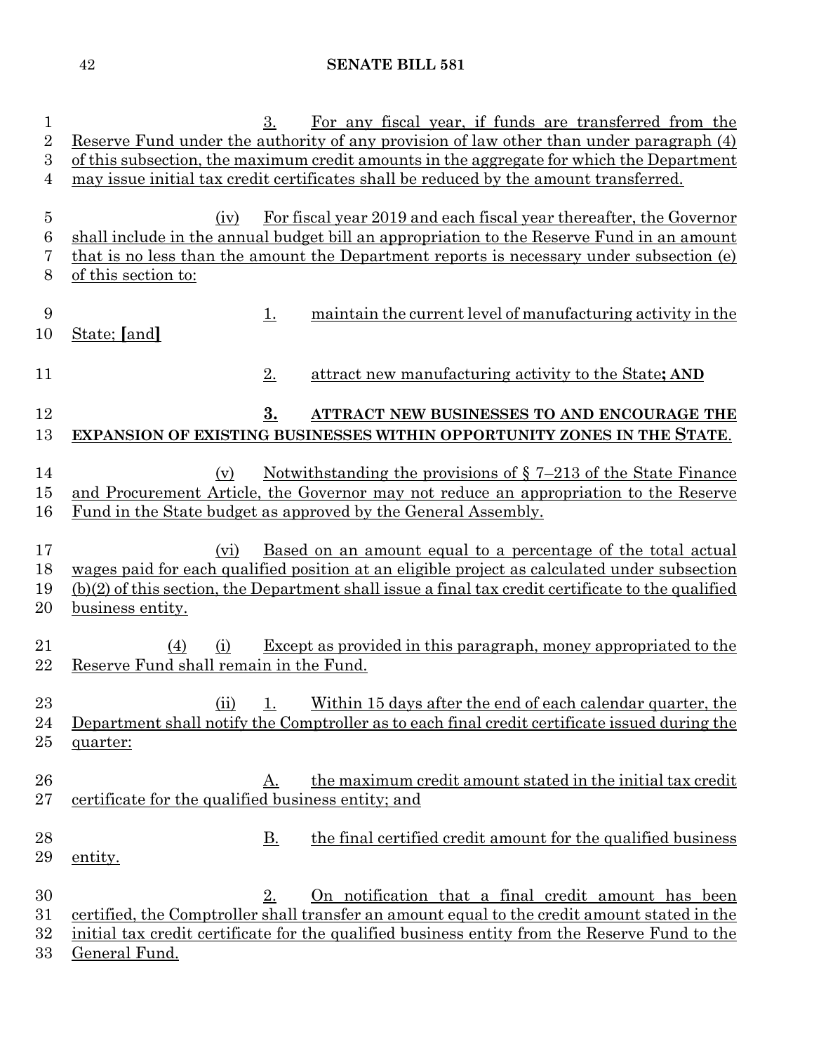3. For any fiscal year, if funds are transferred from the Reserve Fund under the authority of any provision of law other than under paragraph (4) of this subsection, the maximum credit amounts in the aggregate for which the Department may issue initial tax credit certificates shall be reduced by the amount transferred.

(iv) For fiscal year 2019 and each fiscal year thereafter, the Governor shall include in the annual budget bill an appropriation to the Reserve Fund in an amount that is no less than the amount the Department reports is necessary under subsection (e) of this section to:

1. maintain the current level of manufacturing activity in the State; [and]

2. attract new manufacturing activity to the State**; AND**

**3. ATTRACT NEW BUSINESSES TO AND ENCOURAGE THE EXPANSION OF EXISTING BUSINESSES WITHIN OPPORTUNITY ZONES IN THE STATE**.

(v) Notwithstanding the provisions of § 7–213 of the State Finance and Procurement Article, the Governor may not reduce an appropriation to the Reserve Fund in the State budget as approved by the General Assembly.

(vi) Based on an amount equal to a percentage of the total actual wages paid for each qualified position at an eligible project as calculated under subsection (b)(2) of this section, the Department shall issue a final tax credit certificate to the qualified business entity.

(4) (i) Except as provided in this paragraph, money appropriated to the Reserve Fund shall remain in the Fund.

(ii) 1. Within 15 days after the end of each calendar quarter, the Department shall notify the Comptroller as to each final credit certificate issued during the quarter:

A. the maximum credit amount stated in the initial tax credit certificate for the qualified business entity; and

B. the final certified credit amount for the qualified business entity.

2. On notification that a final credit amount has been certified, the Comptroller shall transfer an amount equal to the credit amount stated in the initial tax credit certificate for the qualified business entity from the Reserve Fund to the General Fund.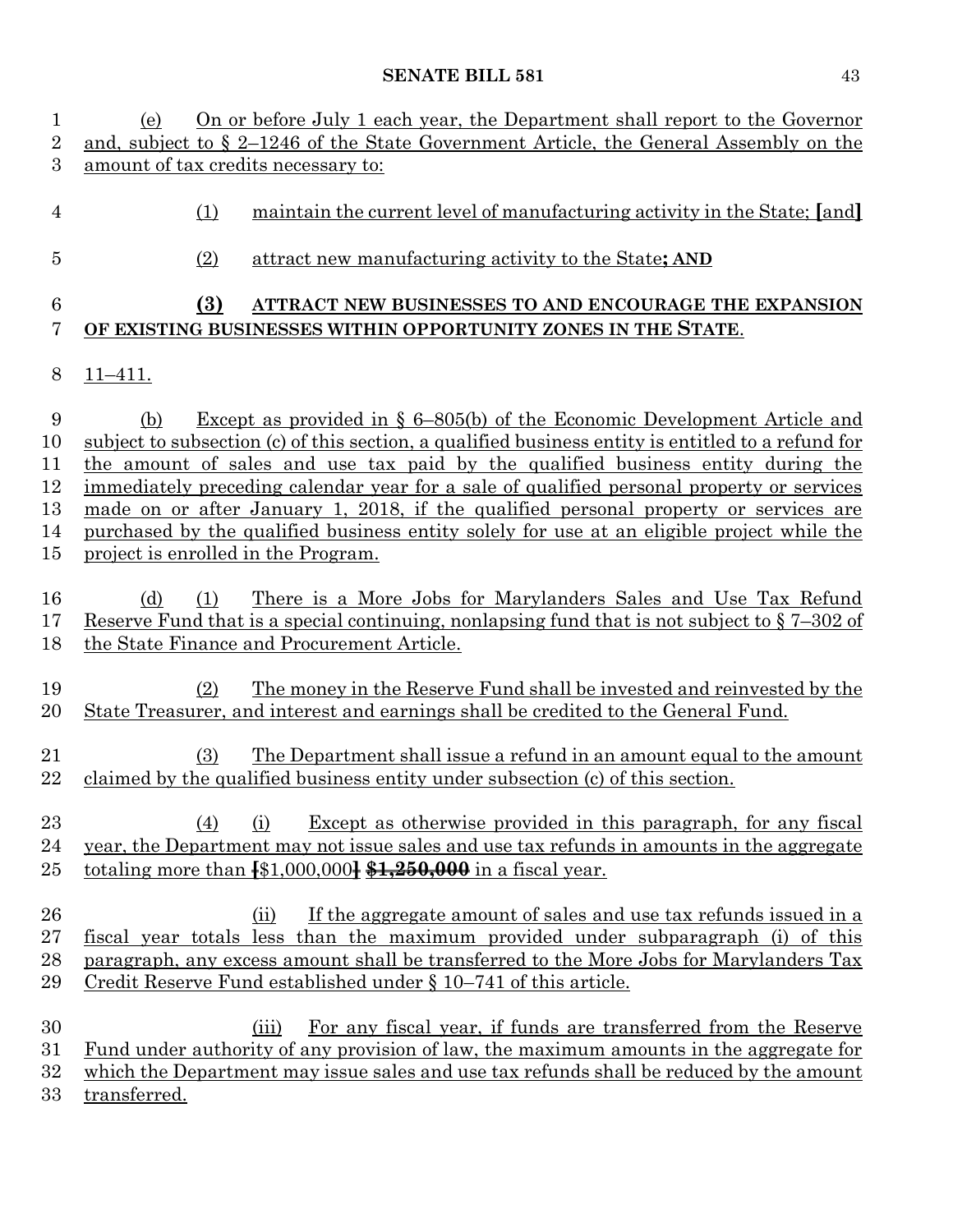(e) On or before July 1 each year, the Department shall report to the Governor and, subject to § 2–1246 of the State Government Article, the General Assembly on the amount of tax credits necessary to:

(1) maintain the current level of manufacturing activity in the State; [and]

(2) attract new manufacturing activity to the State**; AND**

**(3) ATTRACT NEW BUSINESSES TO AND ENCOURAGE THE EXPANSION OF EXISTING BUSINESSES WITHIN OPPORTUNITY ZONES IN THE STATE**.

11–411.

(b) Except as provided in § 6–805(b) of the Economic Development Article and subject to subsection (c) of this section, a qualified business entity is entitled to a refund for the amount of sales and use tax paid by the qualified business entity during the immediately preceding calendar year for a sale of qualified personal property or services made on or after January 1, 2018, if the qualified personal property or services are purchased by the qualified business entity solely for use at an eligible project while the project is enrolled in the Program.

(d) (1) There is a More Jobs for Marylanders Sales and Use Tax Refund Reserve Fund that is a special continuing, nonlapsing fund that is not subject to § 7–302 of the State Finance and Procurement Article.

(2) The money in the Reserve Fund shall be invested and reinvested by the State Treasurer, and interest and earnings shall be credited to the General Fund.

(3) The Department shall issue a refund in an amount equal to the amount claimed by the qualified business entity under subsection (c) of this section.

(4) (i) Except as otherwise provided in this paragraph, for any fiscal year, the Department may not issue sales and use tax refunds in amounts in the aggregate totaling more than [$1,000,000] ~~**$1,250,000**~~ in a fiscal year.

(ii) If the aggregate amount of sales and use tax refunds issued in a fiscal year totals less than the maximum provided under subparagraph (i) of this paragraph, any excess amount shall be transferred to the More Jobs for Marylanders Tax Credit Reserve Fund established under § 10–741 of this article.

(iii) For any fiscal year, if funds are transferred from the Reserve Fund under authority of any provision of law, the maximum amounts in the aggregate for which the Department may issue sales and use tax refunds shall be reduced by the amount transferred.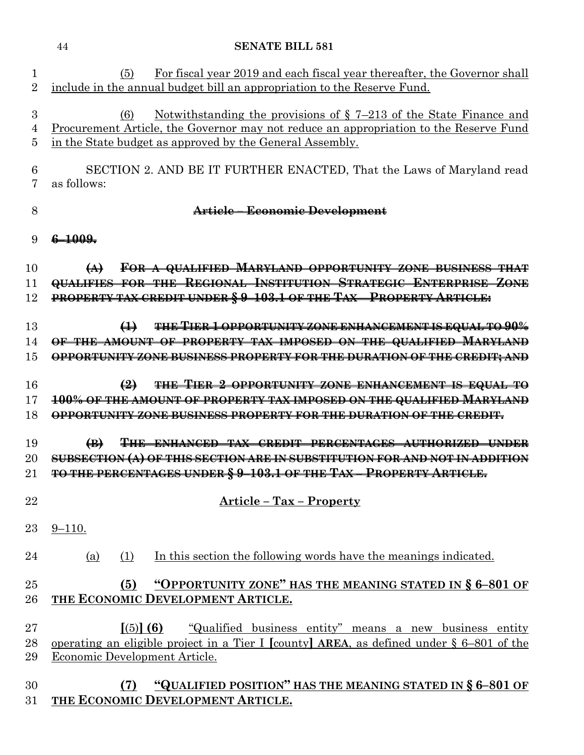(5) For fiscal year 2019 and each fiscal year thereafter, the Governor shall include in the annual budget bill an appropriation to the Reserve Fund.

(6) Notwithstanding the provisions of § 7–213 of the State Finance and Procurement Article, the Governor may not reduce an appropriation to the Reserve Fund in the State budget as approved by the General Assembly.

SECTION 2. AND BE IT FURTHER ENACTED, That the Laws of Maryland read as follows:

~~**Article – Economic Development**~~

~~**6–1009.**~~

~~**(A) FOR A QUALIFIED MARYLAND OPPORTUNITY ZONE BUSINESS THAT QUALIFIES FOR THE REGIONAL INSTITUTION STRATEGIC ENTERPRISE ZONE PROPERTY TAX CREDIT UNDER § 9–103.1 OF THE TAX – PROPERTY ARTICLE:**~~

~~**(1) THE TIER 1 OPPORTUNITY ZONE ENHANCEMENT IS EQUAL TO 90% OF THE AMOUNT OF PROPERTY TAX IMPOSED ON THE QUALIFIED MARYLAND OPPORTUNITY ZONE BUSINESS PROPERTY FOR THE DURATION OF THE CREDIT; AND**~~

~~**(2) THE TIER 2 OPPORTUNITY ZONE ENHANCEMENT IS EQUAL TO 100% OF THE AMOUNT OF PROPERTY TAX IMPOSED ON THE QUALIFIED MARYLAND OPPORTUNITY ZONE BUSINESS PROPERTY FOR THE DURATION OF THE CREDIT.**~~

~~**(B) THE ENHANCED TAX CREDIT PERCENTAGES AUTHORIZED UNDER SUBSECTION (A) OF THIS SECTION ARE IN SUBSTITUTION FOR AND NOT IN ADDITION TO THE PERCENTAGES UNDER § 9–103.1 OF THE TAX – PROPERTY ARTICLE.**~~

**Article – Tax – Property**

9–110.

(a) (1) In this section the following words have the meanings indicated.

**(5) "OPPORTUNITY ZONE" HAS THE MEANING STATED IN § 6–801 OF THE ECONOMIC DEVELOPMENT ARTICLE.**

**[**(5)**] (6)** "Qualified business entity" means a new business entity operating an eligible project in a Tier I **[**county**] AREA**, as defined under § 6–801 of the Economic Development Article.

**(7) "QUALIFIED POSITION" HAS THE MEANING STATED IN § 6–801 OF THE ECONOMIC DEVELOPMENT ARTICLE.**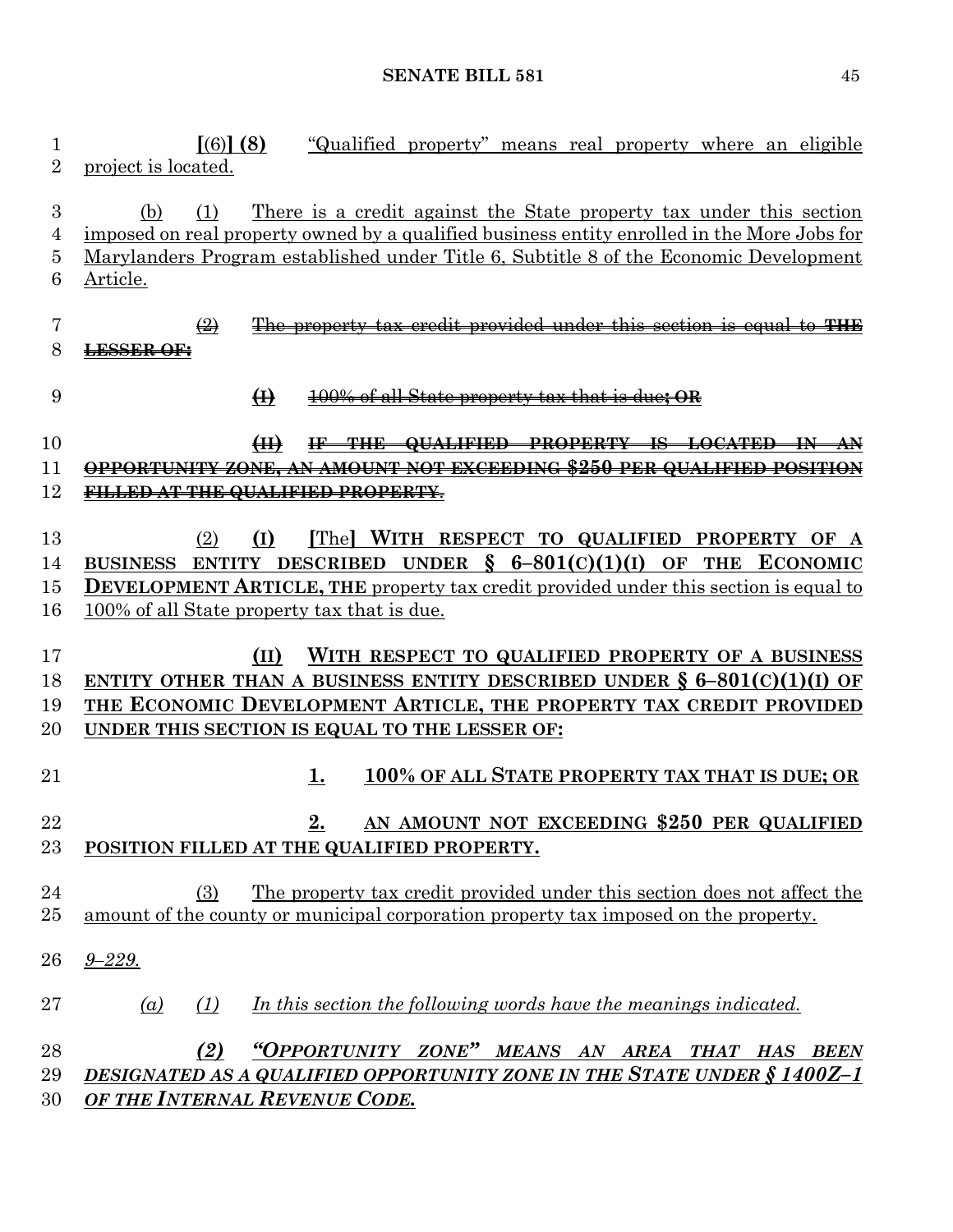[(6)] **(8)** "Qualified property" means real property where an eligible project is located.

(b) (1) There is a credit against the State property tax under this section imposed on real property owned by a qualified business entity enrolled in the More Jobs for Marylanders Program established under Title 6, Subtitle 8 of the Economic Development Article.

~~(2) The property tax credit provided under this section is equal to **THE LESSER OF:**~~

~~**(I)** 100% of all State property tax that is due**; OR**~~

~~**(II) IF THE QUALIFIED PROPERTY IS LOCATED IN AN OPPORTUNITY ZONE, AN AMOUNT NOT EXCEEDING $250 PER QUALIFIED POSITION FILLED AT THE QUALIFIED PROPERTY**.~~

(2) **(I)** [The] **WITH RESPECT TO QUALIFIED PROPERTY OF A BUSINESS ENTITY DESCRIBED UNDER § 6–801(C)(1)(I) OF THE ECONOMIC DEVELOPMENT ARTICLE, THE** property tax credit provided under this section is equal to 100% of all State property tax that is due.

**(II) WITH RESPECT TO QUALIFIED PROPERTY OF A BUSINESS ENTITY OTHER THAN A BUSINESS ENTITY DESCRIBED UNDER § 6–801(C)(1)(I) OF THE ECONOMIC DEVELOPMENT ARTICLE, THE PROPERTY TAX CREDIT PROVIDED UNDER THIS SECTION IS EQUAL TO THE LESSER OF:**

**1. 100% OF ALL STATE PROPERTY TAX THAT IS DUE; OR**

**2. AN AMOUNT NOT EXCEEDING $250 PER QUALIFIED POSITION FILLED AT THE QUALIFIED PROPERTY.**

(3) The property tax credit provided under this section does not affect the amount of the county or municipal corporation property tax imposed on the property.

*9–229.*

*(a) (1) In this section the following words have the meanings indicated.*

***(2) "OPPORTUNITY ZONE" MEANS AN AREA THAT HAS BEEN DESIGNATED AS A QUALIFIED OPPORTUNITY ZONE IN THE STATE UNDER § 1400Z–1 OF THE INTERNAL REVENUE CODE.***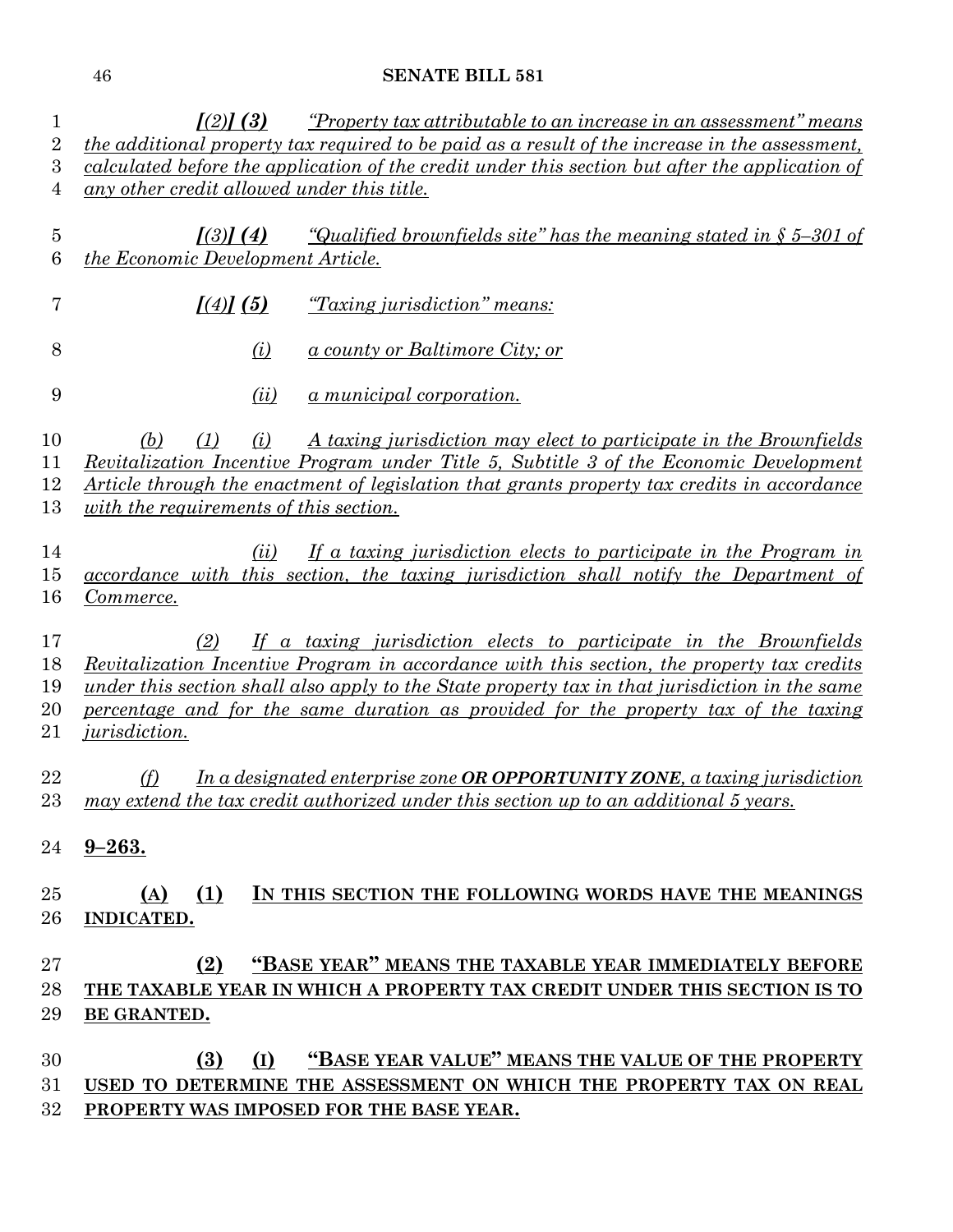*[(2)] (3) "Property tax attributable to an increase in an assessment" means the additional property tax required to be paid as a result of the increase in the assessment, calculated before the application of the credit under this section but after the application of any other credit allowed under this title.*

*[(3)] (4) "Qualified brownfields site" has the meaning stated in § 5–301 of the Economic Development Article.*

*[(4)] (5) "Taxing jurisdiction" means:*

*(i) a county or Baltimore City; or*

*(ii) a municipal corporation.*

*(b) (1) (i) A taxing jurisdiction may elect to participate in the Brownfields Revitalization Incentive Program under Title 5, Subtitle 3 of the Economic Development Article through the enactment of legislation that grants property tax credits in accordance with the requirements of this section.*

*(ii) If a taxing jurisdiction elects to participate in the Program in accordance with this section, the taxing jurisdiction shall notify the Department of Commerce.*

*(2) If a taxing jurisdiction elects to participate in the Brownfields Revitalization Incentive Program in accordance with this section, the property tax credits under this section shall also apply to the State property tax in that jurisdiction in the same percentage and for the same duration as provided for the property tax of the taxing jurisdiction.*

*(f) In a designated enterprise zone* ***OR OPPORTUNITY ZONE****, a taxing jurisdiction may extend the tax credit authorized under this section up to an additional 5 years.*

**9–263.**

**(A) (1) IN THIS SECTION THE FOLLOWING WORDS HAVE THE MEANINGS INDICATED.**

**(2) "BASE YEAR" MEANS THE TAXABLE YEAR IMMEDIATELY BEFORE THE TAXABLE YEAR IN WHICH A PROPERTY TAX CREDIT UNDER THIS SECTION IS TO BE GRANTED.**

**(3) (I) "BASE YEAR VALUE" MEANS THE VALUE OF THE PROPERTY USED TO DETERMINE THE ASSESSMENT ON WHICH THE PROPERTY TAX ON REAL PROPERTY WAS IMPOSED FOR THE BASE YEAR.**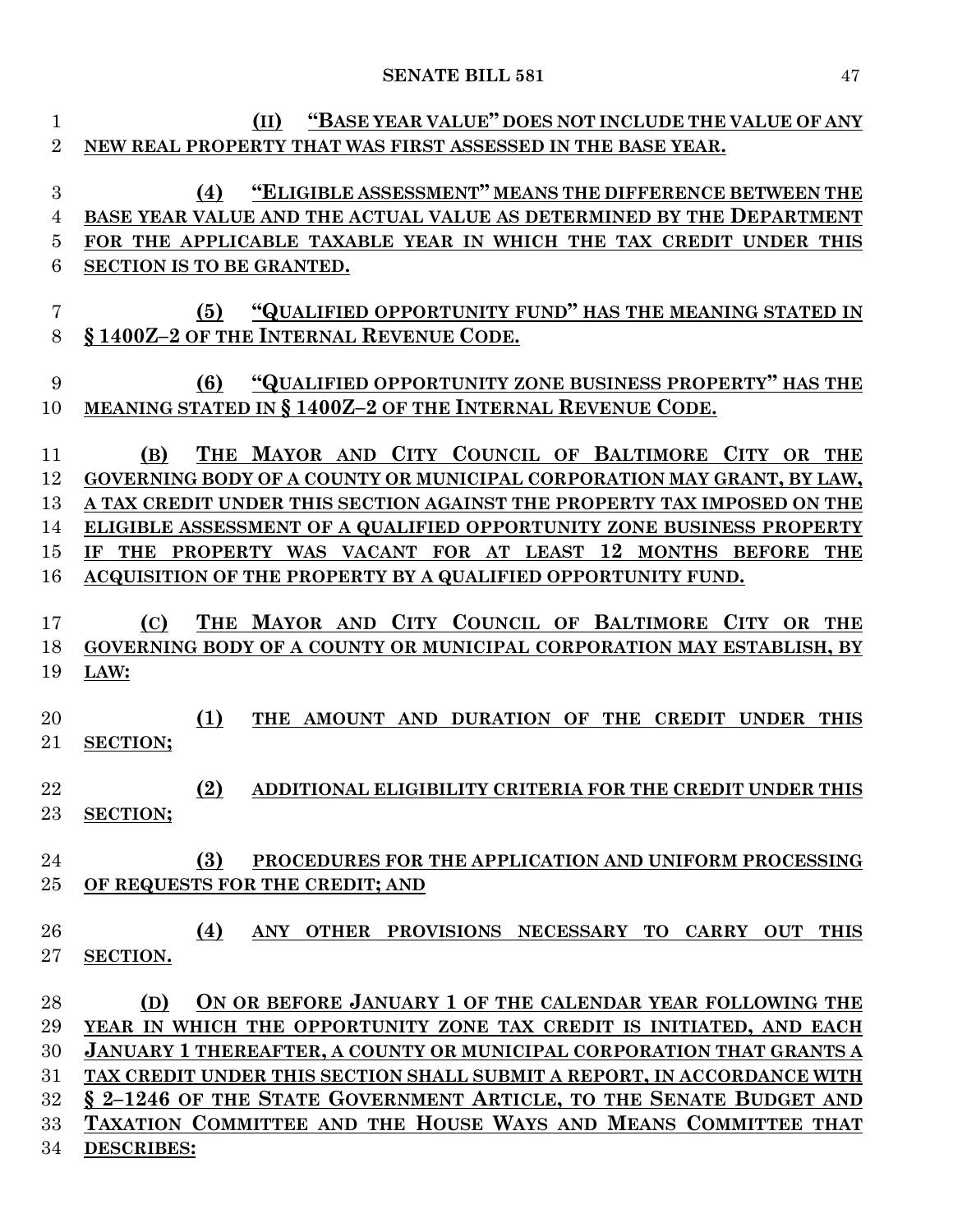(II) "BASE YEAR VALUE" DOES NOT INCLUDE THE VALUE OF ANY NEW REAL PROPERTY THAT WAS FIRST ASSESSED IN THE BASE YEAR.

(4) "ELIGIBLE ASSESSMENT" MEANS THE DIFFERENCE BETWEEN THE BASE YEAR VALUE AND THE ACTUAL VALUE AS DETERMINED BY THE DEPARTMENT FOR THE APPLICABLE TAXABLE YEAR IN WHICH THE TAX CREDIT UNDER THIS SECTION IS TO BE GRANTED.

(5) "QUALIFIED OPPORTUNITY FUND" HAS THE MEANING STATED IN § 1400Z–2 OF THE INTERNAL REVENUE CODE.

(6) "QUALIFIED OPPORTUNITY ZONE BUSINESS PROPERTY" HAS THE MEANING STATED IN § 1400Z–2 OF THE INTERNAL REVENUE CODE.

(B) THE MAYOR AND CITY COUNCIL OF BALTIMORE CITY OR THE GOVERNING BODY OF A COUNTY OR MUNICIPAL CORPORATION MAY GRANT, BY LAW, A TAX CREDIT UNDER THIS SECTION AGAINST THE PROPERTY TAX IMPOSED ON THE ELIGIBLE ASSESSMENT OF A QUALIFIED OPPORTUNITY ZONE BUSINESS PROPERTY IF THE PROPERTY WAS VACANT FOR AT LEAST 12 MONTHS BEFORE THE ACQUISITION OF THE PROPERTY BY A QUALIFIED OPPORTUNITY FUND.

(C) THE MAYOR AND CITY COUNCIL OF BALTIMORE CITY OR THE GOVERNING BODY OF A COUNTY OR MUNICIPAL CORPORATION MAY ESTABLISH, BY LAW:

(1) THE AMOUNT AND DURATION OF THE CREDIT UNDER THIS SECTION;

(2) ADDITIONAL ELIGIBILITY CRITERIA FOR THE CREDIT UNDER THIS SECTION;

(3) PROCEDURES FOR THE APPLICATION AND UNIFORM PROCESSING OF REQUESTS FOR THE CREDIT; AND

(4) ANY OTHER PROVISIONS NECESSARY TO CARRY OUT THIS SECTION.

(D) ON OR BEFORE JANUARY 1 OF THE CALENDAR YEAR FOLLOWING THE YEAR IN WHICH THE OPPORTUNITY ZONE TAX CREDIT IS INITIATED, AND EACH JANUARY 1 THEREAFTER, A COUNTY OR MUNICIPAL CORPORATION THAT GRANTS A TAX CREDIT UNDER THIS SECTION SHALL SUBMIT A REPORT, IN ACCORDANCE WITH § 2–1246 OF THE STATE GOVERNMENT ARTICLE, TO THE SENATE BUDGET AND TAXATION COMMITTEE AND THE HOUSE WAYS AND MEANS COMMITTEE THAT DESCRIBES: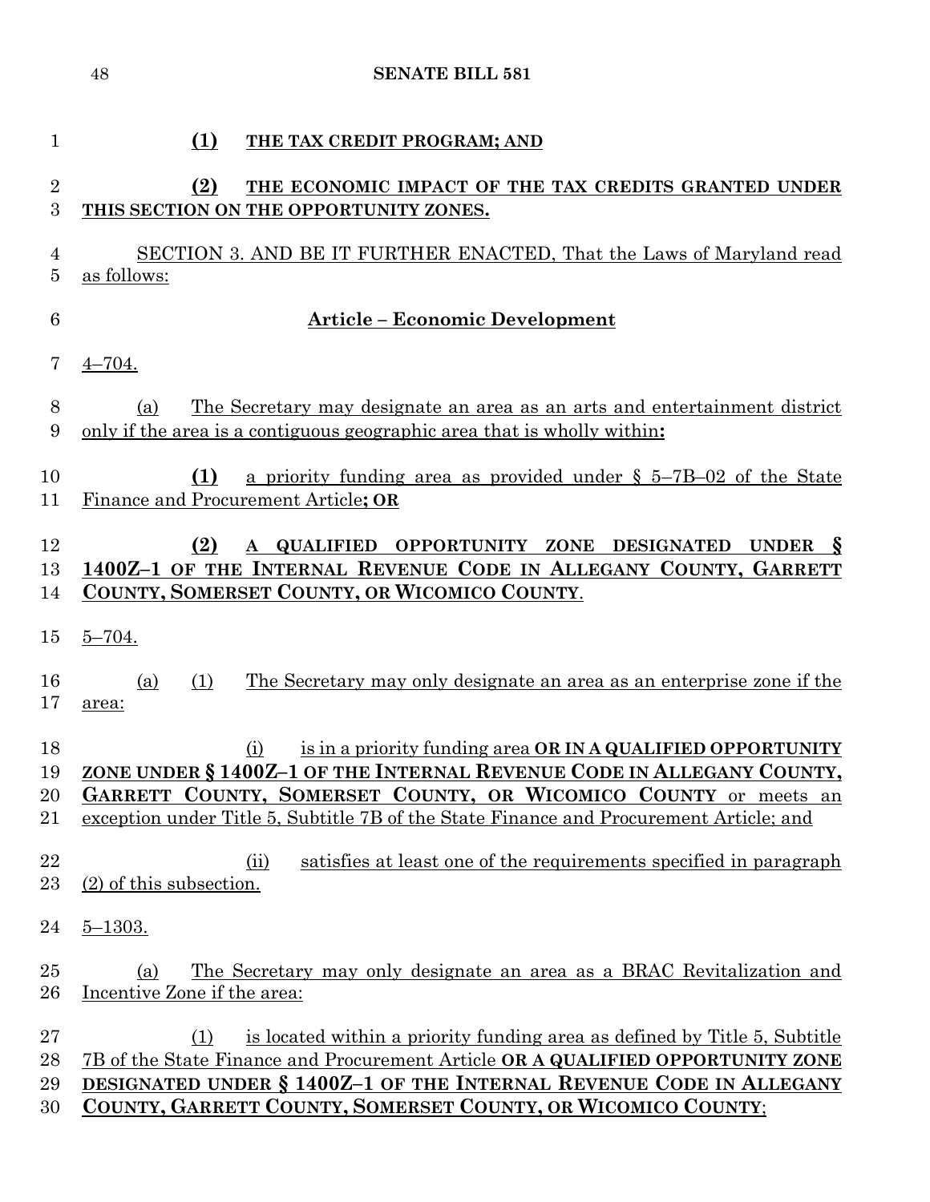**(1) THE TAX CREDIT PROGRAM; AND**

**(2) THE ECONOMIC IMPACT OF THE TAX CREDITS GRANTED UNDER THIS SECTION ON THE OPPORTUNITY ZONES.**

SECTION 3. AND BE IT FURTHER ENACTED, That the Laws of Maryland read as follows:

**Article – Economic Development**

4–704.

(a) The Secretary may designate an area as an arts and entertainment district only if the area is a contiguous geographic area that is wholly within**:**

**(1)** a priority funding area as provided under § 5–7B–02 of the State Finance and Procurement Article**; OR**

**(2) A QUALIFIED OPPORTUNITY ZONE DESIGNATED UNDER § 1400Z–1 OF THE INTERNAL REVENUE CODE IN ALLEGANY COUNTY, GARRETT COUNTY, SOMERSET COUNTY, OR WICOMICO COUNTY**.

5–704.

(a) (1) The Secretary may only designate an area as an enterprise zone if the area:

(i) is in a priority funding area **OR IN A QUALIFIED OPPORTUNITY ZONE UNDER § 1400Z–1 OF THE INTERNAL REVENUE CODE IN ALLEGANY COUNTY, GARRETT COUNTY, SOMERSET COUNTY, OR WICOMICO COUNTY** or meets an exception under Title 5, Subtitle 7B of the State Finance and Procurement Article; and

(ii) satisfies at least one of the requirements specified in paragraph (2) of this subsection.

5–1303.

(a) The Secretary may only designate an area as a BRAC Revitalization and Incentive Zone if the area:

(1) is located within a priority funding area as defined by Title 5, Subtitle 7B of the State Finance and Procurement Article **OR A QUALIFIED OPPORTUNITY ZONE DESIGNATED UNDER § 1400Z–1 OF THE INTERNAL REVENUE CODE IN ALLEGANY COUNTY, GARRETT COUNTY, SOMERSET COUNTY, OR WICOMICO COUNTY**;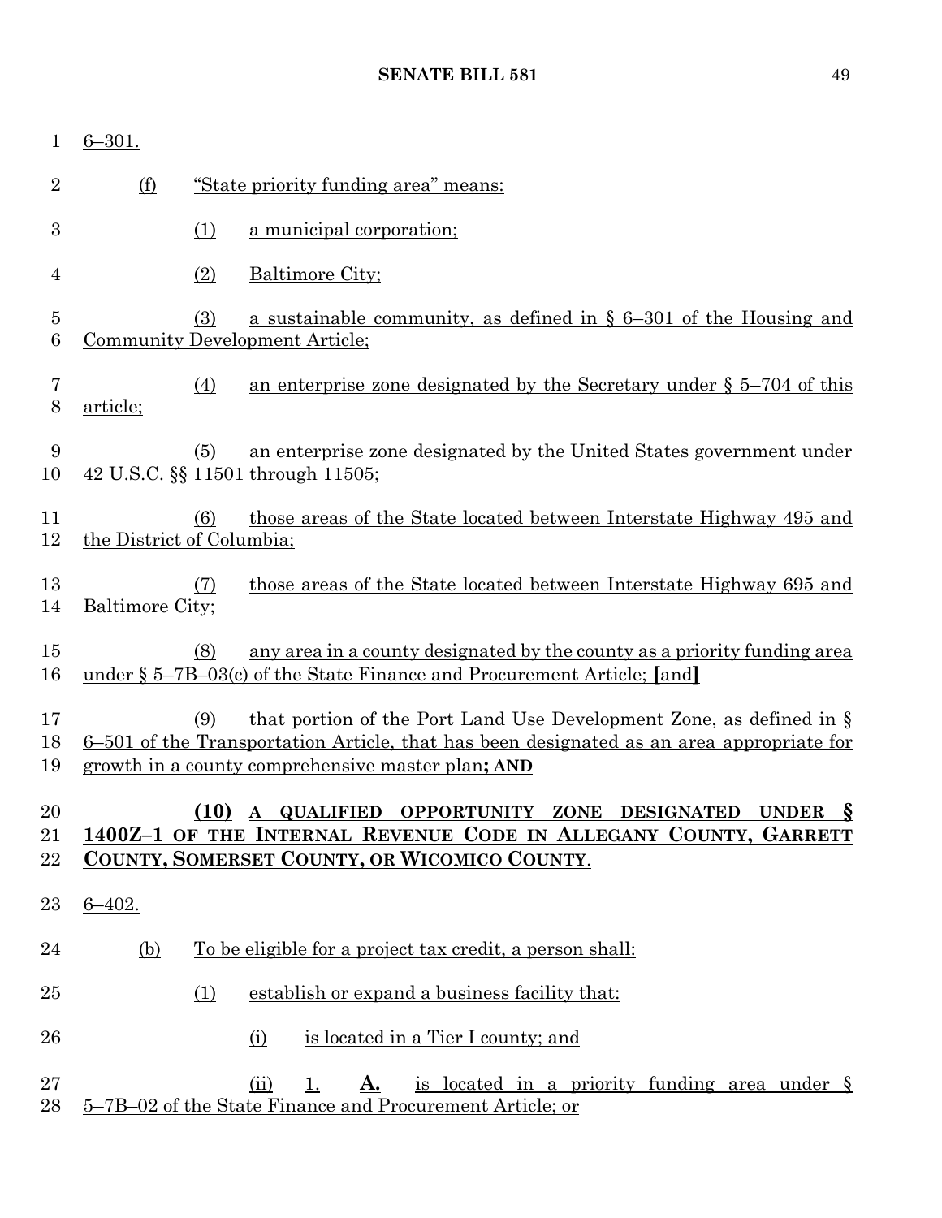6–301.

(f) "State priority funding area" means:

(1) a municipal corporation;

(2) Baltimore City;

(3) a sustainable community, as defined in § 6–301 of the Housing and Community Development Article;

(4) an enterprise zone designated by the Secretary under § 5–704 of this article;

(5) an enterprise zone designated by the United States government under 42 U.S.C. §§ 11501 through 11505;

(6) those areas of the State located between Interstate Highway 495 and the District of Columbia;

(7) those areas of the State located between Interstate Highway 695 and Baltimore City;

(8) any area in a county designated by the county as a priority funding area under § 5–7B–03(c) of the State Finance and Procurement Article; **[**and**]**

(9) that portion of the Port Land Use Development Zone, as defined in § 6–501 of the Transportation Article, that has been designated as an area appropriate for growth in a county comprehensive master plan**; AND**

**(10) A QUALIFIED OPPORTUNITY ZONE DESIGNATED UNDER § 1400Z–1 OF THE INTERNAL REVENUE CODE IN ALLEGANY COUNTY, GARRETT COUNTY, SOMERSET COUNTY, OR WICOMICO COUNTY**.

6–402.

(b) To be eligible for a project tax credit, a person shall:

(1) establish or expand a business facility that:

(i) is located in a Tier I county; and

(ii) 1. **A.** is located in a priority funding area under § 5–7B–02 of the State Finance and Procurement Article; or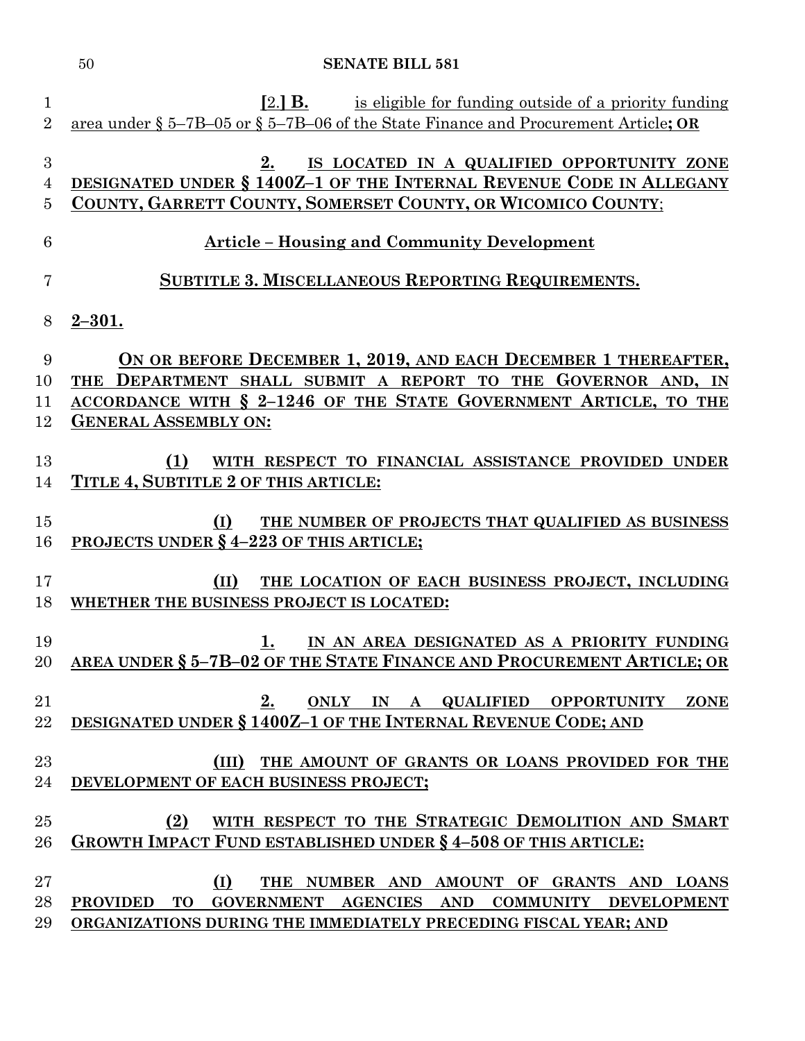[2.] **B.** is eligible for funding outside of a priority funding area under § 5–7B–05 or § 5–7B–06 of the State Finance and Procurement Article**; OR**

**2. IS LOCATED IN A QUALIFIED OPPORTUNITY ZONE DESIGNATED UNDER § 1400Z–1 OF THE INTERNAL REVENUE CODE IN ALLEGANY COUNTY, GARRETT COUNTY, SOMERSET COUNTY, OR WICOMICO COUNTY**;

**Article – Housing and Community Development**

**SUBTITLE 3. MISCELLANEOUS REPORTING REQUIREMENTS.**

**2–301.**

**ON OR BEFORE DECEMBER 1, 2019, AND EACH DECEMBER 1 THEREAFTER, THE DEPARTMENT SHALL SUBMIT A REPORT TO THE GOVERNOR AND, IN ACCORDANCE WITH § 2–1246 OF THE STATE GOVERNMENT ARTICLE, TO THE GENERAL ASSEMBLY ON:**

**(1) WITH RESPECT TO FINANCIAL ASSISTANCE PROVIDED UNDER TITLE 4, SUBTITLE 2 OF THIS ARTICLE:**

**(I) THE NUMBER OF PROJECTS THAT QUALIFIED AS BUSINESS PROJECTS UNDER § 4–223 OF THIS ARTICLE;**

**(II) THE LOCATION OF EACH BUSINESS PROJECT, INCLUDING WHETHER THE BUSINESS PROJECT IS LOCATED:**

**1. IN AN AREA DESIGNATED AS A PRIORITY FUNDING AREA UNDER § 5–7B–02 OF THE STATE FINANCE AND PROCUREMENT ARTICLE; OR**

**2. ONLY IN A QUALIFIED OPPORTUNITY ZONE DESIGNATED UNDER § 1400Z–1 OF THE INTERNAL REVENUE CODE; AND**

**(III) THE AMOUNT OF GRANTS OR LOANS PROVIDED FOR THE DEVELOPMENT OF EACH BUSINESS PROJECT;**

**(2) WITH RESPECT TO THE STRATEGIC DEMOLITION AND SMART GROWTH IMPACT FUND ESTABLISHED UNDER § 4–508 OF THIS ARTICLE:**

**(I) THE NUMBER AND AMOUNT OF GRANTS AND LOANS PROVIDED TO GOVERNMENT AGENCIES AND COMMUNITY DEVELOPMENT ORGANIZATIONS DURING THE IMMEDIATELY PRECEDING FISCAL YEAR; AND**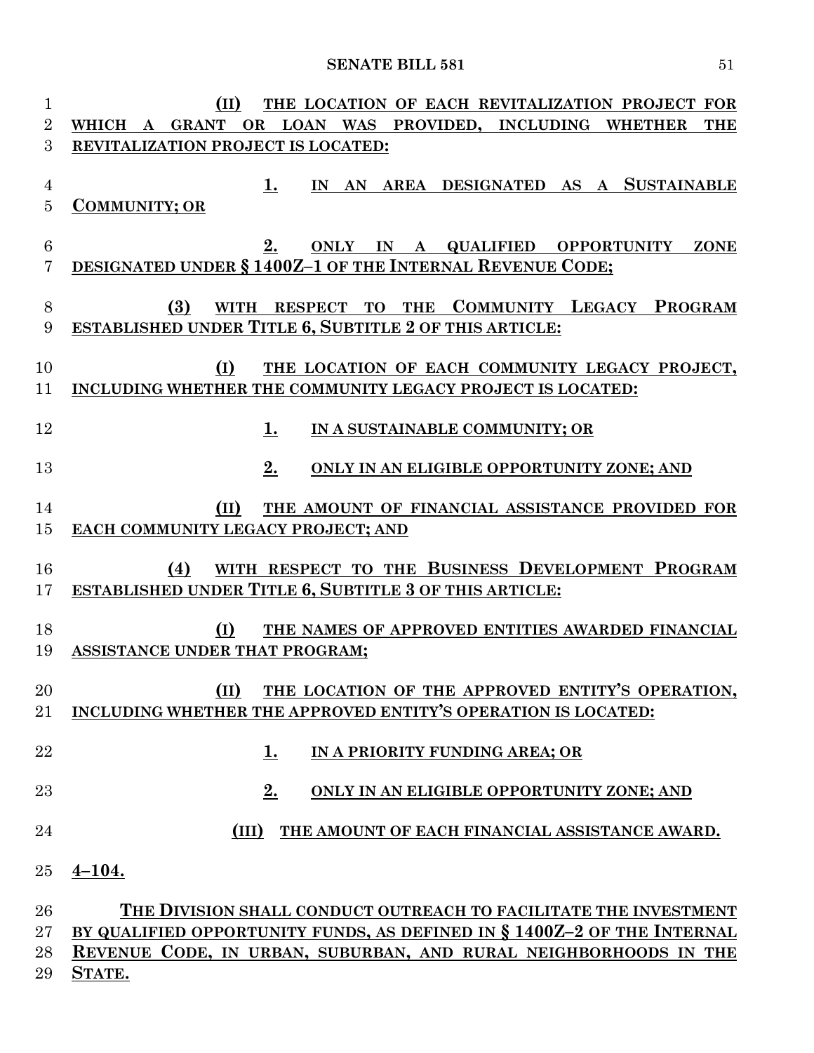(II) THE LOCATION OF EACH REVITALIZATION PROJECT FOR WHICH A GRANT OR LOAN WAS PROVIDED, INCLUDING WHETHER THE REVITALIZATION PROJECT IS LOCATED:

1. IN AN AREA DESIGNATED AS A SUSTAINABLE COMMUNITY; OR

2. ONLY IN A QUALIFIED OPPORTUNITY ZONE DESIGNATED UNDER § 1400Z–1 OF THE INTERNAL REVENUE CODE;

(3) WITH RESPECT TO THE COMMUNITY LEGACY PROGRAM ESTABLISHED UNDER TITLE 6, SUBTITLE 2 OF THIS ARTICLE:

(I) THE LOCATION OF EACH COMMUNITY LEGACY PROJECT, INCLUDING WHETHER THE COMMUNITY LEGACY PROJECT IS LOCATED:

1. IN A SUSTAINABLE COMMUNITY; OR

2. ONLY IN AN ELIGIBLE OPPORTUNITY ZONE; AND

(II) THE AMOUNT OF FINANCIAL ASSISTANCE PROVIDED FOR EACH COMMUNITY LEGACY PROJECT; AND

(4) WITH RESPECT TO THE BUSINESS DEVELOPMENT PROGRAM ESTABLISHED UNDER TITLE 6, SUBTITLE 3 OF THIS ARTICLE:

(I) THE NAMES OF APPROVED ENTITIES AWARDED FINANCIAL ASSISTANCE UNDER THAT PROGRAM;

(II) THE LOCATION OF THE APPROVED ENTITY'S OPERATION, INCLUDING WHETHER THE APPROVED ENTITY'S OPERATION IS LOCATED:

1. IN A PRIORITY FUNDING AREA; OR

2. ONLY IN AN ELIGIBLE OPPORTUNITY ZONE; AND

(III) THE AMOUNT OF EACH FINANCIAL ASSISTANCE AWARD.

4–104.

THE DIVISION SHALL CONDUCT OUTREACH TO FACILITATE THE INVESTMENT BY QUALIFIED OPPORTUNITY FUNDS, AS DEFINED IN § 1400Z–2 OF THE INTERNAL REVENUE CODE, IN URBAN, SUBURBAN, AND RURAL NEIGHBORHOODS IN THE STATE.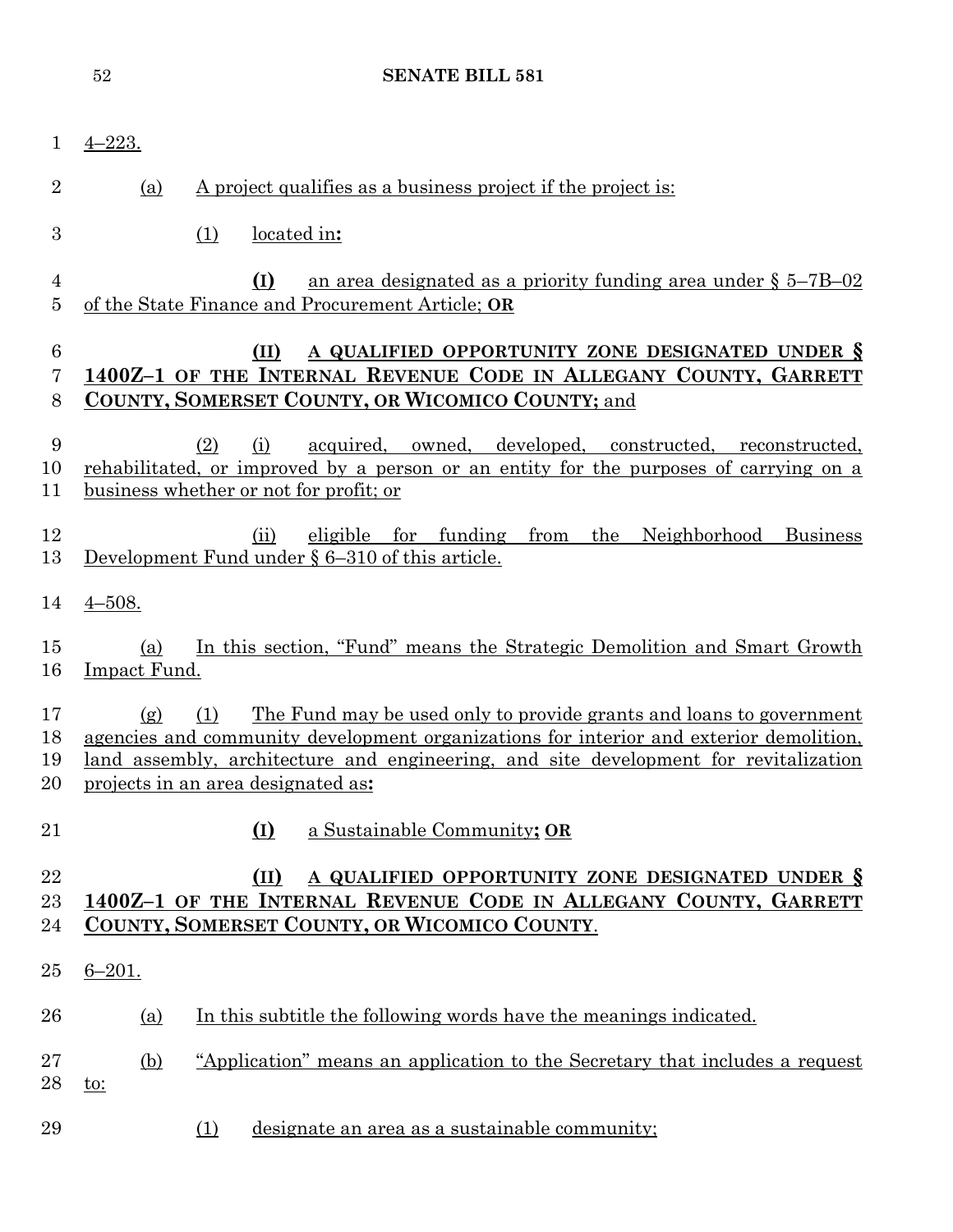4–223.

(a) A project qualifies as a business project if the project is:

(1) located in**:**

**(I)** an area designated as a priority funding area under § 5–7B–02 of the State Finance and Procurement Article; **OR**

**(II) A QUALIFIED OPPORTUNITY ZONE DESIGNATED UNDER § 1400Z–1 OF THE INTERNAL REVENUE CODE IN ALLEGANY COUNTY, GARRETT COUNTY, SOMERSET COUNTY, OR WICOMICO COUNTY;** and

(2) (i) acquired, owned, developed, constructed, reconstructed, rehabilitated, or improved by a person or an entity for the purposes of carrying on a business whether or not for profit; or

(ii) eligible for funding from the Neighborhood Business Development Fund under § 6–310 of this article.

4–508.

(a) In this section, "Fund" means the Strategic Demolition and Smart Growth Impact Fund.

(g) (1) The Fund may be used only to provide grants and loans to government agencies and community development organizations for interior and exterior demolition, land assembly, architecture and engineering, and site development for revitalization projects in an area designated as**:**

**(I)** a Sustainable Community**; OR**

**(II) A QUALIFIED OPPORTUNITY ZONE DESIGNATED UNDER § 1400Z–1 OF THE INTERNAL REVENUE CODE IN ALLEGANY COUNTY, GARRETT COUNTY, SOMERSET COUNTY, OR WICOMICO COUNTY**.

6–201.

(a) In this subtitle the following words have the meanings indicated.

(b) "Application" means an application to the Secretary that includes a request to:

(1) designate an area as a sustainable community;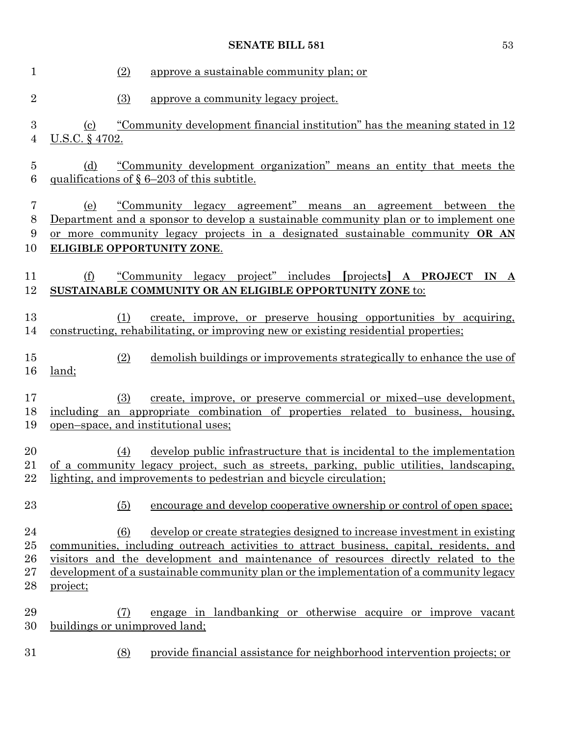(2) approve a sustainable community plan; or

(3) approve a community legacy project.

(c) "Community development financial institution" has the meaning stated in 12 U.S.C. § 4702.

(d) "Community development organization" means an entity that meets the qualifications of § 6–203 of this subtitle.

(e) "Community legacy agreement" means an agreement between the Department and a sponsor to develop a sustainable community plan or to implement one or more community legacy projects in a designated sustainable community **OR AN ELIGIBLE OPPORTUNITY ZONE**.

(f) "Community legacy project" includes **[**projects**]** **A PROJECT IN A SUSTAINABLE COMMUNITY OR AN ELIGIBLE OPPORTUNITY ZONE** to:

(1) create, improve, or preserve housing opportunities by acquiring, constructing, rehabilitating, or improving new or existing residential properties;

(2) demolish buildings or improvements strategically to enhance the use of land;

(3) create, improve, or preserve commercial or mixed–use development, including an appropriate combination of properties related to business, housing, open–space, and institutional uses;

(4) develop public infrastructure that is incidental to the implementation of a community legacy project, such as streets, parking, public utilities, landscaping, lighting, and improvements to pedestrian and bicycle circulation;

(5) encourage and develop cooperative ownership or control of open space;

(6) develop or create strategies designed to increase investment in existing communities, including outreach activities to attract business, capital, residents, and visitors and the development and maintenance of resources directly related to the development of a sustainable community plan or the implementation of a community legacy project;

(7) engage in landbanking or otherwise acquire or improve vacant buildings or unimproved land;

(8) provide financial assistance for neighborhood intervention projects; or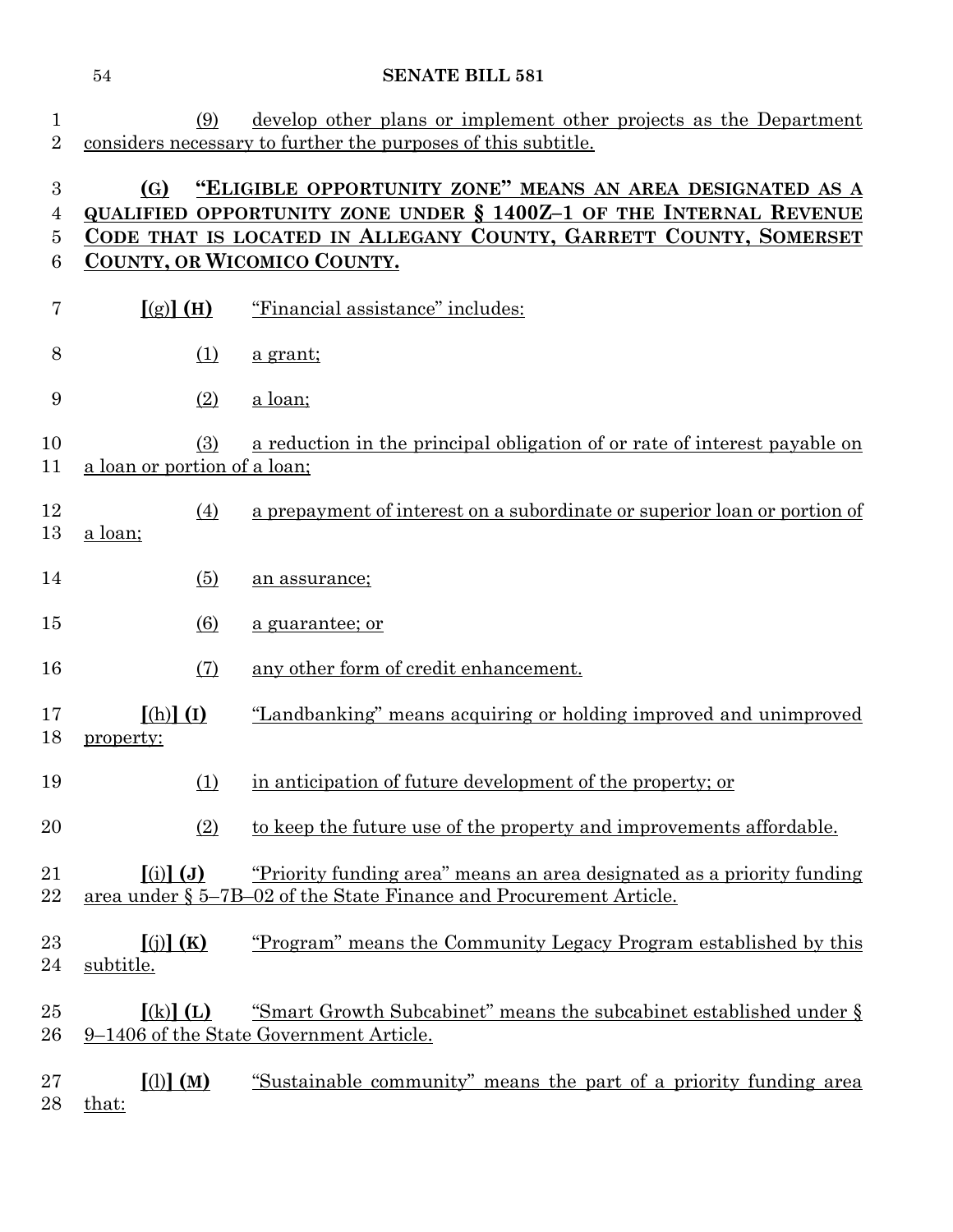(9) develop other plans or implement other projects as the Department considers necessary to further the purposes of this subtitle.

**(G) "ELIGIBLE OPPORTUNITY ZONE" MEANS AN AREA DESIGNATED AS A QUALIFIED OPPORTUNITY ZONE UNDER § 1400Z–1 OF THE INTERNAL REVENUE CODE THAT IS LOCATED IN ALLEGANY COUNTY, GARRETT COUNTY, SOMERSET COUNTY, OR WICOMICO COUNTY.**

**[**(g)**] (H)** "Financial assistance" includes:

(1) a grant;

(2) a loan;

(3) a reduction in the principal obligation of or rate of interest payable on a loan or portion of a loan;

(4) a prepayment of interest on a subordinate or superior loan or portion of a loan;

(5) an assurance;

(6) a guarantee; or

(7) any other form of credit enhancement.

**[**(h)**] (I)** "Landbanking" means acquiring or holding improved and unimproved property:

(1) in anticipation of future development of the property; or

(2) to keep the future use of the property and improvements affordable.

**[**(i)**] (J)** "Priority funding area" means an area designated as a priority funding area under § 5–7B–02 of the State Finance and Procurement Article.

**[**(j)**] (K)** "Program" means the Community Legacy Program established by this subtitle.

**[**(k)**] (L)** "Smart Growth Subcabinet" means the subcabinet established under § 9–1406 of the State Government Article.

**[**(l)**] (M)** "Sustainable community" means the part of a priority funding area that: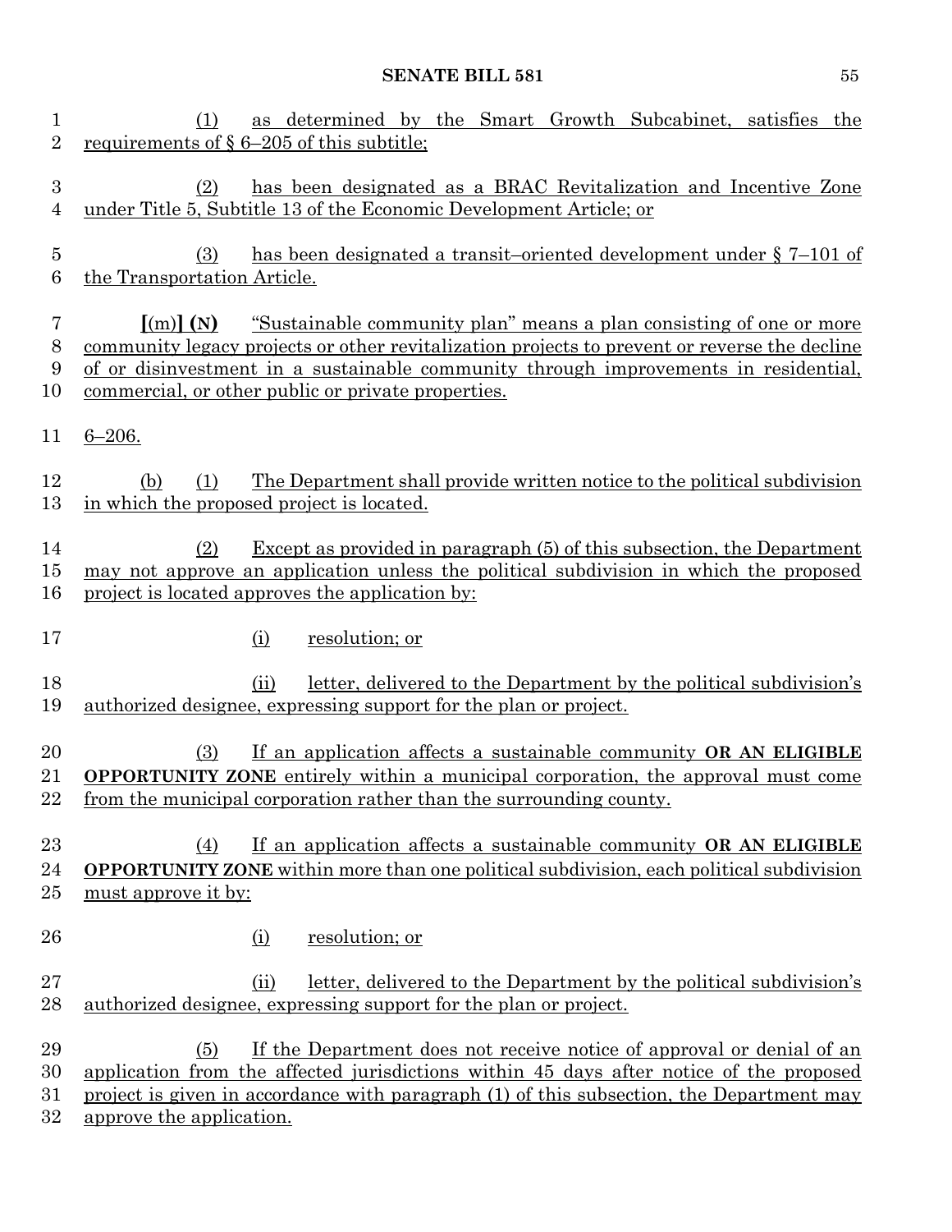(1) as determined by the Smart Growth Subcabinet, satisfies the requirements of § 6–205 of this subtitle;

(2) has been designated as a BRAC Revitalization and Incentive Zone under Title 5, Subtitle 13 of the Economic Development Article; or

(3) has been designated a transit–oriented development under § 7–101 of the Transportation Article.

**[**(m)**] (N)** "Sustainable community plan" means a plan consisting of one or more community legacy projects or other revitalization projects to prevent or reverse the decline of or disinvestment in a sustainable community through improvements in residential, commercial, or other public or private properties.

6–206.

(b) (1) The Department shall provide written notice to the political subdivision in which the proposed project is located.

(2) Except as provided in paragraph (5) of this subsection, the Department may not approve an application unless the political subdivision in which the proposed project is located approves the application by:

(i) resolution; or

(ii) letter, delivered to the Department by the political subdivision's authorized designee, expressing support for the plan or project.

(3) If an application affects a sustainable community **OR AN ELIGIBLE OPPORTUNITY ZONE** entirely within a municipal corporation, the approval must come from the municipal corporation rather than the surrounding county.

(4) If an application affects a sustainable community **OR AN ELIGIBLE OPPORTUNITY ZONE** within more than one political subdivision, each political subdivision must approve it by:

(i) resolution; or

(ii) letter, delivered to the Department by the political subdivision's authorized designee, expressing support for the plan or project.

(5) If the Department does not receive notice of approval or denial of an application from the affected jurisdictions within 45 days after notice of the proposed project is given in accordance with paragraph (1) of this subsection, the Department may approve the application.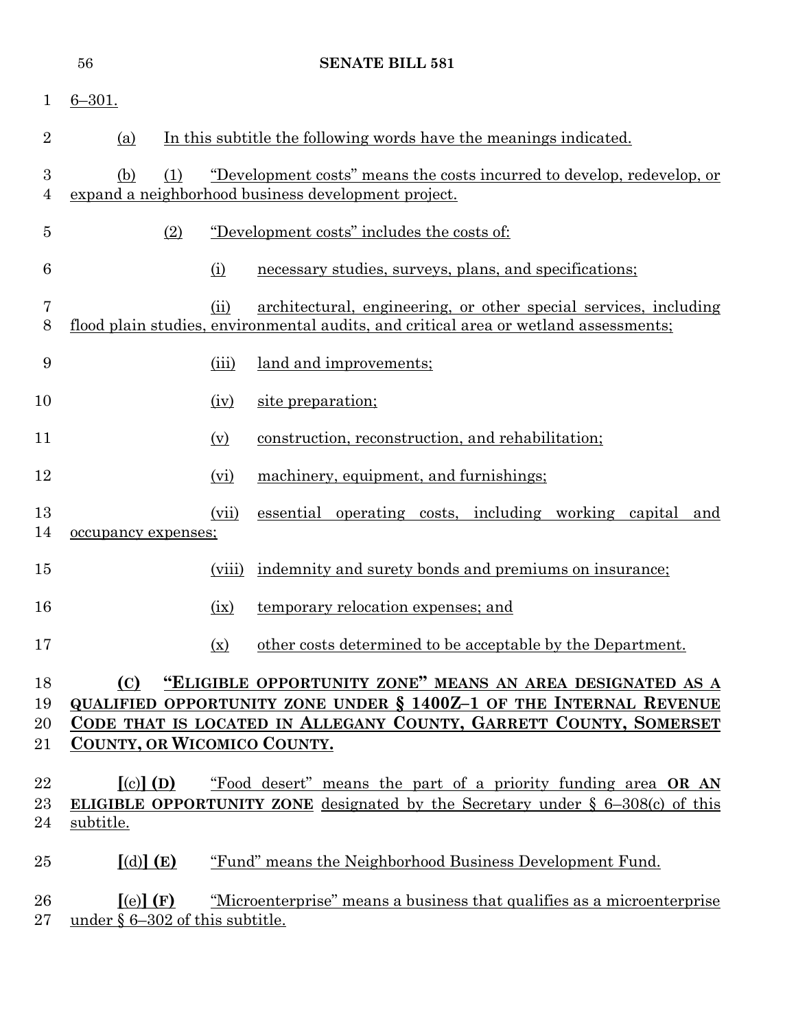6–301.

(a) In this subtitle the following words have the meanings indicated.

(b) (1) "Development costs" means the costs incurred to develop, redevelop, or expand a neighborhood business development project.

(2) "Development costs" includes the costs of:

(i) necessary studies, surveys, plans, and specifications;

(ii) architectural, engineering, or other special services, including flood plain studies, environmental audits, and critical area or wetland assessments;

(iii) land and improvements;

(iv) site preparation;

(v) construction, reconstruction, and rehabilitation;

(vi) machinery, equipment, and furnishings;

(vii) essential operating costs, including working capital and occupancy expenses;

(viii) indemnity and surety bonds and premiums on insurance;

(ix) temporary relocation expenses; and

(x) other costs determined to be acceptable by the Department.

**(C) "ELIGIBLE OPPORTUNITY ZONE" MEANS AN AREA DESIGNATED AS A QUALIFIED OPPORTUNITY ZONE UNDER § 1400Z–1 OF THE INTERNAL REVENUE CODE THAT IS LOCATED IN ALLEGANY COUNTY, GARRETT COUNTY, SOMERSET COUNTY, OR WICOMICO COUNTY.**

**[**(c)**] (D)** "Food desert" means the part of a priority funding area **OR AN ELIGIBLE OPPORTUNITY ZONE** designated by the Secretary under § 6–308(c) of this subtitle.

**[**(d)**] (E)** "Fund" means the Neighborhood Business Development Fund.

**[**(e)**] (F)** "Microenterprise" means a business that qualifies as a microenterprise under § 6–302 of this subtitle.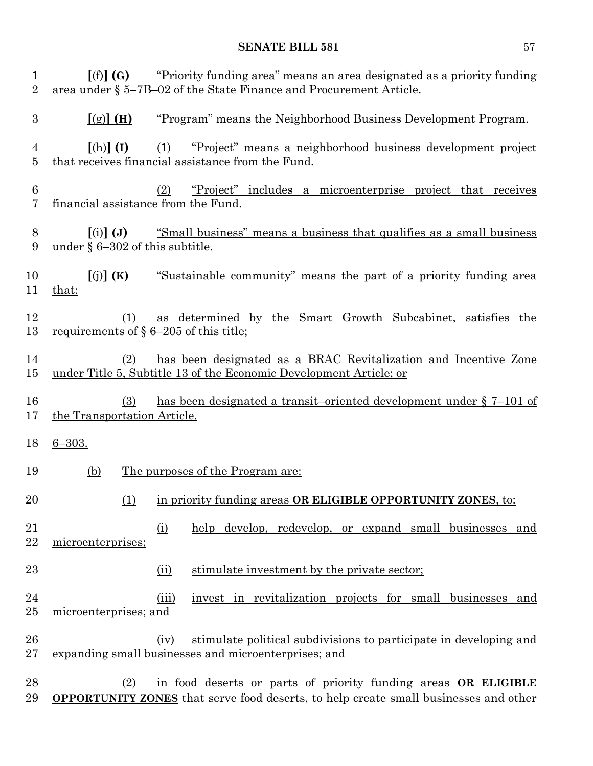[(f)] **(G)** "Priority funding area" means an area designated as a priority funding area under § 5–7B–02 of the State Finance and Procurement Article.

[(g)] **(H)** "Program" means the Neighborhood Business Development Program.

[(h)] **(I)** (1) "Project" means a neighborhood business development project that receives financial assistance from the Fund.

(2) "Project" includes a microenterprise project that receives financial assistance from the Fund.

[(i)] **(J)** "Small business" means a business that qualifies as a small business under § 6–302 of this subtitle.

[(j)] **(K)** "Sustainable community" means the part of a priority funding area that:

(1) as determined by the Smart Growth Subcabinet, satisfies the requirements of § 6–205 of this title;

(2) has been designated as a BRAC Revitalization and Incentive Zone under Title 5, Subtitle 13 of the Economic Development Article; or

(3) has been designated a transit–oriented development under § 7–101 of the Transportation Article.

6–303.

(b) The purposes of the Program are:

(1) in priority funding areas **OR ELIGIBLE OPPORTUNITY ZONES**, to:

(i) help develop, redevelop, or expand small businesses and microenterprises;

(ii) stimulate investment by the private sector;

(iii) invest in revitalization projects for small businesses and microenterprises; and

(iv) stimulate political subdivisions to participate in developing and expanding small businesses and microenterprises; and

(2) in food deserts or parts of priority funding areas **OR ELIGIBLE OPPORTUNITY ZONES** that serve food deserts, to help create small businesses and other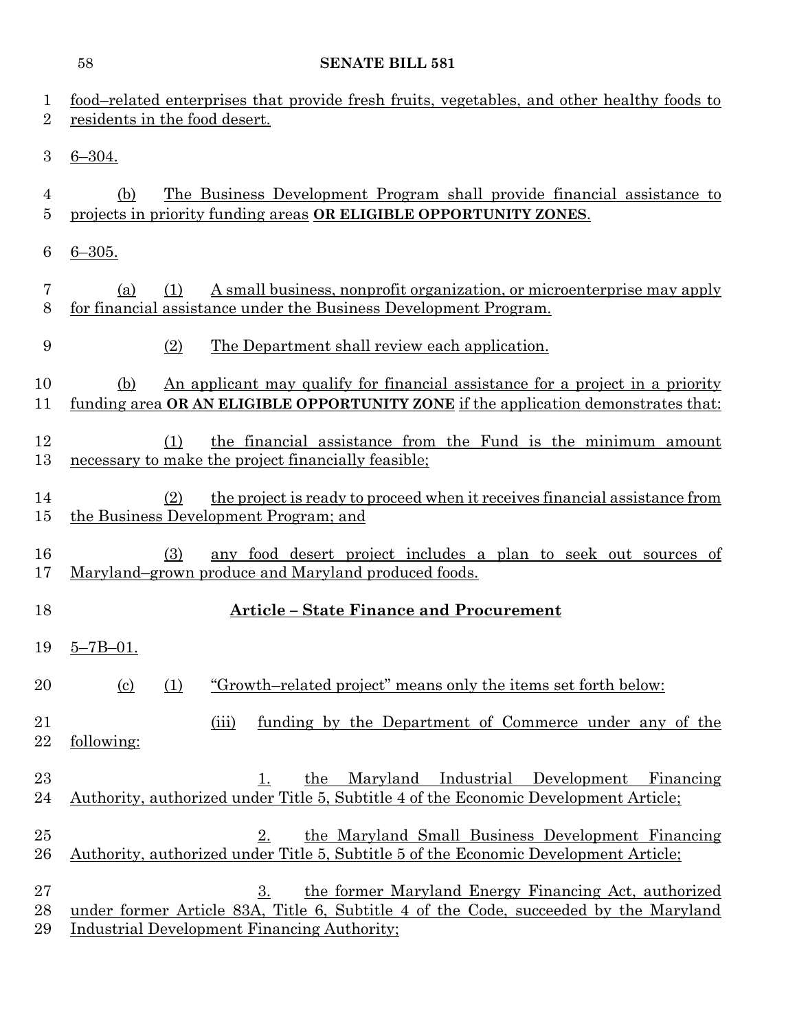food–related enterprises that provide fresh fruits, vegetables, and other healthy foods to residents in the food desert.

6–304.

(b) The Business Development Program shall provide financial assistance to projects in priority funding areas **OR ELIGIBLE OPPORTUNITY ZONES**.

6–305.

(a) (1) A small business, nonprofit organization, or microenterprise may apply for financial assistance under the Business Development Program.

(2) The Department shall review each application.

(b) An applicant may qualify for financial assistance for a project in a priority funding area **OR AN ELIGIBLE OPPORTUNITY ZONE** if the application demonstrates that:

(1) the financial assistance from the Fund is the minimum amount necessary to make the project financially feasible;

(2) the project is ready to proceed when it receives financial assistance from the Business Development Program; and

(3) any food desert project includes a plan to seek out sources of Maryland–grown produce and Maryland produced foods.

## Article – State Finance and Procurement

5–7B–01.

(c) (1) "Growth–related project" means only the items set forth below:

(iii) funding by the Department of Commerce under any of the following:

1. the Maryland Industrial Development Financing Authority, authorized under Title 5, Subtitle 4 of the Economic Development Article;

2. the Maryland Small Business Development Financing Authority, authorized under Title 5, Subtitle 5 of the Economic Development Article;

3. the former Maryland Energy Financing Act, authorized under former Article 83A, Title 6, Subtitle 4 of the Code, succeeded by the Maryland Industrial Development Financing Authority;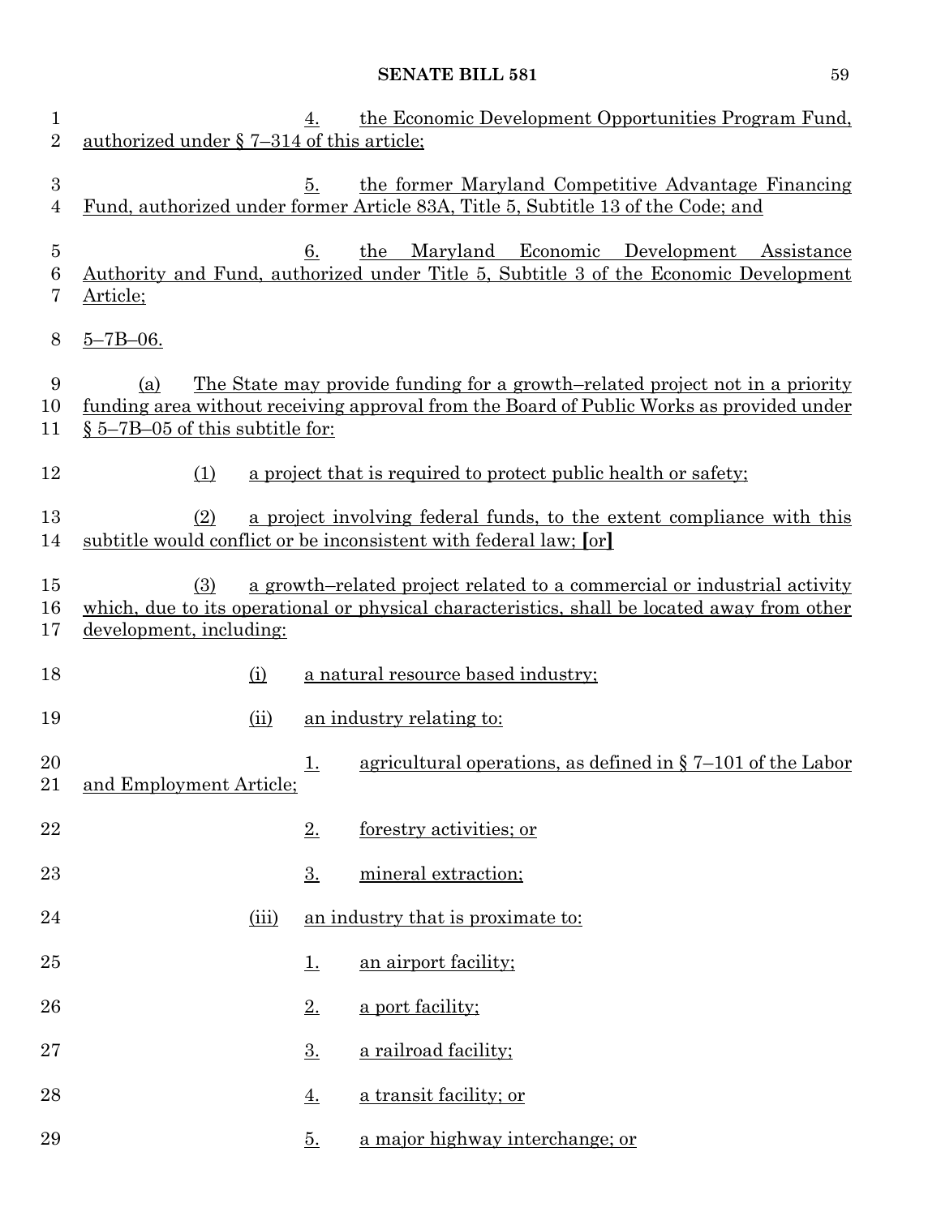4. the Economic Development Opportunities Program Fund, authorized under § 7–314 of this article;

5. the former Maryland Competitive Advantage Financing Fund, authorized under former Article 83A, Title 5, Subtitle 13 of the Code; and

6. the Maryland Economic Development Assistance Authority and Fund, authorized under Title 5, Subtitle 3 of the Economic Development Article;

5–7B–06.

(a) The State may provide funding for a growth–related project not in a priority funding area without receiving approval from the Board of Public Works as provided under § 5–7B–05 of this subtitle for:

(1) a project that is required to protect public health or safety;

(2) a project involving federal funds, to the extent compliance with this subtitle would conflict or be inconsistent with federal law; [or]

(3) a growth–related project related to a commercial or industrial activity which, due to its operational or physical characteristics, shall be located away from other development, including:

(i) a natural resource based industry;

(ii) an industry relating to:

1. agricultural operations, as defined in § 7–101 of the Labor and Employment Article;

2. forestry activities; or

3. mineral extraction;

(iii) an industry that is proximate to:

1. an airport facility;

2. a port facility;

3. a railroad facility;

4. a transit facility; or

5. a major highway interchange; or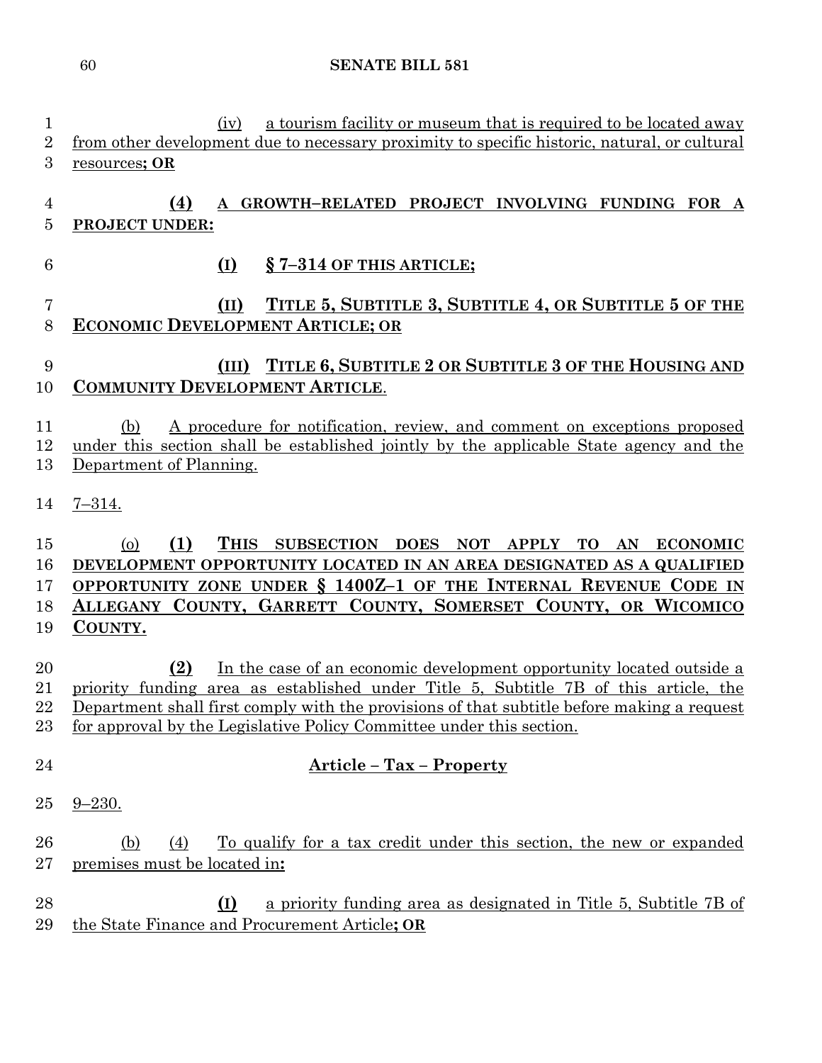(iv) a tourism facility or museum that is required to be located away from other development due to necessary proximity to specific historic, natural, or cultural resources**; OR**

**(4) A GROWTH–RELATED PROJECT INVOLVING FUNDING FOR A PROJECT UNDER:**

**(I) § 7–314 OF THIS ARTICLE;**

**(II) TITLE 5, SUBTITLE 3, SUBTITLE 4, OR SUBTITLE 5 OF THE ECONOMIC DEVELOPMENT ARTICLE; OR**

**(III) TITLE 6, SUBTITLE 2 OR SUBTITLE 3 OF THE HOUSING AND COMMUNITY DEVELOPMENT ARTICLE**.

(b) A procedure for notification, review, and comment on exceptions proposed under this section shall be established jointly by the applicable State agency and the Department of Planning.

7–314.

(o) **(1) THIS SUBSECTION DOES NOT APPLY TO AN ECONOMIC DEVELOPMENT OPPORTUNITY LOCATED IN AN AREA DESIGNATED AS A QUALIFIED OPPORTUNITY ZONE UNDER § 1400Z–1 OF THE INTERNAL REVENUE CODE IN ALLEGANY COUNTY, GARRETT COUNTY, SOMERSET COUNTY, OR WICOMICO COUNTY.**

**(2)** In the case of an economic development opportunity located outside a priority funding area as established under Title 5, Subtitle 7B of this article, the Department shall first comply with the provisions of that subtitle before making a request for approval by the Legislative Policy Committee under this section.

## Article – Tax – Property

9–230.

(b) (4) To qualify for a tax credit under this section, the new or expanded premises must be located in**:**

**(I)** a priority funding area as designated in Title 5, Subtitle 7B of the State Finance and Procurement Article**; OR**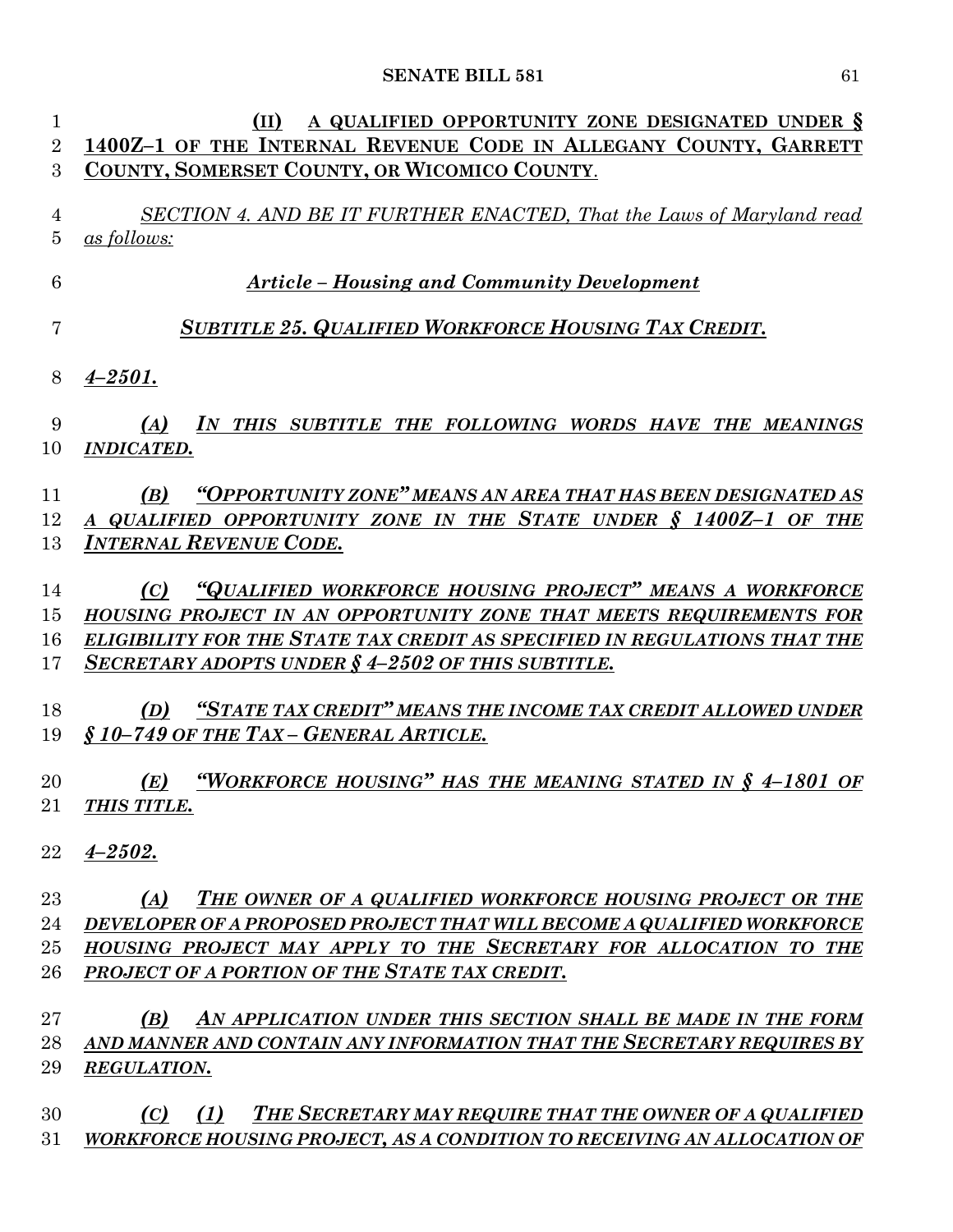**(II) A QUALIFIED OPPORTUNITY ZONE DESIGNATED UNDER § 1400Z–1 OF THE INTERNAL REVENUE CODE IN ALLEGANY COUNTY, GARRETT COUNTY, SOMERSET COUNTY, OR WICOMICO COUNTY.**

*SECTION 4. AND BE IT FURTHER ENACTED, That the Laws of Maryland read as follows:*

***Article – Housing and Community Development***

***SUBTITLE 25. QUALIFIED WORKFORCE HOUSING TAX CREDIT.***

***4–2501.***

***(A) IN THIS SUBTITLE THE FOLLOWING WORDS HAVE THE MEANINGS INDICATED.***

***(B) "OPPORTUNITY ZONE" MEANS AN AREA THAT HAS BEEN DESIGNATED AS A QUALIFIED OPPORTUNITY ZONE IN THE STATE UNDER § 1400Z–1 OF THE INTERNAL REVENUE CODE.***

***(C) "QUALIFIED WORKFORCE HOUSING PROJECT" MEANS A WORKFORCE HOUSING PROJECT IN AN OPPORTUNITY ZONE THAT MEETS REQUIREMENTS FOR ELIGIBILITY FOR THE STATE TAX CREDIT AS SPECIFIED IN REGULATIONS THAT THE SECRETARY ADOPTS UNDER § 4–2502 OF THIS SUBTITLE.***

***(D) "STATE TAX CREDIT" MEANS THE INCOME TAX CREDIT ALLOWED UNDER § 10–749 OF THE TAX – GENERAL ARTICLE.***

***(E) "WORKFORCE HOUSING" HAS THE MEANING STATED IN § 4–1801 OF THIS TITLE.***

***4–2502.***

***(A) THE OWNER OF A QUALIFIED WORKFORCE HOUSING PROJECT OR THE DEVELOPER OF A PROPOSED PROJECT THAT WILL BECOME A QUALIFIED WORKFORCE HOUSING PROJECT MAY APPLY TO THE SECRETARY FOR ALLOCATION TO THE PROJECT OF A PORTION OF THE STATE TAX CREDIT.***

***(B) AN APPLICATION UNDER THIS SECTION SHALL BE MADE IN THE FORM AND MANNER AND CONTAIN ANY INFORMATION THAT THE SECRETARY REQUIRES BY REGULATION.***

***(C) (1) THE SECRETARY MAY REQUIRE THAT THE OWNER OF A QUALIFIED WORKFORCE HOUSING PROJECT, AS A CONDITION TO RECEIVING AN ALLOCATION OF***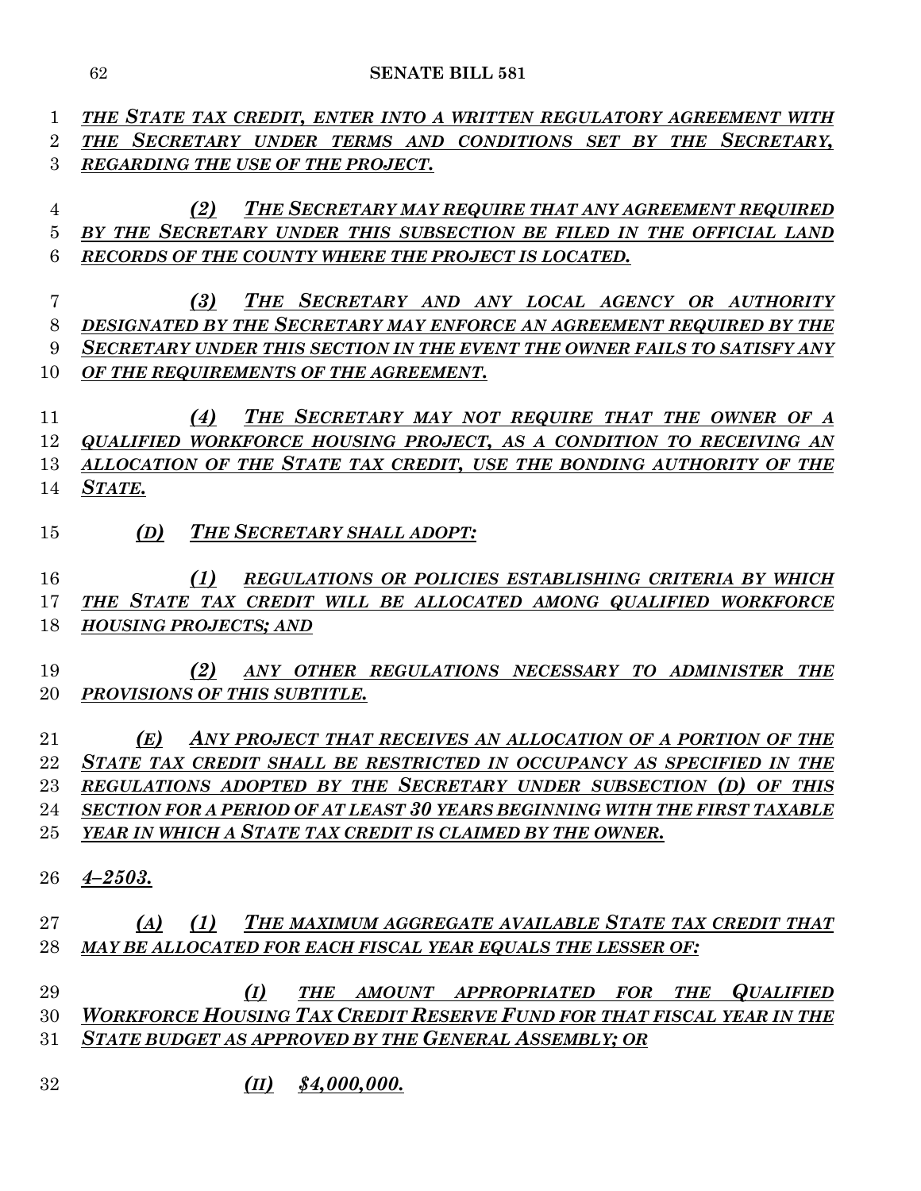*THE STATE TAX CREDIT, ENTER INTO A WRITTEN REGULATORY AGREEMENT WITH THE SECRETARY UNDER TERMS AND CONDITIONS SET BY THE SECRETARY, REGARDING THE USE OF THE PROJECT.*

*(2) THE SECRETARY MAY REQUIRE THAT ANY AGREEMENT REQUIRED BY THE SECRETARY UNDER THIS SUBSECTION BE FILED IN THE OFFICIAL LAND RECORDS OF THE COUNTY WHERE THE PROJECT IS LOCATED.*

*(3) THE SECRETARY AND ANY LOCAL AGENCY OR AUTHORITY DESIGNATED BY THE SECRETARY MAY ENFORCE AN AGREEMENT REQUIRED BY THE SECRETARY UNDER THIS SECTION IN THE EVENT THE OWNER FAILS TO SATISFY ANY OF THE REQUIREMENTS OF THE AGREEMENT.*

*(4) THE SECRETARY MAY NOT REQUIRE THAT THE OWNER OF A QUALIFIED WORKFORCE HOUSING PROJECT, AS A CONDITION TO RECEIVING AN ALLOCATION OF THE STATE TAX CREDIT, USE THE BONDING AUTHORITY OF THE STATE.*

*(D) THE SECRETARY SHALL ADOPT:*

*(1) REGULATIONS OR POLICIES ESTABLISHING CRITERIA BY WHICH THE STATE TAX CREDIT WILL BE ALLOCATED AMONG QUALIFIED WORKFORCE HOUSING PROJECTS; AND*

*(2) ANY OTHER REGULATIONS NECESSARY TO ADMINISTER THE PROVISIONS OF THIS SUBTITLE.*

*(E) ANY PROJECT THAT RECEIVES AN ALLOCATION OF A PORTION OF THE STATE TAX CREDIT SHALL BE RESTRICTED IN OCCUPANCY AS SPECIFIED IN THE REGULATIONS ADOPTED BY THE SECRETARY UNDER SUBSECTION (D) OF THIS SECTION FOR A PERIOD OF AT LEAST 30 YEARS BEGINNING WITH THE FIRST TAXABLE YEAR IN WHICH A STATE TAX CREDIT IS CLAIMED BY THE OWNER.*

*4–2503.*

*(A) (1) THE MAXIMUM AGGREGATE AVAILABLE STATE TAX CREDIT THAT MAY BE ALLOCATED FOR EACH FISCAL YEAR EQUALS THE LESSER OF:*

*(I) THE AMOUNT APPROPRIATED FOR THE QUALIFIED WORKFORCE HOUSING TAX CREDIT RESERVE FUND FOR THAT FISCAL YEAR IN THE STATE BUDGET AS APPROVED BY THE GENERAL ASSEMBLY; OR*

*(II) $4,000,000.*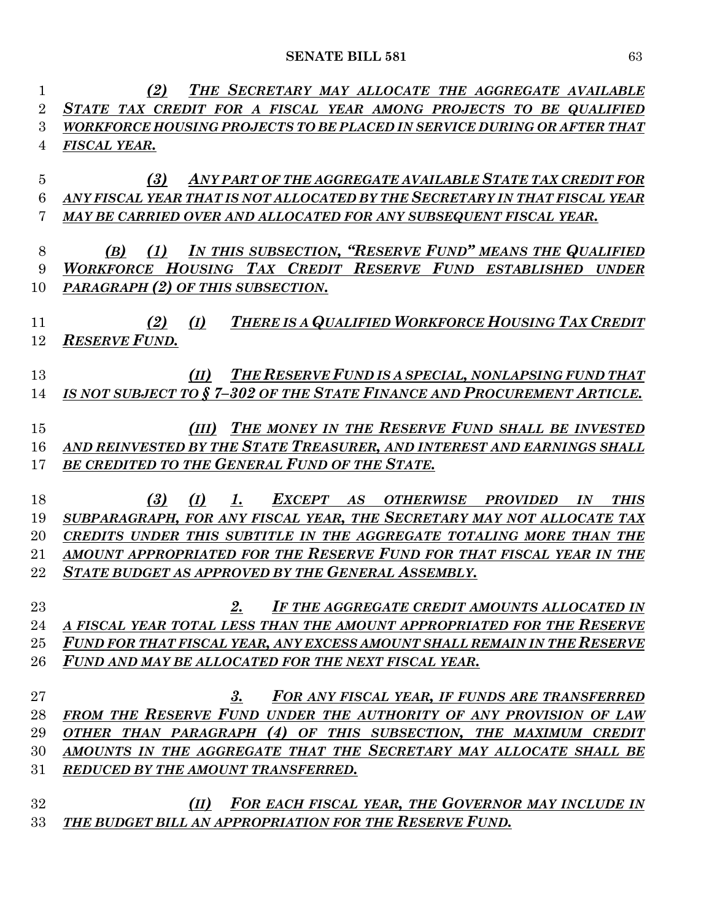*(2) THE SECRETARY MAY ALLOCATE THE AGGREGATE AVAILABLE STATE TAX CREDIT FOR A FISCAL YEAR AMONG PROJECTS TO BE QUALIFIED WORKFORCE HOUSING PROJECTS TO BE PLACED IN SERVICE DURING OR AFTER THAT FISCAL YEAR.*

*(3) ANY PART OF THE AGGREGATE AVAILABLE STATE TAX CREDIT FOR ANY FISCAL YEAR THAT IS NOT ALLOCATED BY THE SECRETARY IN THAT FISCAL YEAR MAY BE CARRIED OVER AND ALLOCATED FOR ANY SUBSEQUENT FISCAL YEAR.*

*(B) (1) IN THIS SUBSECTION, "RESERVE FUND" MEANS THE QUALIFIED WORKFORCE HOUSING TAX CREDIT RESERVE FUND ESTABLISHED UNDER PARAGRAPH (2) OF THIS SUBSECTION.*

*(2) (I) THERE IS A QUALIFIED WORKFORCE HOUSING TAX CREDIT RESERVE FUND.*

*(II) THE RESERVE FUND IS A SPECIAL, NONLAPSING FUND THAT IS NOT SUBJECT TO § 7–302 OF THE STATE FINANCE AND PROCUREMENT ARTICLE.*

*(III) THE MONEY IN THE RESERVE FUND SHALL BE INVESTED AND REINVESTED BY THE STATE TREASURER, AND INTEREST AND EARNINGS SHALL BE CREDITED TO THE GENERAL FUND OF THE STATE.*

*(3) (I) 1. EXCEPT AS OTHERWISE PROVIDED IN THIS SUBPARAGRAPH, FOR ANY FISCAL YEAR, THE SECRETARY MAY NOT ALLOCATE TAX CREDITS UNDER THIS SUBTITLE IN THE AGGREGATE TOTALING MORE THAN THE AMOUNT APPROPRIATED FOR THE RESERVE FUND FOR THAT FISCAL YEAR IN THE STATE BUDGET AS APPROVED BY THE GENERAL ASSEMBLY.*

*2. IF THE AGGREGATE CREDIT AMOUNTS ALLOCATED IN A FISCAL YEAR TOTAL LESS THAN THE AMOUNT APPROPRIATED FOR THE RESERVE FUND FOR THAT FISCAL YEAR, ANY EXCESS AMOUNT SHALL REMAIN IN THE RESERVE FUND AND MAY BE ALLOCATED FOR THE NEXT FISCAL YEAR.*

*3. FOR ANY FISCAL YEAR, IF FUNDS ARE TRANSFERRED FROM THE RESERVE FUND UNDER THE AUTHORITY OF ANY PROVISION OF LAW OTHER THAN PARAGRAPH (4) OF THIS SUBSECTION, THE MAXIMUM CREDIT AMOUNTS IN THE AGGREGATE THAT THE SECRETARY MAY ALLOCATE SHALL BE REDUCED BY THE AMOUNT TRANSFERRED.*

*(II) FOR EACH FISCAL YEAR, THE GOVERNOR MAY INCLUDE IN THE BUDGET BILL AN APPROPRIATION FOR THE RESERVE FUND.*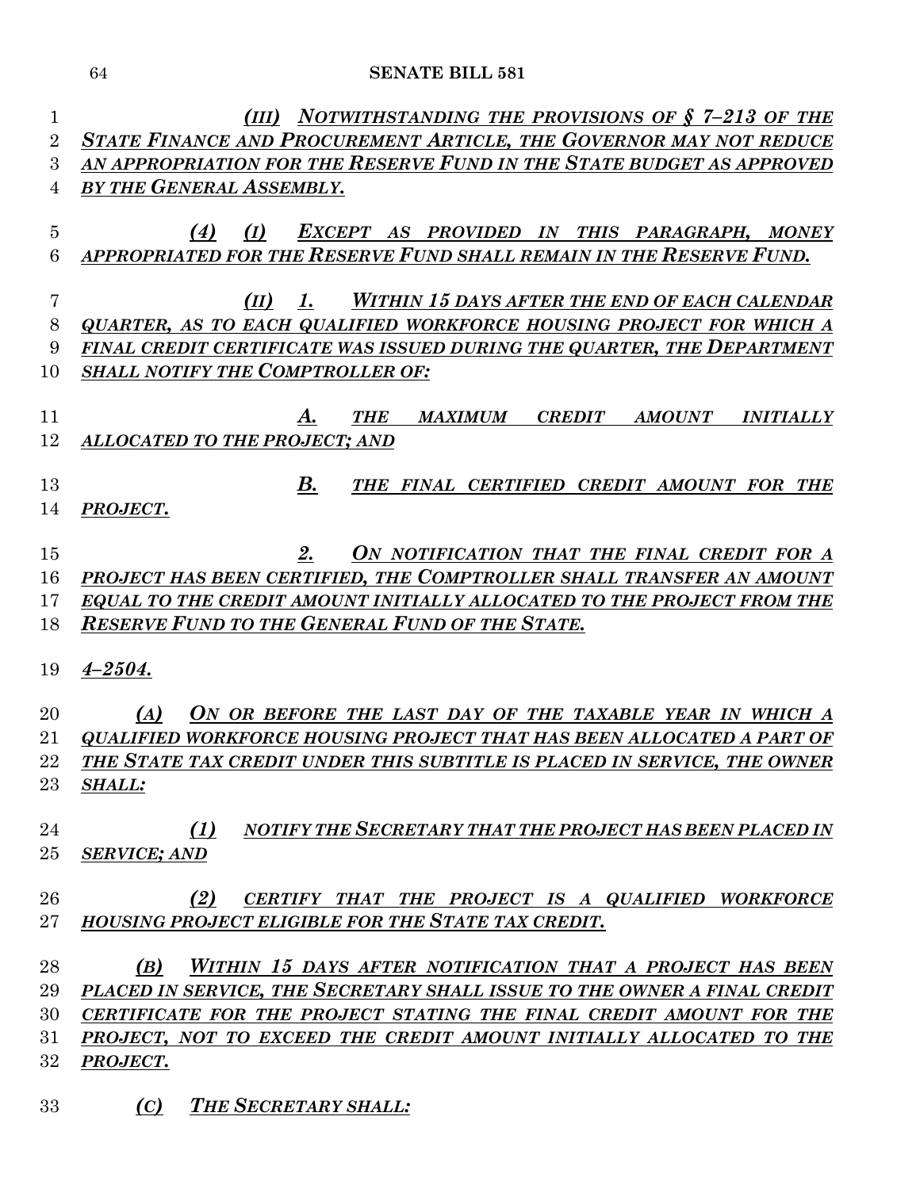***(III) NOTWITHSTANDING THE PROVISIONS OF § 7–213 OF THE STATE FINANCE AND PROCUREMENT ARTICLE, THE GOVERNOR MAY NOT REDUCE AN APPROPRIATION FOR THE RESERVE FUND IN THE STATE BUDGET AS APPROVED BY THE GENERAL ASSEMBLY.***

***(4) (I) EXCEPT AS PROVIDED IN THIS PARAGRAPH, MONEY APPROPRIATED FOR THE RESERVE FUND SHALL REMAIN IN THE RESERVE FUND.***

***(II) 1. WITHIN 15 DAYS AFTER THE END OF EACH CALENDAR QUARTER, AS TO EACH QUALIFIED WORKFORCE HOUSING PROJECT FOR WHICH A FINAL CREDIT CERTIFICATE WAS ISSUED DURING THE QUARTER, THE DEPARTMENT SHALL NOTIFY THE COMPTROLLER OF:***

***A. THE MAXIMUM CREDIT AMOUNT INITIALLY ALLOCATED TO THE PROJECT; AND***

***B. THE FINAL CERTIFIED CREDIT AMOUNT FOR THE PROJECT.***

***2. ON NOTIFICATION THAT THE FINAL CREDIT FOR A PROJECT HAS BEEN CERTIFIED, THE COMPTROLLER SHALL TRANSFER AN AMOUNT EQUAL TO THE CREDIT AMOUNT INITIALLY ALLOCATED TO THE PROJECT FROM THE RESERVE FUND TO THE GENERAL FUND OF THE STATE.***

***4–2504.***

***(A) ON OR BEFORE THE LAST DAY OF THE TAXABLE YEAR IN WHICH A QUALIFIED WORKFORCE HOUSING PROJECT THAT HAS BEEN ALLOCATED A PART OF THE STATE TAX CREDIT UNDER THIS SUBTITLE IS PLACED IN SERVICE, THE OWNER SHALL:***

***(1) NOTIFY THE SECRETARY THAT THE PROJECT HAS BEEN PLACED IN SERVICE; AND***

***(2) CERTIFY THAT THE PROJECT IS A QUALIFIED WORKFORCE HOUSING PROJECT ELIGIBLE FOR THE STATE TAX CREDIT.***

***(B) WITHIN 15 DAYS AFTER NOTIFICATION THAT A PROJECT HAS BEEN PLACED IN SERVICE, THE SECRETARY SHALL ISSUE TO THE OWNER A FINAL CREDIT CERTIFICATE FOR THE PROJECT STATING THE FINAL CREDIT AMOUNT FOR THE PROJECT, NOT TO EXCEED THE CREDIT AMOUNT INITIALLY ALLOCATED TO THE PROJECT.***

***(C) THE SECRETARY SHALL:***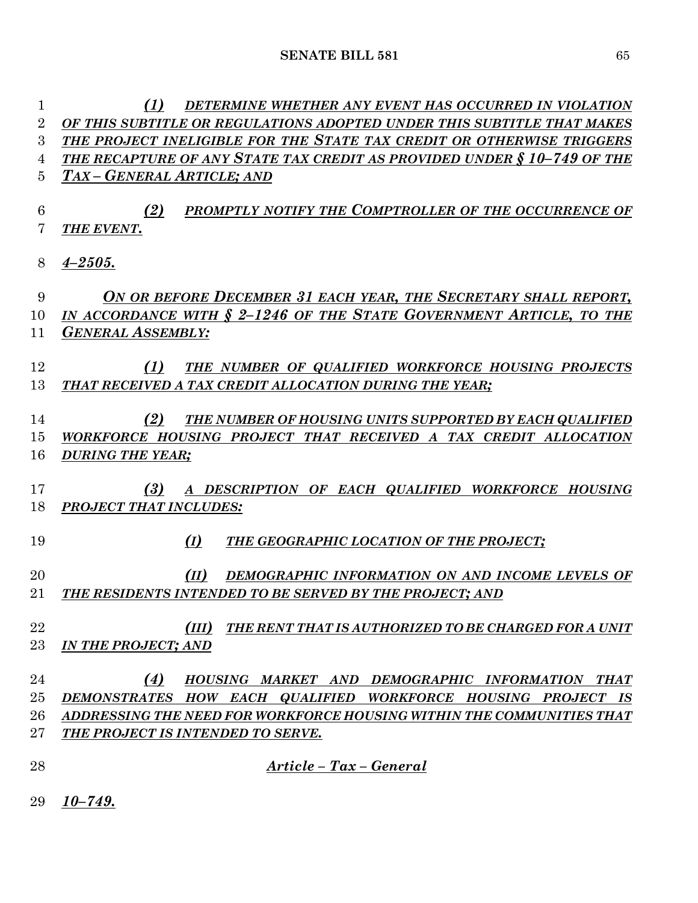*(1) DETERMINE WHETHER ANY EVENT HAS OCCURRED IN VIOLATION OF THIS SUBTITLE OR REGULATIONS ADOPTED UNDER THIS SUBTITLE THAT MAKES THE PROJECT INELIGIBLE FOR THE STATE TAX CREDIT OR OTHERWISE TRIGGERS THE RECAPTURE OF ANY STATE TAX CREDIT AS PROVIDED UNDER § 10–749 OF THE TAX – GENERAL ARTICLE; AND*

*(2) PROMPTLY NOTIFY THE COMPTROLLER OF THE OCCURRENCE OF THE EVENT.*

*4–2505.*

*ON OR BEFORE DECEMBER 31 EACH YEAR, THE SECRETARY SHALL REPORT, IN ACCORDANCE WITH § 2–1246 OF THE STATE GOVERNMENT ARTICLE, TO THE GENERAL ASSEMBLY:*

*(1) THE NUMBER OF QUALIFIED WORKFORCE HOUSING PROJECTS THAT RECEIVED A TAX CREDIT ALLOCATION DURING THE YEAR;*

*(2) THE NUMBER OF HOUSING UNITS SUPPORTED BY EACH QUALIFIED WORKFORCE HOUSING PROJECT THAT RECEIVED A TAX CREDIT ALLOCATION DURING THE YEAR;*

*(3) A DESCRIPTION OF EACH QUALIFIED WORKFORCE HOUSING PROJECT THAT INCLUDES:*

*(I) THE GEOGRAPHIC LOCATION OF THE PROJECT;*

*(II) DEMOGRAPHIC INFORMATION ON AND INCOME LEVELS OF THE RESIDENTS INTENDED TO BE SERVED BY THE PROJECT; AND*

*(III) THE RENT THAT IS AUTHORIZED TO BE CHARGED FOR A UNIT IN THE PROJECT; AND*

*(4) HOUSING MARKET AND DEMOGRAPHIC INFORMATION THAT DEMONSTRATES HOW EACH QUALIFIED WORKFORCE HOUSING PROJECT IS ADDRESSING THE NEED FOR WORKFORCE HOUSING WITHIN THE COMMUNITIES THAT THE PROJECT IS INTENDED TO SERVE.*

***Article – Tax – General***

*10–749.*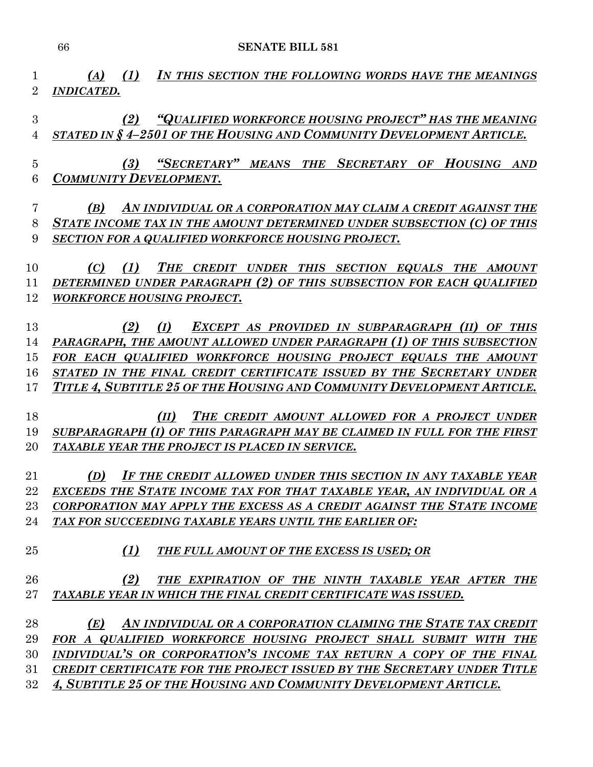*(A) (1) IN THIS SECTION THE FOLLOWING WORDS HAVE THE MEANINGS INDICATED.*

*(2) "QUALIFIED WORKFORCE HOUSING PROJECT" HAS THE MEANING STATED IN § 4–2501 OF THE HOUSING AND COMMUNITY DEVELOPMENT ARTICLE.*

*(3) "SECRETARY" MEANS THE SECRETARY OF HOUSING AND COMMUNITY DEVELOPMENT.*

*(B) AN INDIVIDUAL OR A CORPORATION MAY CLAIM A CREDIT AGAINST THE STATE INCOME TAX IN THE AMOUNT DETERMINED UNDER SUBSECTION (C) OF THIS SECTION FOR A QUALIFIED WORKFORCE HOUSING PROJECT.*

*(C) (1) THE CREDIT UNDER THIS SECTION EQUALS THE AMOUNT DETERMINED UNDER PARAGRAPH (2) OF THIS SUBSECTION FOR EACH QUALIFIED WORKFORCE HOUSING PROJECT.*

*(2) (I) EXCEPT AS PROVIDED IN SUBPARAGRAPH (II) OF THIS PARAGRAPH, THE AMOUNT ALLOWED UNDER PARAGRAPH (1) OF THIS SUBSECTION FOR EACH QUALIFIED WORKFORCE HOUSING PROJECT EQUALS THE AMOUNT STATED IN THE FINAL CREDIT CERTIFICATE ISSUED BY THE SECRETARY UNDER TITLE 4, SUBTITLE 25 OF THE HOUSING AND COMMUNITY DEVELOPMENT ARTICLE.*

*(II) THE CREDIT AMOUNT ALLOWED FOR A PROJECT UNDER SUBPARAGRAPH (I) OF THIS PARAGRAPH MAY BE CLAIMED IN FULL FOR THE FIRST TAXABLE YEAR THE PROJECT IS PLACED IN SERVICE.*

*(D) IF THE CREDIT ALLOWED UNDER THIS SECTION IN ANY TAXABLE YEAR EXCEEDS THE STATE INCOME TAX FOR THAT TAXABLE YEAR, AN INDIVIDUAL OR A CORPORATION MAY APPLY THE EXCESS AS A CREDIT AGAINST THE STATE INCOME TAX FOR SUCCEEDING TAXABLE YEARS UNTIL THE EARLIER OF:*

*(1) THE FULL AMOUNT OF THE EXCESS IS USED; OR*

*(2) THE EXPIRATION OF THE NINTH TAXABLE YEAR AFTER THE TAXABLE YEAR IN WHICH THE FINAL CREDIT CERTIFICATE WAS ISSUED.*

*(E) AN INDIVIDUAL OR A CORPORATION CLAIMING THE STATE TAX CREDIT FOR A QUALIFIED WORKFORCE HOUSING PROJECT SHALL SUBMIT WITH THE INDIVIDUAL'S OR CORPORATION'S INCOME TAX RETURN A COPY OF THE FINAL CREDIT CERTIFICATE FOR THE PROJECT ISSUED BY THE SECRETARY UNDER TITLE 4, SUBTITLE 25 OF THE HOUSING AND COMMUNITY DEVELOPMENT ARTICLE.*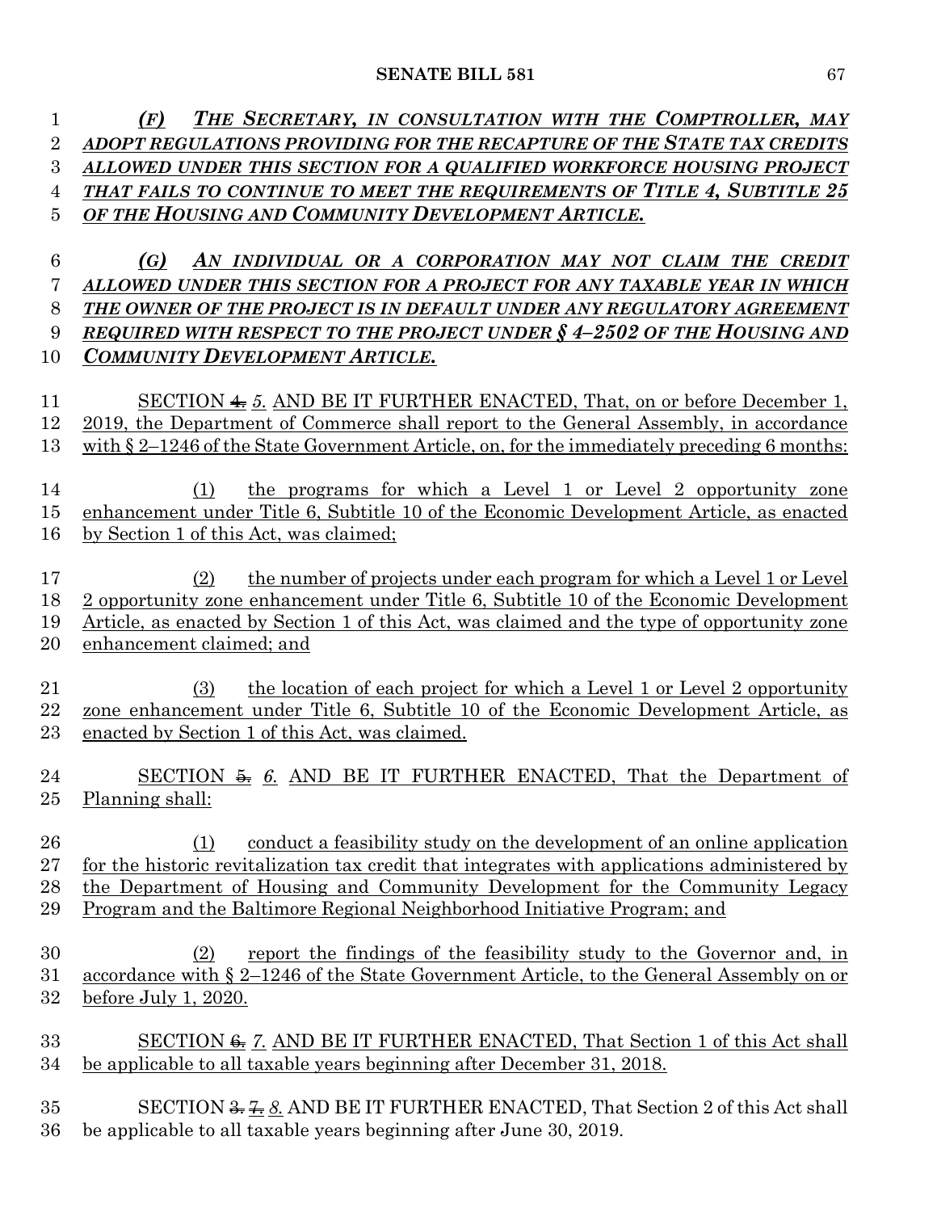*(F) THE SECRETARY, IN CONSULTATION WITH THE COMPTROLLER, MAY ADOPT REGULATIONS PROVIDING FOR THE RECAPTURE OF THE STATE TAX CREDITS ALLOWED UNDER THIS SECTION FOR A QUALIFIED WORKFORCE HOUSING PROJECT THAT FAILS TO CONTINUE TO MEET THE REQUIREMENTS OF TITLE 4, SUBTITLE 25 OF THE HOUSING AND COMMUNITY DEVELOPMENT ARTICLE.*

*(G) AN INDIVIDUAL OR A CORPORATION MAY NOT CLAIM THE CREDIT ALLOWED UNDER THIS SECTION FOR A PROJECT FOR ANY TAXABLE YEAR IN WHICH THE OWNER OF THE PROJECT IS IN DEFAULT UNDER ANY REGULATORY AGREEMENT REQUIRED WITH RESPECT TO THE PROJECT UNDER § 4–2502 OF THE HOUSING AND COMMUNITY DEVELOPMENT ARTICLE.*

SECTION ~~4.~~ *5.* AND BE IT FURTHER ENACTED, That, on or before December 1, 2019, the Department of Commerce shall report to the General Assembly, in accordance with § 2–1246 of the State Government Article, on, for the immediately preceding 6 months:

(1) the programs for which a Level 1 or Level 2 opportunity zone enhancement under Title 6, Subtitle 10 of the Economic Development Article, as enacted by Section 1 of this Act, was claimed;

(2) the number of projects under each program for which a Level 1 or Level 2 opportunity zone enhancement under Title 6, Subtitle 10 of the Economic Development Article, as enacted by Section 1 of this Act, was claimed and the type of opportunity zone enhancement claimed; and

(3) the location of each project for which a Level 1 or Level 2 opportunity zone enhancement under Title 6, Subtitle 10 of the Economic Development Article, as enacted by Section 1 of this Act, was claimed.

SECTION ~~5.~~ *6.* AND BE IT FURTHER ENACTED, That the Department of Planning shall:

(1) conduct a feasibility study on the development of an online application for the historic revitalization tax credit that integrates with applications administered by the Department of Housing and Community Development for the Community Legacy Program and the Baltimore Regional Neighborhood Initiative Program; and

(2) report the findings of the feasibility study to the Governor and, in accordance with § 2–1246 of the State Government Article, to the General Assembly on or before July 1, 2020.

SECTION ~~6.~~ *7.* AND BE IT FURTHER ENACTED, That Section 1 of this Act shall be applicable to all taxable years beginning after December 31, 2018.

SECTION ~~3.~~ ~~7.~~ *8.* AND BE IT FURTHER ENACTED, That Section 2 of this Act shall be applicable to all taxable years beginning after June 30, 2019.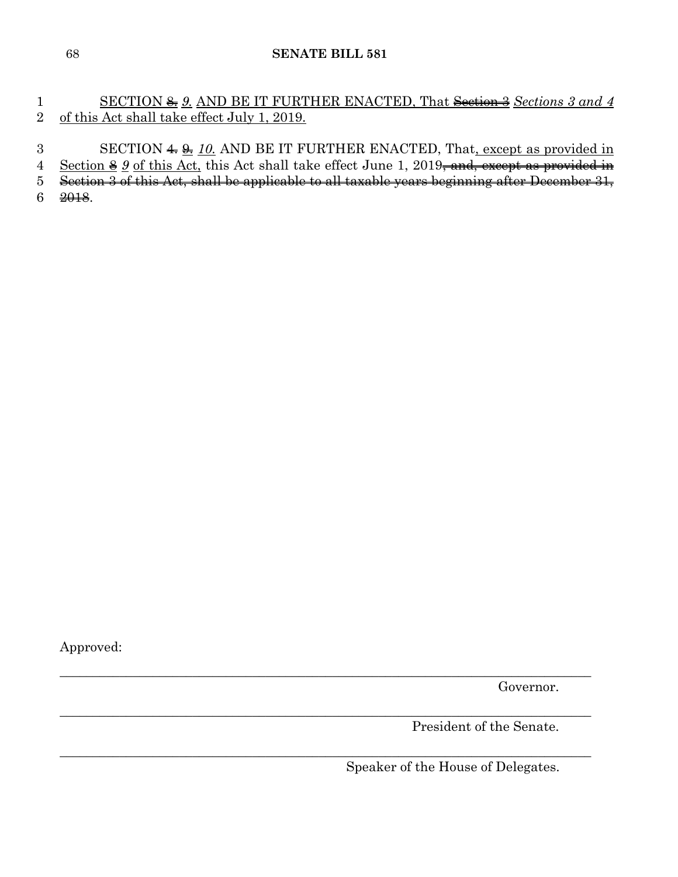SECTION ~~8.~~ *9.* AND BE IT FURTHER ENACTED, That ~~Section 3~~ *Sections 3 and 4* of this Act shall take effect July 1, 2019.

SECTION ~~4.~~ ~~9.~~ *10.* AND BE IT FURTHER ENACTED, That, except as provided in Section ~~8~~ *9* of this Act, this Act shall take effect June 1, 2019~~, and, except as provided in Section 3 of this Act, shall be applicable to all taxable years beginning after December 31, 2018~~.

Approved:

\_\_\_\_\_\_\_\_\_\_\_\_\_\_\_\_\_\_\_\_\_\_\_\_\_\_\_\_\_\_\_\_\_\_\_\_\_\_\_\_\_\_\_\_\_\_\_\_

Governor.

\_\_\_\_\_\_\_\_\_\_\_\_\_\_\_\_\_\_\_\_\_\_\_\_\_\_\_\_\_\_\_\_\_\_\_\_\_\_\_\_\_\_\_\_\_\_\_\_

President of the Senate.

\_\_\_\_\_\_\_\_\_\_\_\_\_\_\_\_\_\_\_\_\_\_\_\_\_\_\_\_\_\_\_\_\_\_\_\_\_\_\_\_\_\_\_\_\_\_\_\_

Speaker of the House of Delegates.